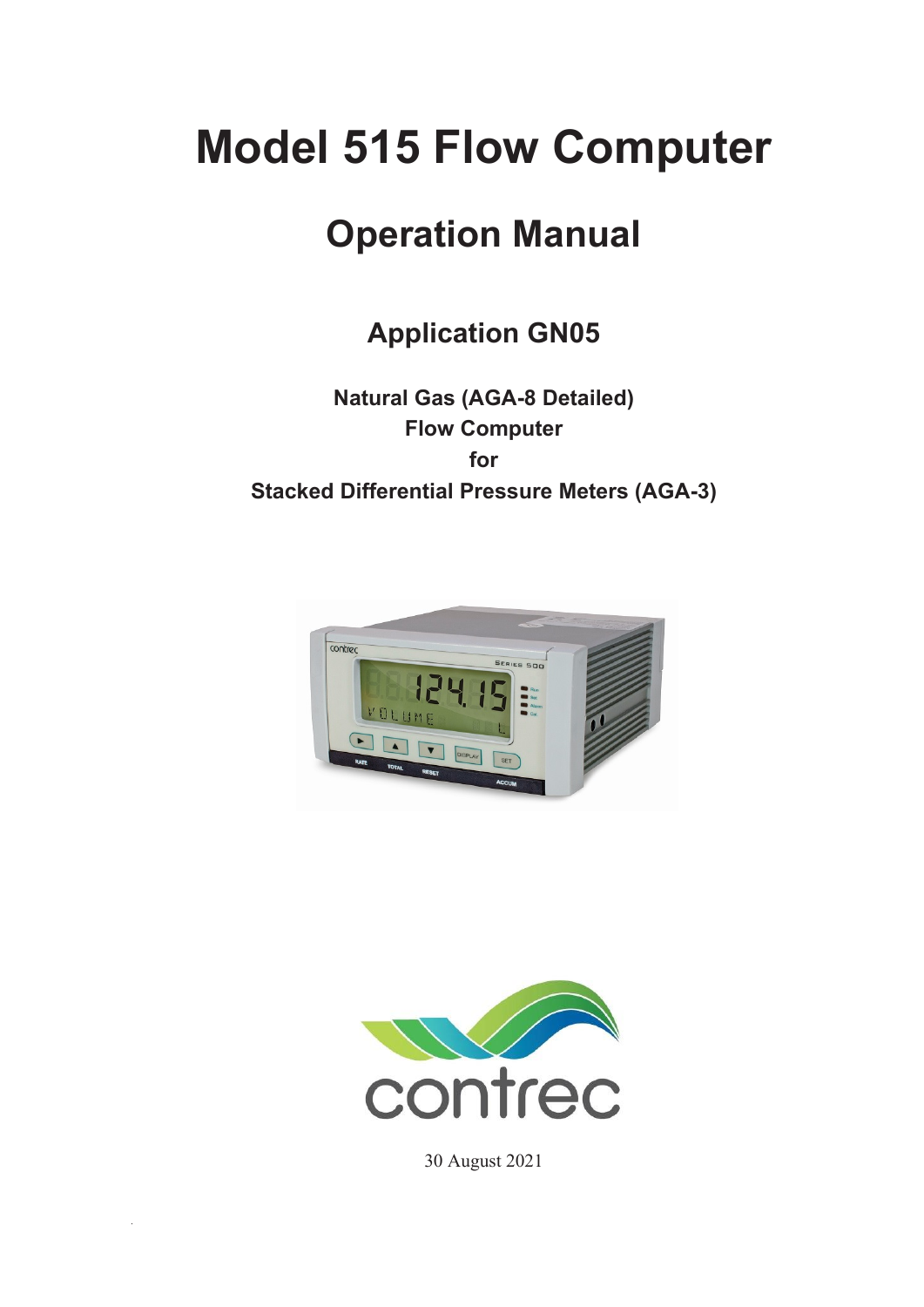# Model 515 Flow Computer

## Operation Manual

### Application GN05

**Natural Gas (AGA-8 Detailed)**
**Flow Computer**
**for**
**Stacked Differential Pressure Meters (AGA-3)**

contrec

30 August 2021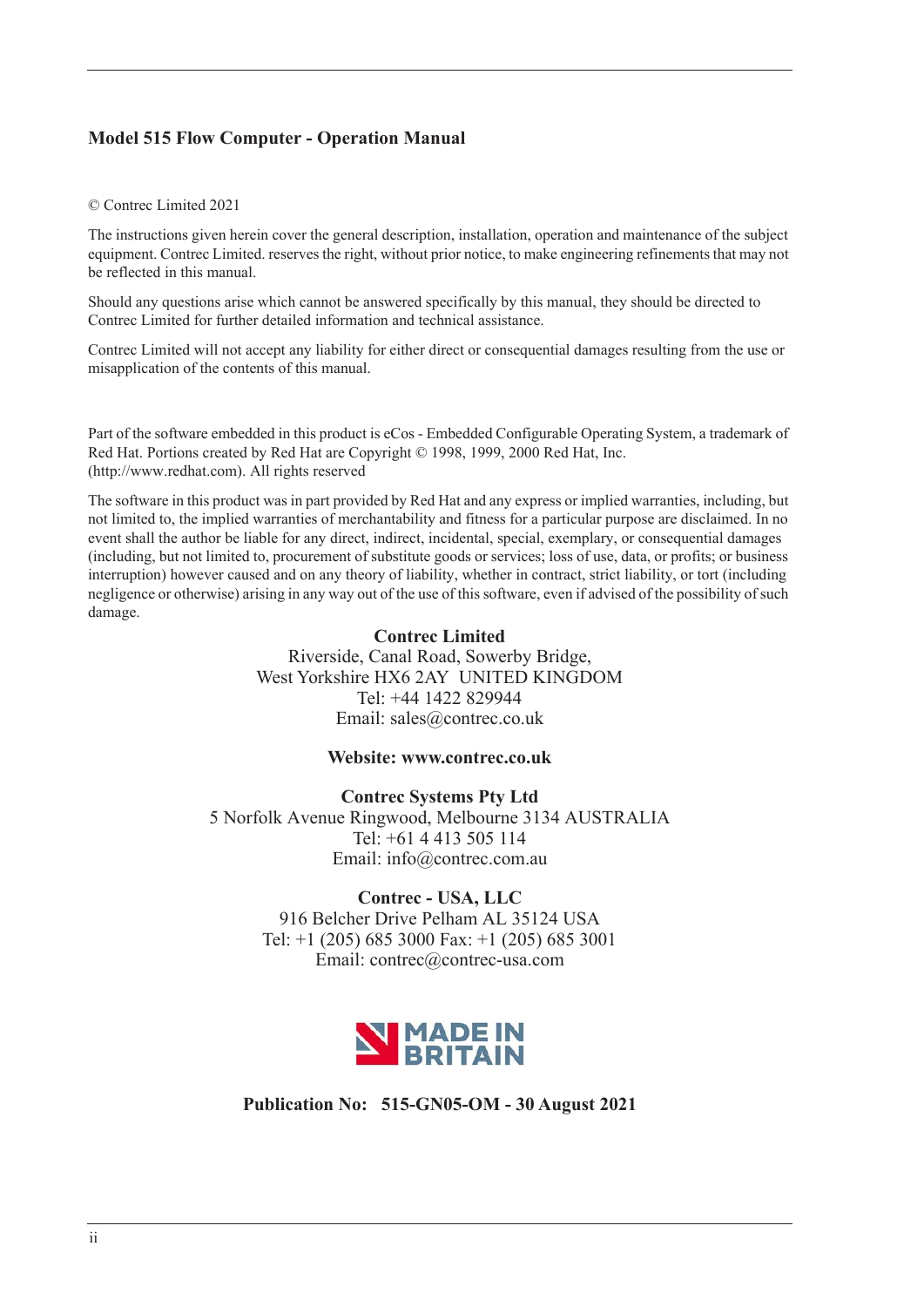**Model 515 Flow Computer - Operation Manual**

© Contrec Limited 2021

The instructions given herein cover the general description, installation, operation and maintenance of the subject equipment. Contrec Limited. reserves the right, without prior notice, to make engineering refinements that may not be reflected in this manual.

Should any questions arise which cannot be answered specifically by this manual, they should be directed to Contrec Limited for further detailed information and technical assistance.

Contrec Limited will not accept any liability for either direct or consequential damages resulting from the use or misapplication of the contents of this manual.

Part of the software embedded in this product is eCos - Embedded Configurable Operating System, a trademark of Red Hat. Portions created by Red Hat are Copyright © 1998, 1999, 2000 Red Hat, Inc. (http://www.redhat.com). All rights reserved

The software in this product was in part provided by Red Hat and any express or implied warranties, including, but not limited to, the implied warranties of merchantability and fitness for a particular purpose are disclaimed. In no event shall the author be liable for any direct, indirect, incidental, special, exemplary, or consequential damages (including, but not limited to, procurement of substitute goods or services; loss of use, data, or profits; or business interruption) however caused and on any theory of liability, whether in contract, strict liability, or tort (including negligence or otherwise) arising in any way out of the use of this software, even if advised of the possibility of such damage.

**Contrec Limited**
Riverside, Canal Road, Sowerby Bridge,
West Yorkshire HX6 2AY UNITED KINGDOM
Tel: +44 1422 829944
Email: sales@contrec.co.uk

**Website: www.contrec.co.uk**

**Contrec Systems Pty Ltd**
5 Norfolk Avenue Ringwood, Melbourne 3134 AUSTRALIA
Tel: +61 4 413 505 114
Email: info@contrec.com.au

**Contrec - USA, LLC**
916 Belcher Drive Pelham AL 35124 USA
Tel: +1 (205) 685 3000 Fax: +1 (205) 685 3001
Email: contrec@contrec-usa.com

MADE IN BRITAIN

**Publication No: 515-GN05-OM - 30 August 2021**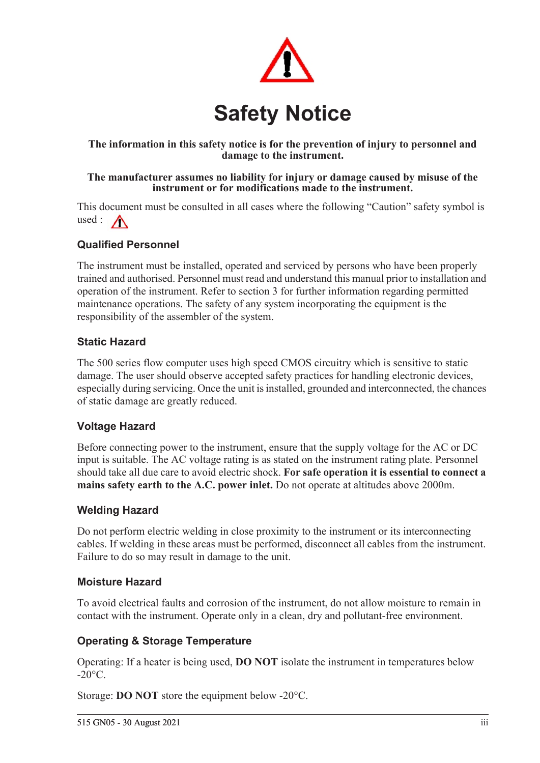# Safety Notice

**The information in this safety notice is for the prevention of injury to personnel and damage to the instrument.**

**The manufacturer assumes no liability for injury or damage caused by misuse of the instrument or for modifications made to the instrument.**

This document must be consulted in all cases where the following "Caution" safety symbol is used :

### Qualified Personnel

The instrument must be installed, operated and serviced by persons who have been properly trained and authorised. Personnel must read and understand this manual prior to installation and operation of the instrument. Refer to section 3 for further information regarding permitted maintenance operations. The safety of any system incorporating the equipment is the responsibility of the assembler of the system.

### Static Hazard

The 500 series flow computer uses high speed CMOS circuitry which is sensitive to static damage. The user should observe accepted safety practices for handling electronic devices, especially during servicing. Once the unit is installed, grounded and interconnected, the chances of static damage are greatly reduced.

### Voltage Hazard

Before connecting power to the instrument, ensure that the supply voltage for the AC or DC input is suitable. The AC voltage rating is as stated on the instrument rating plate. Personnel should take all due care to avoid electric shock. **For safe operation it is essential to connect a mains safety earth to the A.C. power inlet.** Do not operate at altitudes above 2000m.

### Welding Hazard

Do not perform electric welding in close proximity to the instrument or its interconnecting cables. If welding in these areas must be performed, disconnect all cables from the instrument. Failure to do so may result in damage to the unit.

### Moisture Hazard

To avoid electrical faults and corrosion of the instrument, do not allow moisture to remain in contact with the instrument. Operate only in a clean, dry and pollutant-free environment.

### Operating & Storage Temperature

Operating: If a heater is being used, **DO NOT** isolate the instrument in temperatures below -20°C.

Storage: **DO NOT** store the equipment below -20°C.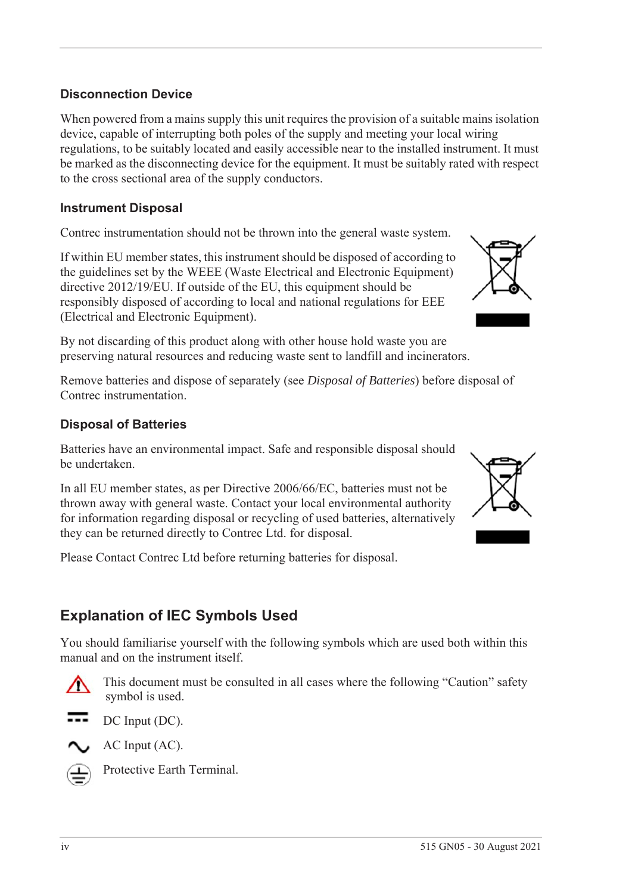### Disconnection Device

When powered from a mains supply this unit requires the provision of a suitable mains isolation device, capable of interrupting both poles of the supply and meeting your local wiring regulations, to be suitably located and easily accessible near to the installed instrument. It must be marked as the disconnecting device for the equipment. It must be suitably rated with respect to the cross sectional area of the supply conductors.

### Instrument Disposal

Contrec instrumentation should not be thrown into the general waste system.

If within EU member states, this instrument should be disposed of according to the guidelines set by the WEEE (Waste Electrical and Electronic Equipment) directive 2012/19/EU. If outside of the EU, this equipment should be responsibly disposed of according to local and national regulations for EEE (Electrical and Electronic Equipment).

By not discarding of this product along with other house hold waste you are preserving natural resources and reducing waste sent to landfill and incinerators.

Remove batteries and dispose of separately (see *Disposal of Batteries*) before disposal of Contrec instrumentation.

### Disposal of Batteries

Batteries have an environmental impact. Safe and responsible disposal should be undertaken.

In all EU member states, as per Directive 2006/66/EC, batteries must not be thrown away with general waste. Contact your local environmental authority for information regarding disposal or recycling of used batteries, alternatively they can be returned directly to Contrec Ltd. for disposal.

Please Contact Contrec Ltd before returning batteries for disposal.

## Explanation of IEC Symbols Used

You should familiarise yourself with the following symbols which are used both within this manual and on the instrument itself.

This document must be consulted in all cases where the following "Caution" safety symbol is used.

DC Input (DC).

AC Input (AC).

Protective Earth Terminal.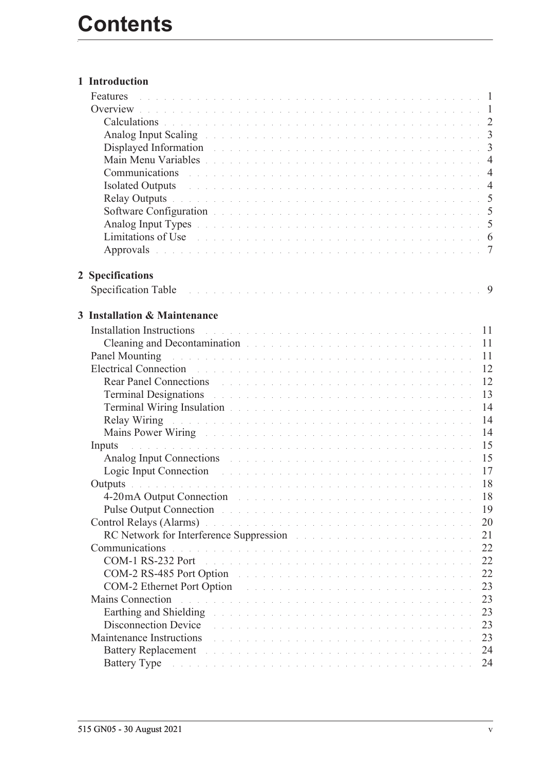# Contents

## 1 Introduction

- Features . . . 1
- Overview . . . 1
  - Calculations . . . 2
  - Analog Input Scaling . . . 3
  - Displayed Information . . . 3
  - Main Menu Variables . . . 4
  - Communications . . . 4
  - Isolated Outputs . . . 4
  - Relay Outputs . . . 5
  - Software Configuration . . . 5
  - Analog Input Types . . . 5
  - Limitations of Use . . . 6
  - Approvals . . . 7

## 2 Specifications

- Specification Table . . . 9

## 3 Installation & Maintenance

- Installation Instructions . . . 11
  - Cleaning and Decontamination . . . 11
- Panel Mounting . . . 11
- Electrical Connection . . . 12
  - Rear Panel Connections . . . 12
  - Terminal Designations . . . 13
  - Terminal Wiring Insulation . . . 14
  - Relay Wiring . . . 14
  - Mains Power Wiring . . . 14
- Inputs . . . 15
  - Analog Input Connections . . . 15
  - Logic Input Connection . . . 17
- Outputs . . . 18
  - 4-20mA Output Connection . . . 18
  - Pulse Output Connection . . . 19
- Control Relays (Alarms) . . . 20
  - RC Network for Interference Suppression . . . 21
- Communications . . . 22
  - COM-1 RS-232 Port . . . 22
  - COM-2 RS-485 Port Option . . . 22
  - COM-2 Ethernet Port Option . . . 23
- Mains Connection . . . 23
  - Earthing and Shielding . . . 23
  - Disconnection Device . . . 23
- Maintenance Instructions . . . 23
  - Battery Replacement . . . 24
  - Battery Type . . . 24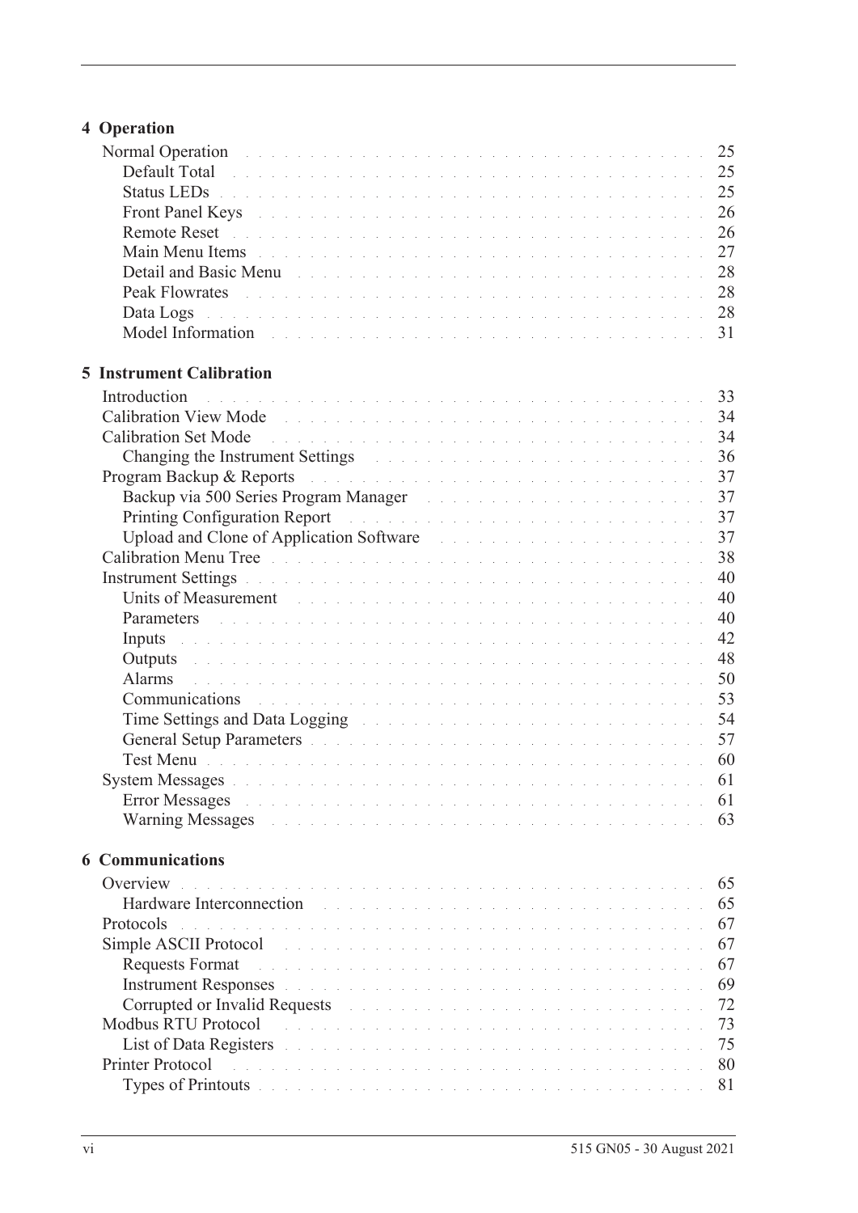## 4 Operation

Normal Operation . . . . . . . . . . . . . . . . . . . . . . . . . . . . . . . . . . . . . 25
  Default Total . . . . . . . . . . . . . . . . . . . . . . . . . . . . . . . . . . . . . 25
  Status LEDs . . . . . . . . . . . . . . . . . . . . . . . . . . . . . . . . . . . . . 25
  Front Panel Keys . . . . . . . . . . . . . . . . . . . . . . . . . . . . . . . . . . . . . 26
  Remote Reset . . . . . . . . . . . . . . . . . . . . . . . . . . . . . . . . . . . . . 26
  Main Menu Items . . . . . . . . . . . . . . . . . . . . . . . . . . . . . . . . . . . . . 27
  Detail and Basic Menu . . . . . . . . . . . . . . . . . . . . . . . . . . . . . . . . . . . . . 28
  Peak Flowrates . . . . . . . . . . . . . . . . . . . . . . . . . . . . . . . . . . . . . 28
  Data Logs . . . . . . . . . . . . . . . . . . . . . . . . . . . . . . . . . . . . . 28
  Model Information . . . . . . . . . . . . . . . . . . . . . . . . . . . . . . . . . . . . . 31

## 5 Instrument Calibration

Introduction . . . . . . . . . . . . . . . . . . . . . . . . . . . . . . . . . . . . . 33
Calibration View Mode . . . . . . . . . . . . . . . . . . . . . . . . . . . . . . . . . . . . . 34
Calibration Set Mode . . . . . . . . . . . . . . . . . . . . . . . . . . . . . . . . . . . . . 34
  Changing the Instrument Settings . . . . . . . . . . . . . . . . . . . . . . . . . . . . . . . . . . . . . 36
Program Backup & Reports . . . . . . . . . . . . . . . . . . . . . . . . . . . . . . . . . . . . . 37
  Backup via 500 Series Program Manager . . . . . . . . . . . . . . . . . . . . . . . . . . . . . . . . . . . . . 37
  Printing Configuration Report . . . . . . . . . . . . . . . . . . . . . . . . . . . . . . . . . . . . . 37
  Upload and Clone of Application Software . . . . . . . . . . . . . . . . . . . . . . . . . . . . . . . . . . . . . 37
Calibration Menu Tree . . . . . . . . . . . . . . . . . . . . . . . . . . . . . . . . . . . . . 38
Instrument Settings . . . . . . . . . . . . . . . . . . . . . . . . . . . . . . . . . . . . . 40
  Units of Measurement . . . . . . . . . . . . . . . . . . . . . . . . . . . . . . . . . . . . . 40
  Parameters . . . . . . . . . . . . . . . . . . . . . . . . . . . . . . . . . . . . . 40
  Inputs . . . . . . . . . . . . . . . . . . . . . . . . . . . . . . . . . . . . . 42
  Outputs . . . . . . . . . . . . . . . . . . . . . . . . . . . . . . . . . . . . . 48
  Alarms . . . . . . . . . . . . . . . . . . . . . . . . . . . . . . . . . . . . . 50
  Communications . . . . . . . . . . . . . . . . . . . . . . . . . . . . . . . . . . . . . 53
  Time Settings and Data Logging . . . . . . . . . . . . . . . . . . . . . . . . . . . . . . . . . . . . . 54
  General Setup Parameters . . . . . . . . . . . . . . . . . . . . . . . . . . . . . . . . . . . . . 57
  Test Menu . . . . . . . . . . . . . . . . . . . . . . . . . . . . . . . . . . . . . 60
System Messages . . . . . . . . . . . . . . . . . . . . . . . . . . . . . . . . . . . . . 61
  Error Messages . . . . . . . . . . . . . . . . . . . . . . . . . . . . . . . . . . . . . 61
  Warning Messages . . . . . . . . . . . . . . . . . . . . . . . . . . . . . . . . . . . . . 63

## 6 Communications

Overview . . . . . . . . . . . . . . . . . . . . . . . . . . . . . . . . . . . . . 65
  Hardware Interconnection . . . . . . . . . . . . . . . . . . . . . . . . . . . . . . . . . . . . . 65
Protocols . . . . . . . . . . . . . . . . . . . . . . . . . . . . . . . . . . . . . 67
Simple ASCII Protocol . . . . . . . . . . . . . . . . . . . . . . . . . . . . . . . . . . . . . 67
  Requests Format . . . . . . . . . . . . . . . . . . . . . . . . . . . . . . . . . . . . . 67
  Instrument Responses . . . . . . . . . . . . . . . . . . . . . . . . . . . . . . . . . . . . . 69
  Corrupted or Invalid Requests . . . . . . . . . . . . . . . . . . . . . . . . . . . . . . . . . . . . . 72
Modbus RTU Protocol . . . . . . . . . . . . . . . . . . . . . . . . . . . . . . . . . . . . . 73
  List of Data Registers . . . . . . . . . . . . . . . . . . . . . . . . . . . . . . . . . . . . . 75
Printer Protocol . . . . . . . . . . . . . . . . . . . . . . . . . . . . . . . . . . . . . 80
  Types of Printouts . . . . . . . . . . . . . . . . . . . . . . . . . . . . . . . . . . . . . 81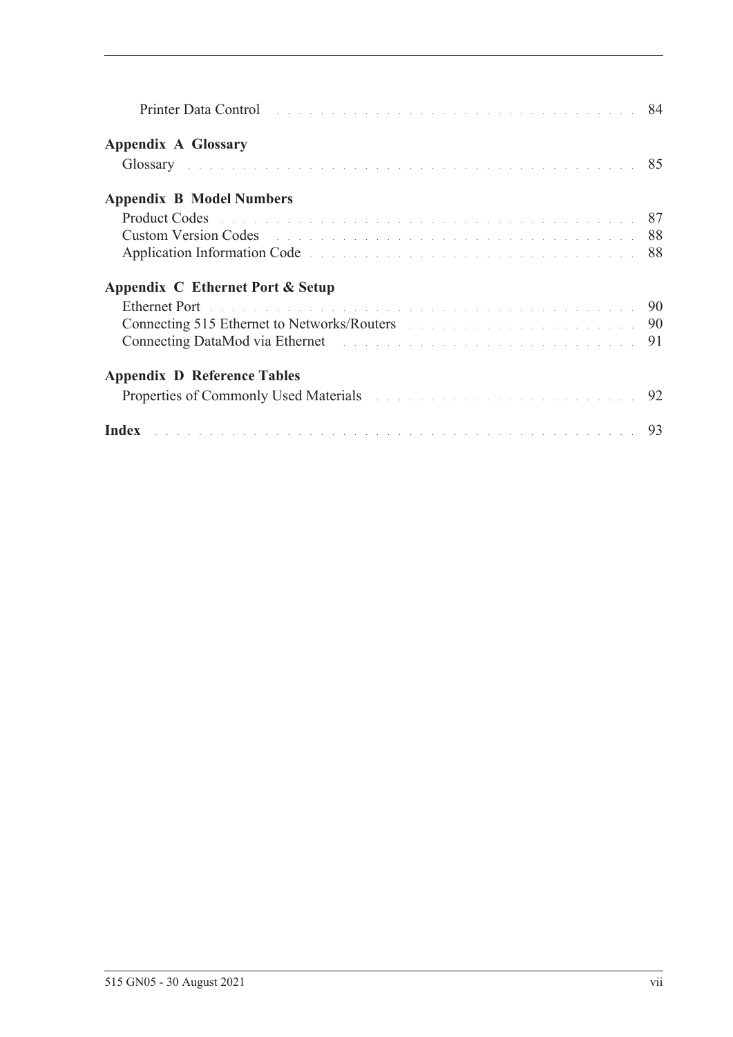Printer Data Control . . . . . . . . . . . . . . . . . . . . . . . . . . . . . . . . . 84

**Appendix A Glossary**

Glossary . . . . . . . . . . . . . . . . . . . . . . . . . . . . . . . . . . . . . . . . . 85

**Appendix B Model Numbers**

Product Codes . . . . . . . . . . . . . . . . . . . . . . . . . . . . . . . . . . . . . 87
Custom Version Codes . . . . . . . . . . . . . . . . . . . . . . . . . . . . . . . . 88
Application Information Code . . . . . . . . . . . . . . . . . . . . . . . . . . . . 88

**Appendix C Ethernet Port & Setup**

Ethernet Port . . . . . . . . . . . . . . . . . . . . . . . . . . . . . . . . . . . . . . 90
Connecting 515 Ethernet to Networks/Routers . . . . . . . . . . . . . . . . . . 90
Connecting DataMod via Ethernet . . . . . . . . . . . . . . . . . . . . . . . . . . 91

**Appendix D Reference Tables**

Properties of Commonly Used Materials . . . . . . . . . . . . . . . . . . . . . . 92

**Index** . . . . . . . . . . . . . . . . . . . . . . . . . . . . . . . . . . . . . . . . . . 93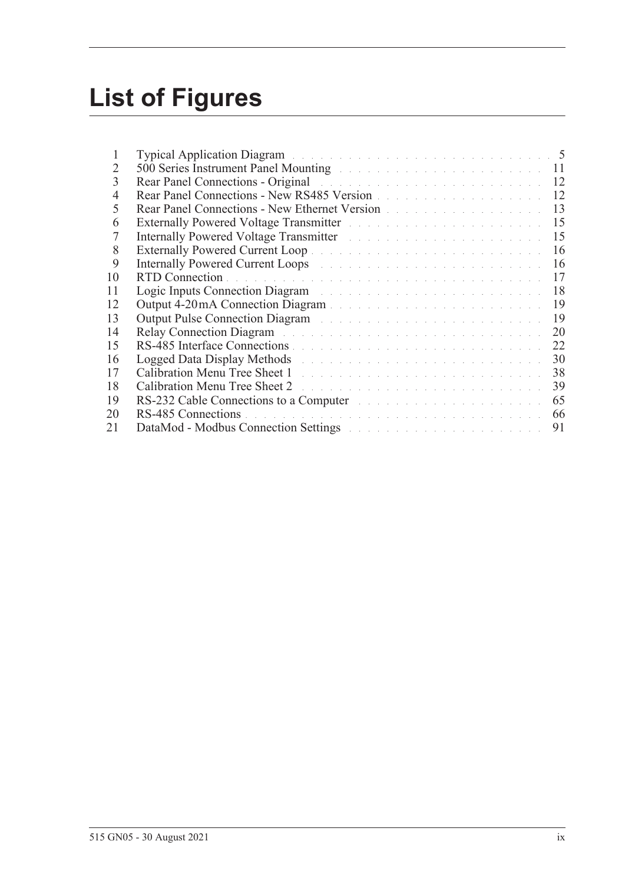# List of Figures

| | | |
|---|---|---|
| 1 | Typical Application Diagram | 5 |
| 2 | 500 Series Instrument Panel Mounting | 11 |
| 3 | Rear Panel Connections - Original | 12 |
| 4 | Rear Panel Connections - New RS485 Version | 12 |
| 5 | Rear Panel Connections - New Ethernet Version | 13 |
| 6 | Externally Powered Voltage Transmitter | 15 |
| 7 | Internally Powered Voltage Transmitter | 15 |
| 8 | Externally Powered Current Loop | 16 |
| 9 | Internally Powered Current Loops | 16 |
| 10 | RTD Connection | 17 |
| 11 | Logic Inputs Connection Diagram | 18 |
| 12 | Output 4-20 mA Connection Diagram | 19 |
| 13 | Output Pulse Connection Diagram | 19 |
| 14 | Relay Connection Diagram | 20 |
| 15 | RS-485 Interface Connections | 22 |
| 16 | Logged Data Display Methods | 30 |
| 17 | Calibration Menu Tree Sheet 1 | 38 |
| 18 | Calibration Menu Tree Sheet 2 | 39 |
| 19 | RS-232 Cable Connections to a Computer | 65 |
| 20 | RS-485 Connections | 66 |
| 21 | DataMod - Modbus Connection Settings | 91 |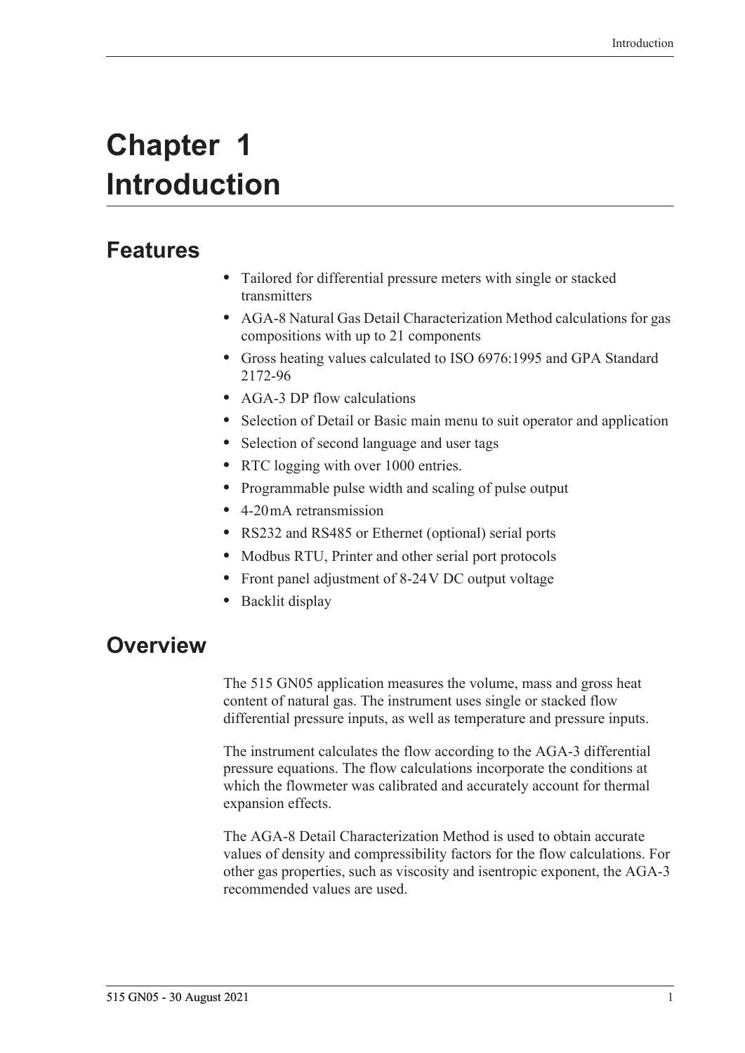# Chapter 1 Introduction

## Features

- Tailored for differential pressure meters with single or stacked transmitters
- AGA-8 Natural Gas Detail Characterization Method calculations for gas compositions with up to 21 components
- Gross heating values calculated to ISO 6976:1995 and GPA Standard 2172-96
- AGA-3 DP flow calculations
- Selection of Detail or Basic main menu to suit operator and application
- Selection of second language and user tags
- RTC logging with over 1000 entries.
- Programmable pulse width and scaling of pulse output
- 4-20 mA retransmission
- RS232 and RS485 or Ethernet (optional) serial ports
- Modbus RTU, Printer and other serial port protocols
- Front panel adjustment of 8-24 V DC output voltage
- Backlit display

## Overview

The 515 GN05 application measures the volume, mass and gross heat content of natural gas. The instrument uses single or stacked flow differential pressure inputs, as well as temperature and pressure inputs.

The instrument calculates the flow according to the AGA-3 differential pressure equations. The flow calculations incorporate the conditions at which the flowmeter was calibrated and accurately account for thermal expansion effects.

The AGA-8 Detail Characterization Method is used to obtain accurate values of density and compressibility factors for the flow calculations. For other gas properties, such as viscosity and isentropic exponent, the AGA-3 recommended values are used.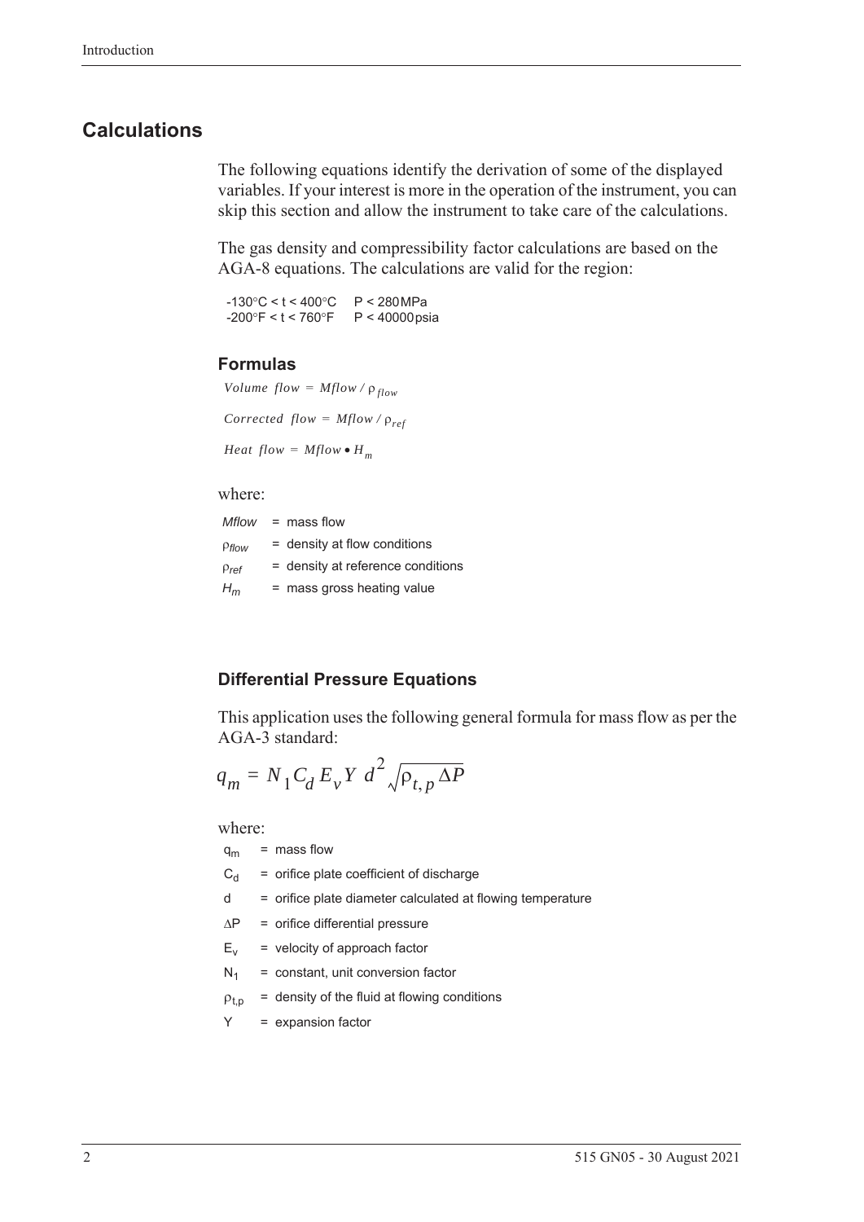## Calculations

The following equations identify the derivation of some of the displayed variables. If your interest is more in the operation of the instrument, you can skip this section and allow the instrument to take care of the calculations.

The gas density and compressibility factor calculations are based on the AGA-8 equations. The calculations are valid for the region:

-130°C < t < 400°C P < 280 MPa
-200°F < t < 760°F P < 40000 psia

### Formulas

$$Volume\ flow = Mflow / \rho_{flow}$$

$$Corrected\ flow = Mflow / \rho_{ref}$$

$$Heat\ flow = Mflow \bullet H_m$$

where:

*Mflow* = mass flow
$\rho_{flow}$ = density at flow conditions
$\rho_{ref}$ = density at reference conditions
$H_m$ = mass gross heating value

### Differential Pressure Equations

This application uses the following general formula for mass flow as per the AGA-3 standard:

$$q_m = N_1 C_d E_v Y\ d^2 \sqrt{\rho_{t,p} \Delta P}$$

where:

$q_m$ = mass flow
$C_d$ = orifice plate coefficient of discharge
d = orifice plate diameter calculated at flowing temperature
$\Delta P$ = orifice differential pressure
$E_v$ = velocity of approach factor
$N_1$ = constant, unit conversion factor
$\rho_{t,p}$ = density of the fluid at flowing conditions
Y = expansion factor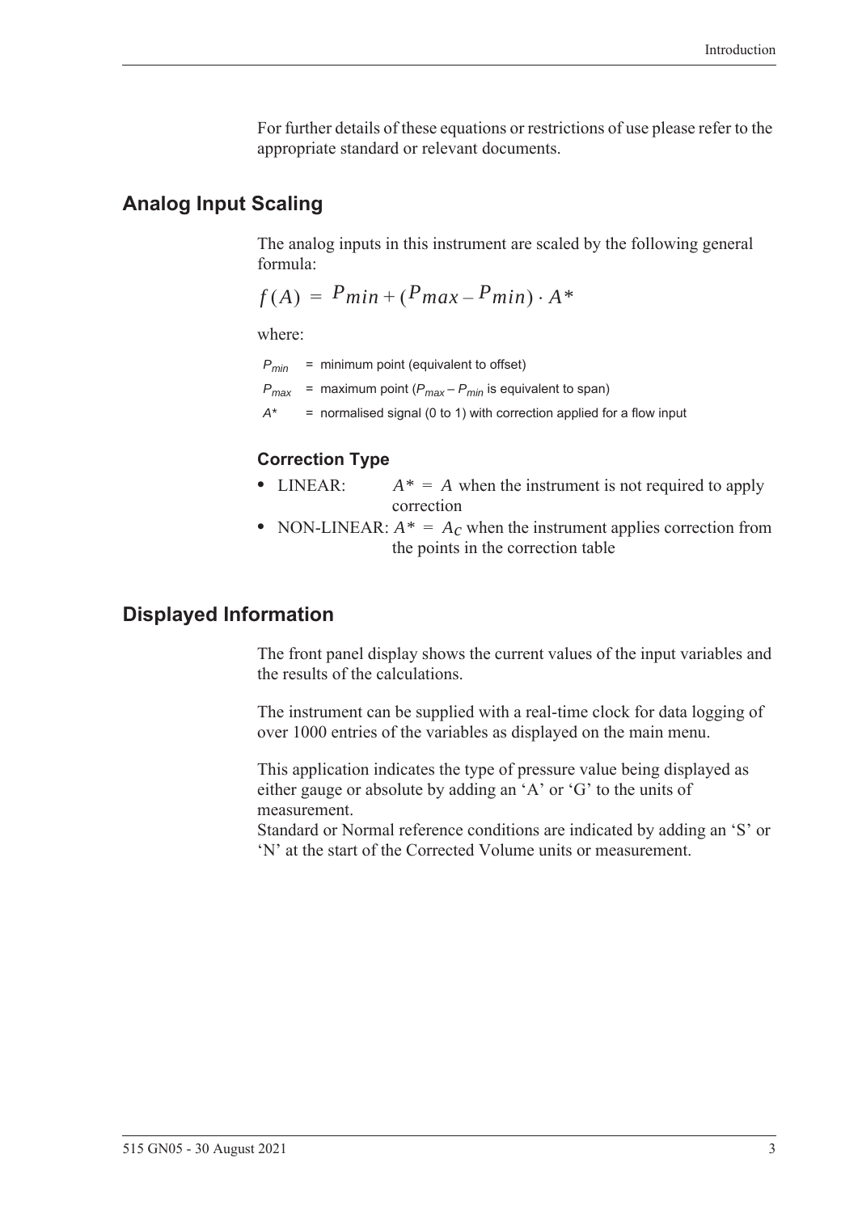For further details of these equations or restrictions of use please refer to the appropriate standard or relevant documents.

## Analog Input Scaling

The analog inputs in this instrument are scaled by the following general formula:

$$f(A) = P_{min} + (P_{max} - P_{min}) \cdot A^*$$

where:

$P_{min}$ = minimum point (equivalent to offset)

$P_{max}$ = maximum point ($P_{max} - P_{min}$ is equivalent to span)

$A^*$ = normalised signal (0 to 1) with correction applied for a flow input

### Correction Type

- LINEAR: $A^* = A$ when the instrument is not required to apply correction
- NON-LINEAR: $A^* = A_C$ when the instrument applies correction from the points in the correction table

## Displayed Information

The front panel display shows the current values of the input variables and the results of the calculations.

The instrument can be supplied with a real-time clock for data logging of over 1000 entries of the variables as displayed on the main menu.

This application indicates the type of pressure value being displayed as either gauge or absolute by adding an 'A' or 'G' to the units of measurement.
Standard or Normal reference conditions are indicated by adding an 'S' or 'N' at the start of the Corrected Volume units or measurement.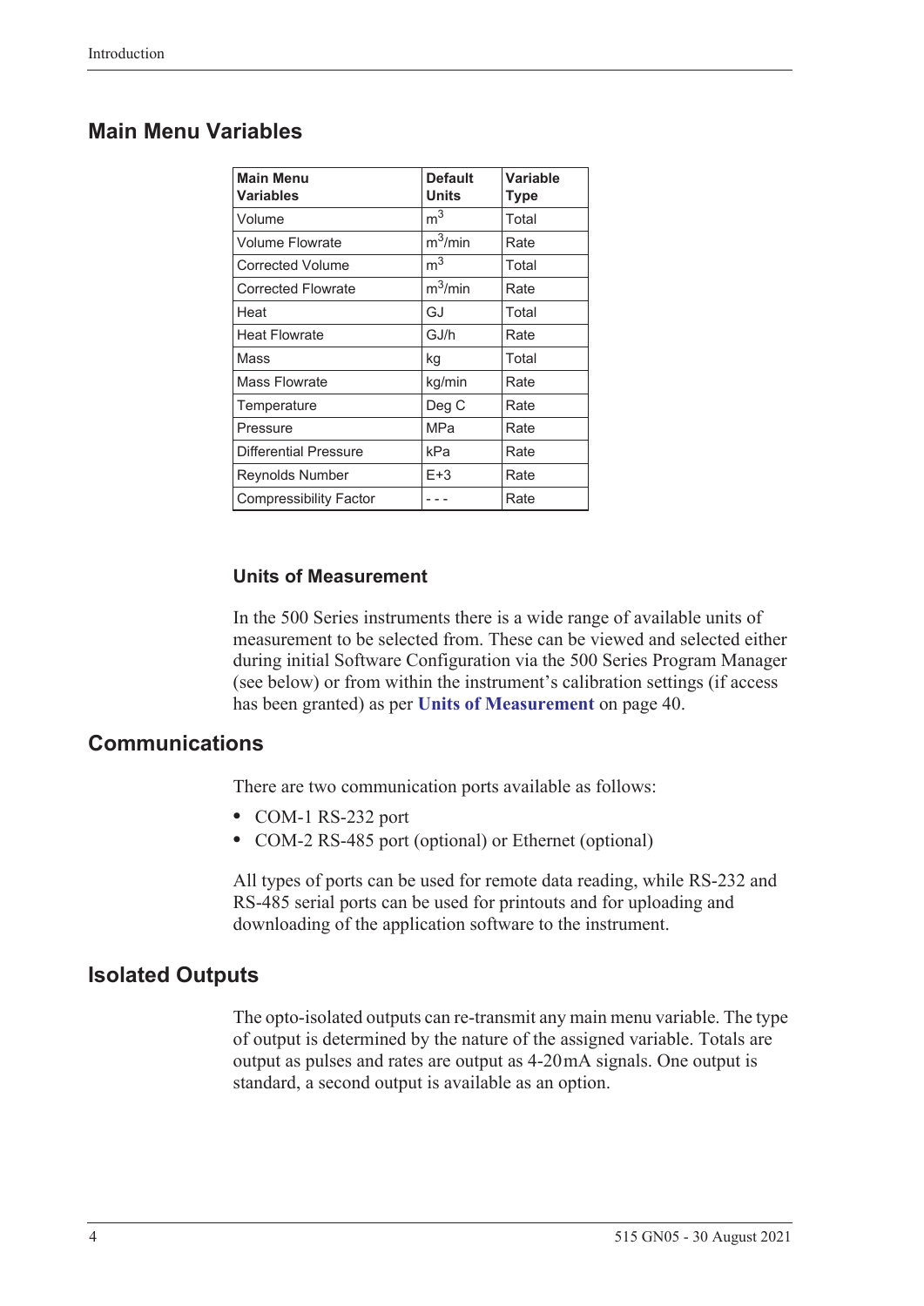## Main Menu Variables

| Main Menu Variables | Default Units | Variable Type |
|---|---|---|
| Volume | $m^3$ | Total |
| Volume Flowrate | $m^3$/min | Rate |
| Corrected Volume | $m^3$ | Total |
| Corrected Flowrate | $m^3$/min | Rate |
| Heat | GJ | Total |
| Heat Flowrate | GJ/h | Rate |
| Mass | kg | Total |
| Mass Flowrate | kg/min | Rate |
| Temperature | Deg C | Rate |
| Pressure | MPa | Rate |
| Differential Pressure | kPa | Rate |
| Reynolds Number | E+3 | Rate |
| Compressibility Factor | - - - | Rate |

### Units of Measurement

In the 500 Series instruments there is a wide range of available units of measurement to be selected from. These can be viewed and selected either during initial Software Configuration via the 500 Series Program Manager (see below) or from within the instrument's calibration settings (if access has been granted) as per **Units of Measurement** on page 40.

## Communications

There are two communication ports available as follows:

- COM-1 RS-232 port
- COM-2 RS-485 port (optional) or Ethernet (optional)

All types of ports can be used for remote data reading, while RS-232 and RS-485 serial ports can be used for printouts and for uploading and downloading of the application software to the instrument.

## Isolated Outputs

The opto-isolated outputs can re-transmit any main menu variable. The type of output is determined by the nature of the assigned variable. Totals are output as pulses and rates are output as 4-20mA signals. One output is standard, a second output is available as an option.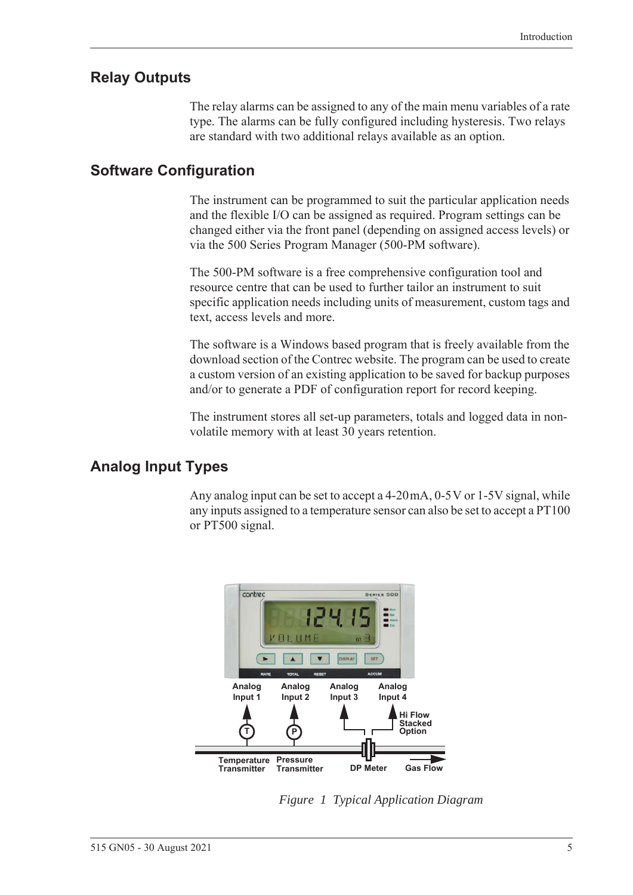## Relay Outputs

The relay alarms can be assigned to any of the main menu variables of a rate type. The alarms can be fully configured including hysteresis. Two relays are standard with two additional relays available as an option.

## Software Configuration

The instrument can be programmed to suit the particular application needs and the flexible I/O can be assigned as required. Program settings can be changed either via the front panel (depending on assigned access levels) or via the 500 Series Program Manager (500-PM software).

The 500-PM software is a free comprehensive configuration tool and resource centre that can be used to further tailor an instrument to suit specific application needs including units of measurement, custom tags and text, access levels and more.

The software is a Windows based program that is freely available from the download section of the Contrec website. The program can be used to create a custom version of an existing application to be saved for backup purposes and/or to generate a PDF of configuration report for record keeping.

The instrument stores all set-up parameters, totals and logged data in non-volatile memory with at least 30 years retention.

## Analog Input Types

Any analog input can be set to accept a 4-20 mA, 0-5 V or 1-5V signal, while any inputs assigned to a temperature sensor can also be set to accept a PT100 or PT500 signal.

*Figure 1 Typical Application Diagram*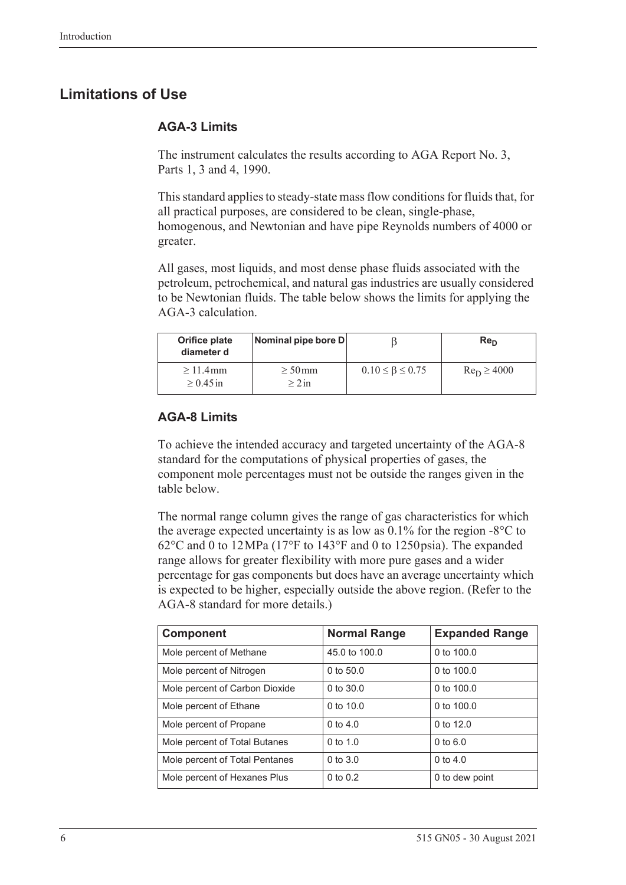## Limitations of Use

### AGA-3 Limits

The instrument calculates the results according to AGA Report No. 3, Parts 1, 3 and 4, 1990.

This standard applies to steady-state mass flow conditions for fluids that, for all practical purposes, are considered to be clean, single-phase, homogenous, and Newtonian and have pipe Reynolds numbers of 4000 or greater.

All gases, most liquids, and most dense phase fluids associated with the petroleum, petrochemical, and natural gas industries are usually considered to be Newtonian fluids. The table below shows the limits for applying the AGA-3 calculation.

| Orifice plate diameter d | Nominal pipe bore D | $\beta$ | $Re_D$ |
|---|---|---|---|
| $\geq 11.4$ mm<br>$\geq 0.45$ in | $\geq 50$ mm<br>$\geq 2$ in | $0.10 \leq \beta \leq 0.75$ | $Re_D \geq 4000$ |

### AGA-8 Limits

To achieve the intended accuracy and targeted uncertainty of the AGA-8 standard for the computations of physical properties of gases, the component mole percentages must not be outside the ranges given in the table below.

The normal range column gives the range of gas characteristics for which the average expected uncertainty is as low as 0.1% for the region -8°C to 62°C and 0 to 12 MPa (17°F to 143°F and 0 to 1250 psia). The expanded range allows for greater flexibility with more pure gases and a wider percentage for gas components but does have an average uncertainty which is expected to be higher, especially outside the above region. (Refer to the AGA-8 standard for more details.)

| Component | Normal Range | Expanded Range |
|---|---|---|
| Mole percent of Methane | 45.0 to 100.0 | 0 to 100.0 |
| Mole percent of Nitrogen | 0 to 50.0 | 0 to 100.0 |
| Mole percent of Carbon Dioxide | 0 to 30.0 | 0 to 100.0 |
| Mole percent of Ethane | 0 to 10.0 | 0 to 100.0 |
| Mole percent of Propane | 0 to 4.0 | 0 to 12.0 |
| Mole percent of Total Butanes | 0 to 1.0 | 0 to 6.0 |
| Mole percent of Total Pentanes | 0 to 3.0 | 0 to 4.0 |
| Mole percent of Hexanes Plus | 0 to 0.2 | 0 to dew point |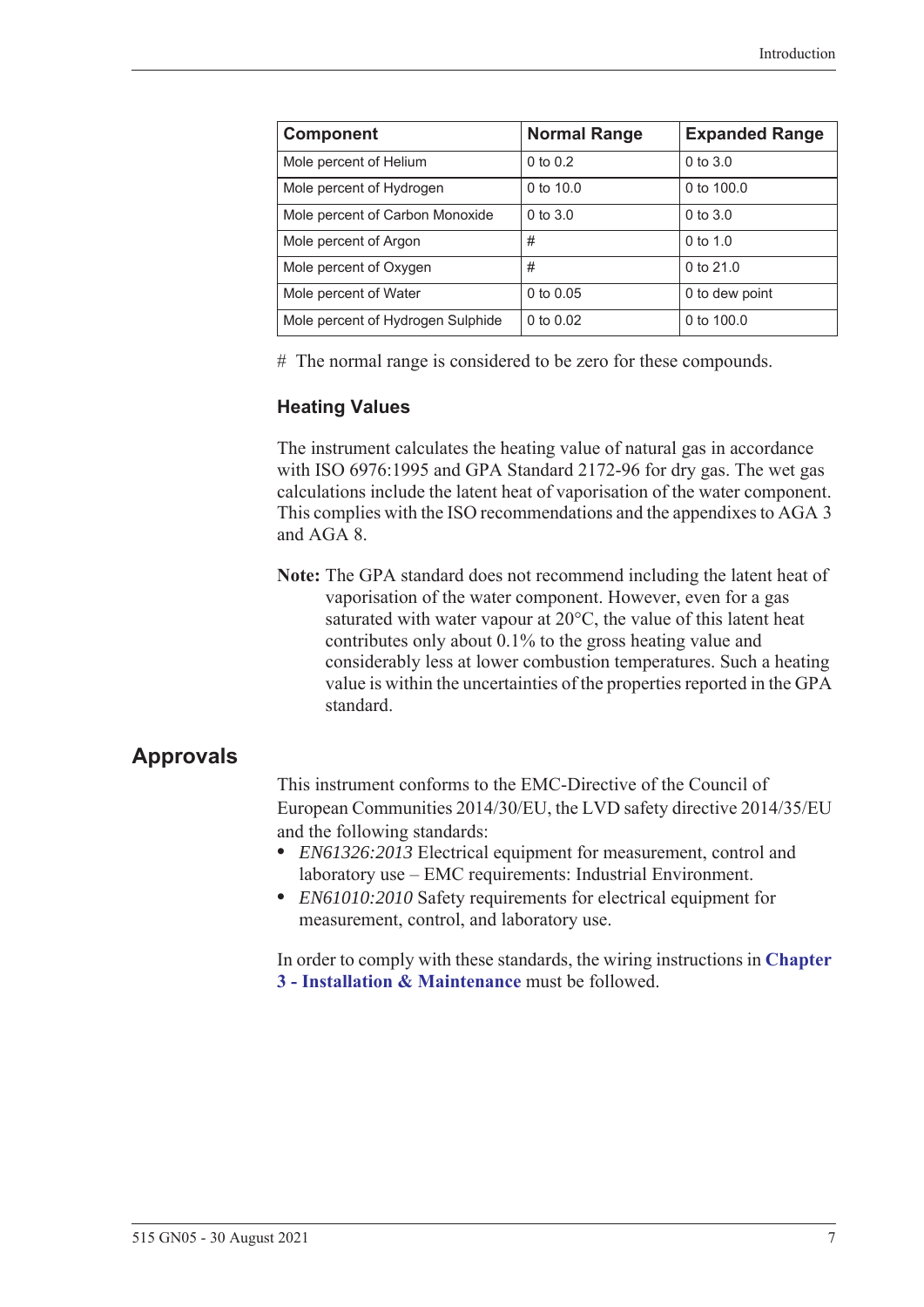| Component | Normal Range | Expanded Range |
| --- | --- | --- |
| Mole percent of Helium | 0 to 0.2 | 0 to 3.0 |
| Mole percent of Hydrogen | 0 to 10.0 | 0 to 100.0 |
| Mole percent of Carbon Monoxide | 0 to 3.0 | 0 to 3.0 |
| Mole percent of Argon | # | 0 to 1.0 |
| Mole percent of Oxygen | # | 0 to 21.0 |
| Mole percent of Water | 0 to 0.05 | 0 to dew point |
| Mole percent of Hydrogen Sulphide | 0 to 0.02 | 0 to 100.0 |

# The normal range is considered to be zero for these compounds.

### Heating Values

The instrument calculates the heating value of natural gas in accordance with ISO 6976:1995 and GPA Standard 2172-96 for dry gas. The wet gas calculations include the latent heat of vaporisation of the water component. This complies with the ISO recommendations and the appendixes to AGA 3 and AGA 8.

**Note:** The GPA standard does not recommend including the latent heat of vaporisation of the water component. However, even for a gas saturated with water vapour at 20°C, the value of this latent heat contributes only about 0.1% to the gross heating value and considerably less at lower combustion temperatures. Such a heating value is within the uncertainties of the properties reported in the GPA standard.

## Approvals

This instrument conforms to the EMC-Directive of the Council of European Communities 2014/30/EU, the LVD safety directive 2014/35/EU and the following standards:

- *EN61326:2013* Electrical equipment for measurement, control and laboratory use – EMC requirements: Industrial Environment.
- *EN61010:2010* Safety requirements for electrical equipment for measurement, control, and laboratory use.

In order to comply with these standards, the wiring instructions in **Chapter 3 - Installation & Maintenance** must be followed.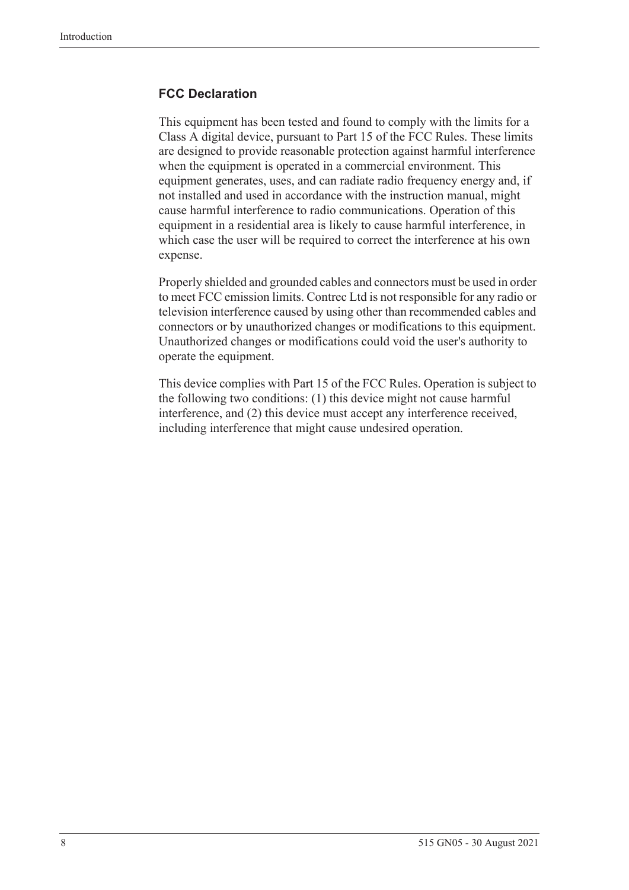## FCC Declaration

This equipment has been tested and found to comply with the limits for a Class A digital device, pursuant to Part 15 of the FCC Rules. These limits are designed to provide reasonable protection against harmful interference when the equipment is operated in a commercial environment. This equipment generates, uses, and can radiate radio frequency energy and, if not installed and used in accordance with the instruction manual, might cause harmful interference to radio communications. Operation of this equipment in a residential area is likely to cause harmful interference, in which case the user will be required to correct the interference at his own expense.

Properly shielded and grounded cables and connectors must be used in order to meet FCC emission limits. Contrec Ltd is not responsible for any radio or television interference caused by using other than recommended cables and connectors or by unauthorized changes or modifications to this equipment. Unauthorized changes or modifications could void the user's authority to operate the equipment.

This device complies with Part 15 of the FCC Rules. Operation is subject to the following two conditions: (1) this device might not cause harmful interference, and (2) this device must accept any interference received, including interference that might cause undesired operation.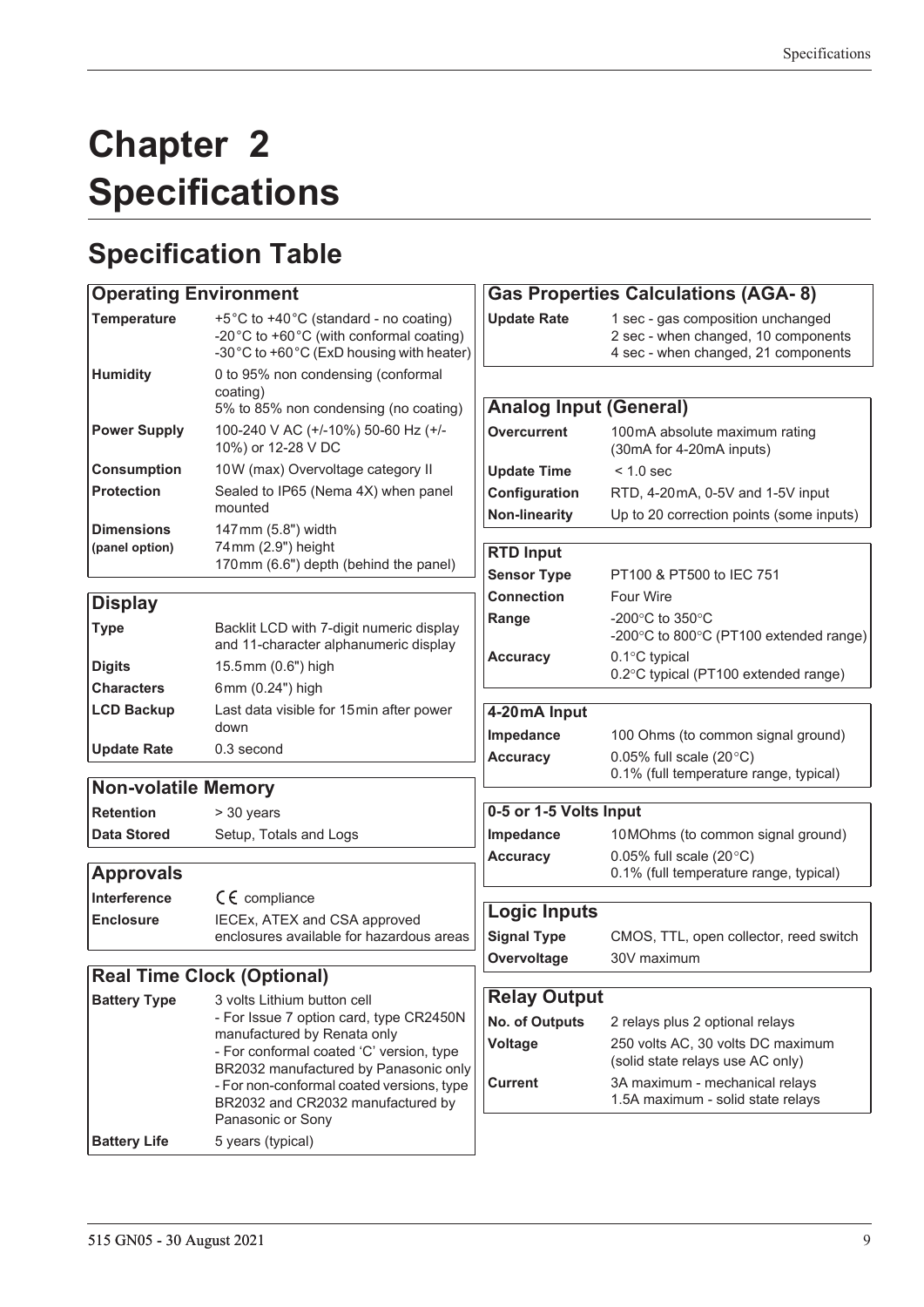# Chapter 2 Specifications

## Specification Table

| Operating Environment | |
|---|---|
| **Temperature** | +5°C to +40°C (standard - no coating)<br>-20°C to +60°C (with conformal coating)<br>-30°C to +60°C (ExD housing with heater) |
| **Humidity** | 0 to 95% non condensing (conformal coating)<br>5% to 85% non condensing (no coating) |
| **Power Supply** | 100-240 V AC (+/-10%) 50-60 Hz (+/-10%) or 12-28 V DC |
| **Consumption** | 10W (max) Overvoltage category II |
| **Protection** | Sealed to IP65 (Nema 4X) when panel mounted |
| **Dimensions (panel option)** | 147mm (5.8") width<br>74mm (2.9") height<br>170mm (6.6") depth (behind the panel) |

| Display | |
|---|---|
| **Type** | Backlit LCD with 7-digit numeric display and 11-character alphanumeric display |
| **Digits** | 15.5mm (0.6") high |
| **Characters** | 6mm (0.24") high |
| **LCD Backup** | Last data visible for 15min after power down |
| **Update Rate** | 0.3 second |

| Non-volatile Memory | |
|---|---|
| **Retention** | > 30 years |
| **Data Stored** | Setup, Totals and Logs |

| Approvals | |
|---|---|
| **Interference** | CE compliance |
| **Enclosure** | IECEx, ATEX and CSA approved enclosures available for hazardous areas |

| Real Time Clock (Optional) | |
|---|---|
| **Battery Type** | 3 volts Lithium button cell<br>- For Issue 7 option card, type CR2450N manufactured by Renata only<br>- For conformal coated 'C' version, type BR2032 manufactured by Panasonic only<br>- For non-conformal coated versions, type BR2032 and CR2032 manufactured by Panasonic or Sony |
| **Battery Life** | 5 years (typical) |

| Gas Properties Calculations (AGA- 8) | |
|---|---|
| **Update Rate** | 1 sec - gas composition unchanged<br>2 sec - when changed, 10 components<br>4 sec - when changed, 21 components |

| Analog Input (General) | |
|---|---|
| **Overcurrent** | 100mA absolute maximum rating (30mA for 4-20mA inputs) |
| **Update Time** | < 1.0 sec |
| **Configuration** | RTD, 4-20mA, 0-5V and 1-5V input |
| **Non-linearity** | Up to 20 correction points (some inputs) |

| RTD Input | |
|---|---|
| **Sensor Type** | PT100 & PT500 to IEC 751 |
| **Connection** | Four Wire |
| **Range** | -200°C to 350°C<br>-200°C to 800°C (PT100 extended range) |
| **Accuracy** | 0.1°C typical<br>0.2°C typical (PT100 extended range) |

| 4-20mA Input | |
|---|---|
| **Impedance** | 100 Ohms (to common signal ground) |
| **Accuracy** | 0.05% full scale (20°C)<br>0.1% (full temperature range, typical) |

| 0-5 or 1-5 Volts Input | |
|---|---|
| **Impedance** | 10MOhms (to common signal ground) |
| **Accuracy** | 0.05% full scale (20°C)<br>0.1% (full temperature range, typical) |

| Logic Inputs | |
|---|---|
| **Signal Type** | CMOS, TTL, open collector, reed switch |
| **Overvoltage** | 30V maximum |

| Relay Output | |
|---|---|
| **No. of Outputs** | 2 relays plus 2 optional relays |
| **Voltage** | 250 volts AC, 30 volts DC maximum (solid state relays use AC only) |
| **Current** | 3A maximum - mechanical relays<br>1.5A maximum - solid state relays |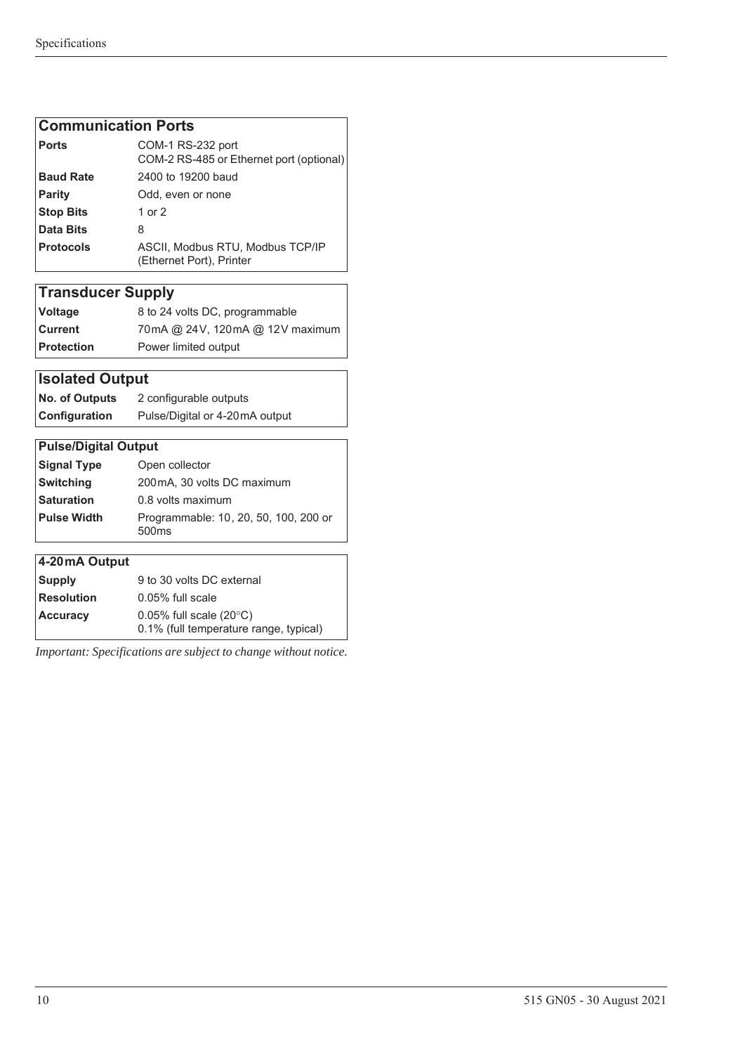| Communication Ports | |
|---|---|
| **Ports** | COM-1 RS-232 port<br>COM-2 RS-485 or Ethernet port (optional) |
| **Baud Rate** | 2400 to 19200 baud |
| **Parity** | Odd, even or none |
| **Stop Bits** | 1 or 2 |
| **Data Bits** | 8 |
| **Protocols** | ASCII, Modbus RTU, Modbus TCP/IP (Ethernet Port), Printer |

| Transducer Supply | |
|---|---|
| **Voltage** | 8 to 24 volts DC, programmable |
| **Current** | 70mA @ 24V, 120mA @ 12V maximum |
| **Protection** | Power limited output |

| Isolated Output | |
|---|---|
| **No. of Outputs** | 2 configurable outputs |
| **Configuration** | Pulse/Digital or 4-20mA output |

| Pulse/Digital Output | |
|---|---|
| **Signal Type** | Open collector |
| **Switching** | 200mA, 30 volts DC maximum |
| **Saturation** | 0.8 volts maximum |
| **Pulse Width** | Programmable: 10, 20, 50, 100, 200 or 500ms |

| 4-20mA Output | |
|---|---|
| **Supply** | 9 to 30 volts DC external |
| **Resolution** | 0.05% full scale |
| **Accuracy** | 0.05% full scale (20°C)<br>0.1% (full temperature range, typical) |

*Important: Specifications are subject to change without notice.*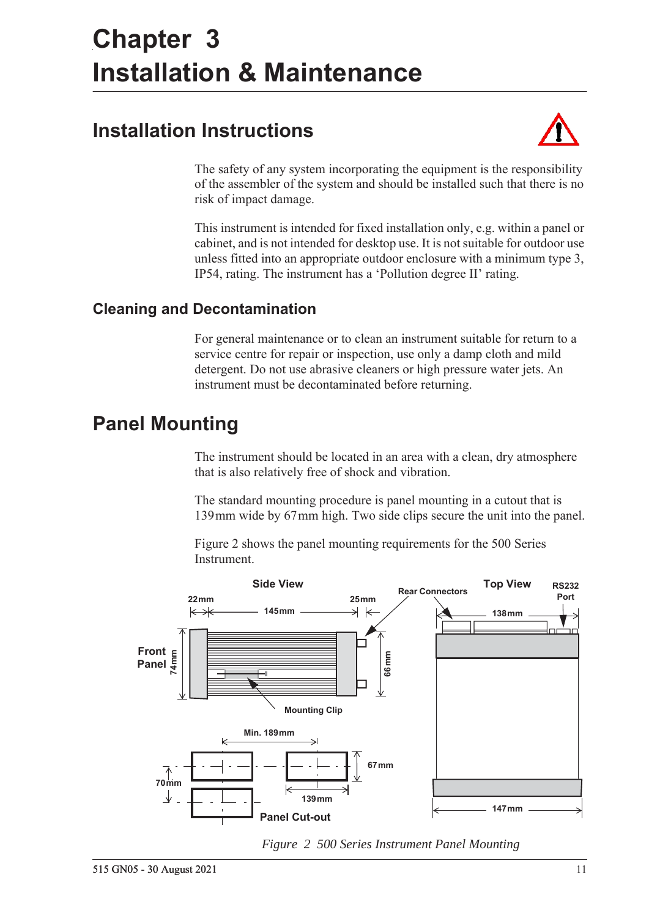# Chapter 3
# Installation & Maintenance

## Installation Instructions

The safety of any system incorporating the equipment is the responsibility of the assembler of the system and should be installed such that there is no risk of impact damage.

This instrument is intended for fixed installation only, e.g. within a panel or cabinet, and is not intended for desktop use. It is not suitable for outdoor use unless fitted into an appropriate outdoor enclosure with a minimum type 3, IP54, rating. The instrument has a 'Pollution degree II' rating.

### Cleaning and Decontamination

For general maintenance or to clean an instrument suitable for return to a service centre for repair or inspection, use only a damp cloth and mild detergent. Do not use abrasive cleaners or high pressure water jets. An instrument must be decontaminated before returning.

## Panel Mounting

The instrument should be located in an area with a clean, dry atmosphere that is also relatively free of shock and vibration.

The standard mounting procedure is panel mounting in a cutout that is 139 mm wide by 67 mm high. Two side clips secure the unit into the panel.

Figure 2 shows the panel mounting requirements for the 500 Series Instrument.

*Figure 2 500 Series Instrument Panel Mounting*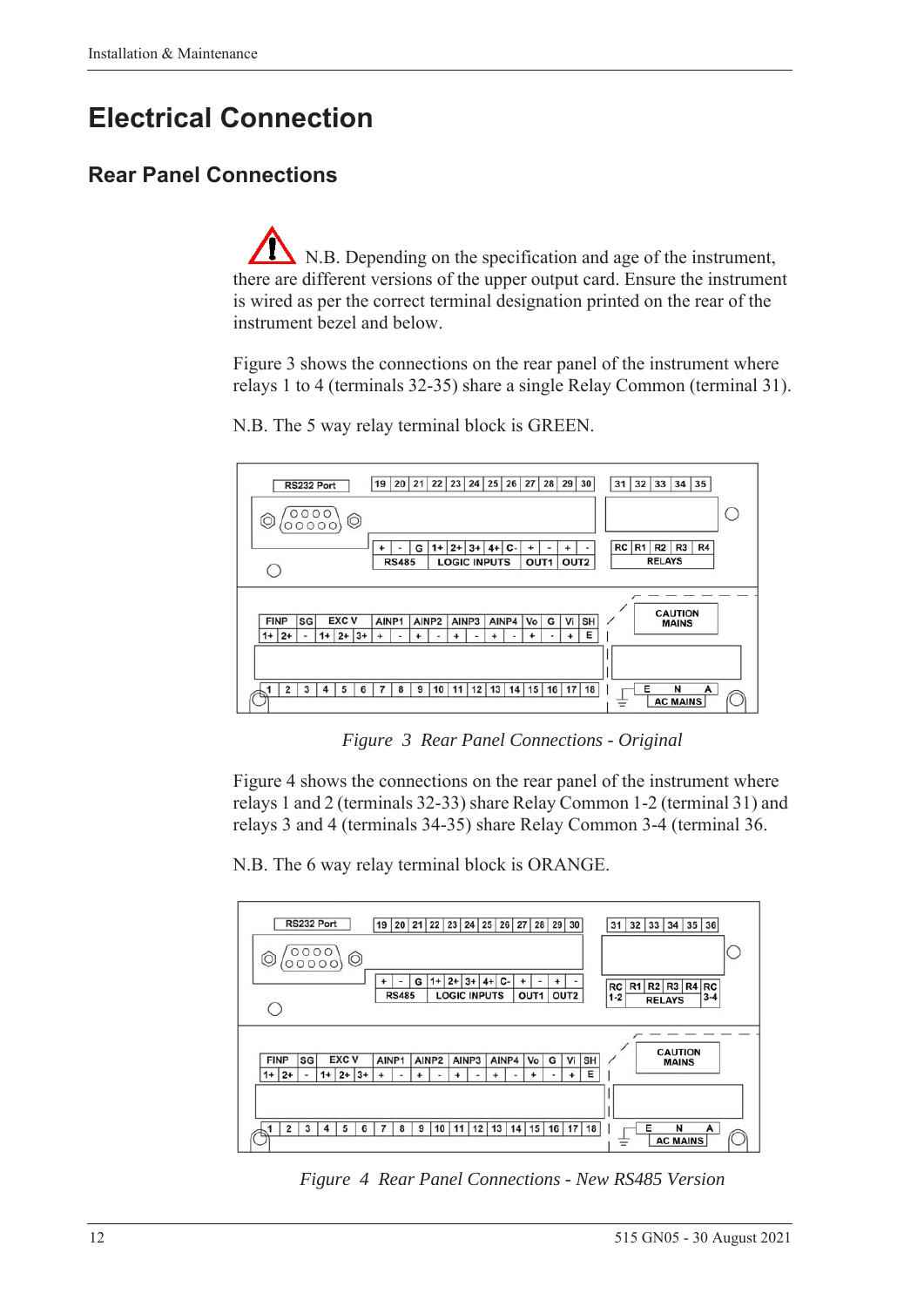# Electrical Connection

## Rear Panel Connections

N.B. Depending on the specification and age of the instrument, there are different versions of the upper output card. Ensure the instrument is wired as per the correct terminal designation printed on the rear of the instrument bezel and below.

Figure 3 shows the connections on the rear panel of the instrument where relays 1 to 4 (terminals 32-35) share a single Relay Common (terminal 31).

N.B. The 5 way relay terminal block is GREEN.

*Figure 3 Rear Panel Connections - Original*

Figure 4 shows the connections on the rear panel of the instrument where relays 1 and 2 (terminals 32-33) share Relay Common 1-2 (terminal 31) and relays 3 and 4 (terminals 34-35) share Relay Common 3-4 (terminal 36.

N.B. The 6 way relay terminal block is ORANGE.

*Figure 4 Rear Panel Connections - New RS485 Version*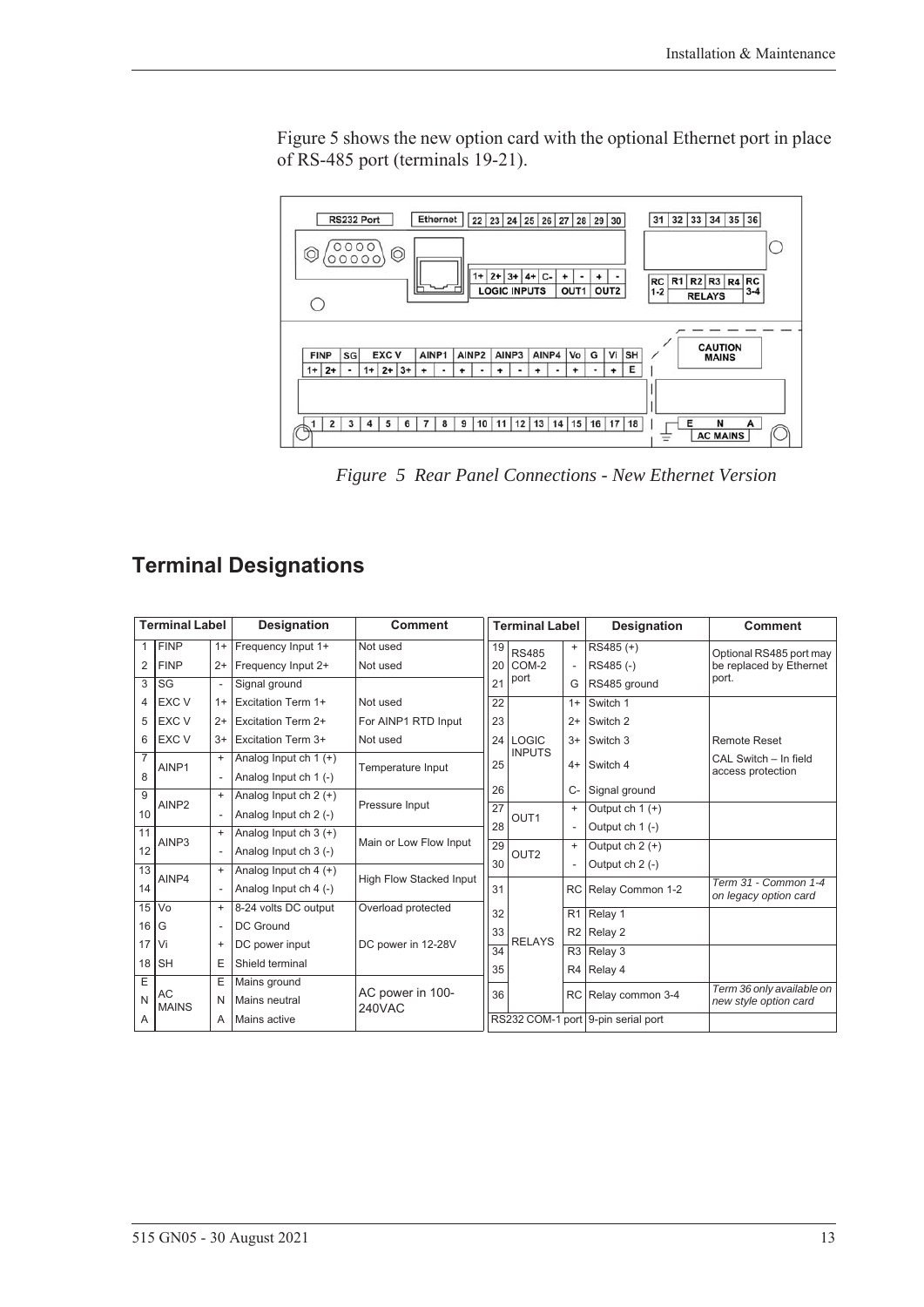Figure 5 shows the new option card with the optional Ethernet port in place of RS-485 port (terminals 19-21).

*Figure 5 Rear Panel Connections - New Ethernet Version*

## Terminal Designations

| Terminal Label | | | Designation | Comment |
|---|---|---|---|---|
| 1 | FINP | 1+ | Frequency Input 1+ | Not used |
| 2 | FINP | 2+ | Frequency Input 2+ | Not used |
| 3 | SG | - | Signal ground | |
| 4 | EXC V | 1+ | Excitation Term 1+ | Not used |
| 5 | EXC V | 2+ | Excitation Term 2+ | For AINP1 RTD Input |
| 6 | EXC V | 3+ | Excitation Term 3+ | Not used |
| 7 | AINP1 | + | Analog Input ch 1 (+) | Temperature Input |
| 8 | | - | Analog Input ch 1 (-) | |
| 9 | AINP2 | + | Analog Input ch 2 (+) | Pressure Input |
| 10 | | - | Analog Input ch 2 (-) | |
| 11 | AINP3 | + | Analog Input ch 3 (+) | Main or Low Flow Input |
| 12 | | - | Analog Input ch 3 (-) | |
| 13 | AINP4 | + | Analog Input ch 4 (+) | High Flow Stacked Input |
| 14 | | - | Analog Input ch 4 (-) | |
| 15 | Vo | + | 8-24 volts DC output | Overload protected |
| 16 | G | - | DC Ground | |
| 17 | Vi | + | DC power input | DC power in 12-28V |
| 18 | SH | E | Shield terminal | |
| E | AC MAINS | E | Mains ground | AC power in 100-240VAC |
| N | | N | Mains neutral | |
| A | | A | Mains active | |

| Terminal Label | | | Designation | Comment |
|---|---|---|---|---|
| 19 | RS485 COM-2 port | + | RS485 (+) | Optional RS485 port may be replaced by Ethernet port. |
| 20 | | - | RS485 (-) | |
| 21 | | G | RS485 ground | |
| 22 | LOGIC INPUTS | 1+ | Switch 1 | |
| 23 | | 2+ | Switch 2 | |
| 24 | | 3+ | Switch 3 | Remote Reset |
| 25 | | 4+ | Switch 4 | CAL Switch – In field access protection |
| 26 | | C- | Signal ground | |
| 27 | OUT1 | + | Output ch 1 (+) | |
| 28 | | - | Output ch 1 (-) | |
| 29 | OUT2 | + | Output ch 2 (+) | |
| 30 | | - | Output ch 2 (-) | |
| 31 | RELAYS | RC | Relay Common 1-2 | *Term 31 - Common 1-4 on legacy option card* |
| 32 | | R1 | Relay 1 | |
| 33 | | R2 | Relay 2 | |
| 34 | | R3 | Relay 3 | |
| 35 | | R4 | Relay 4 | |
| 36 | | RC | Relay common 3-4 | *Term 36 only available on new style option card* |
| RS232 COM-1 port | | | 9-pin serial port | |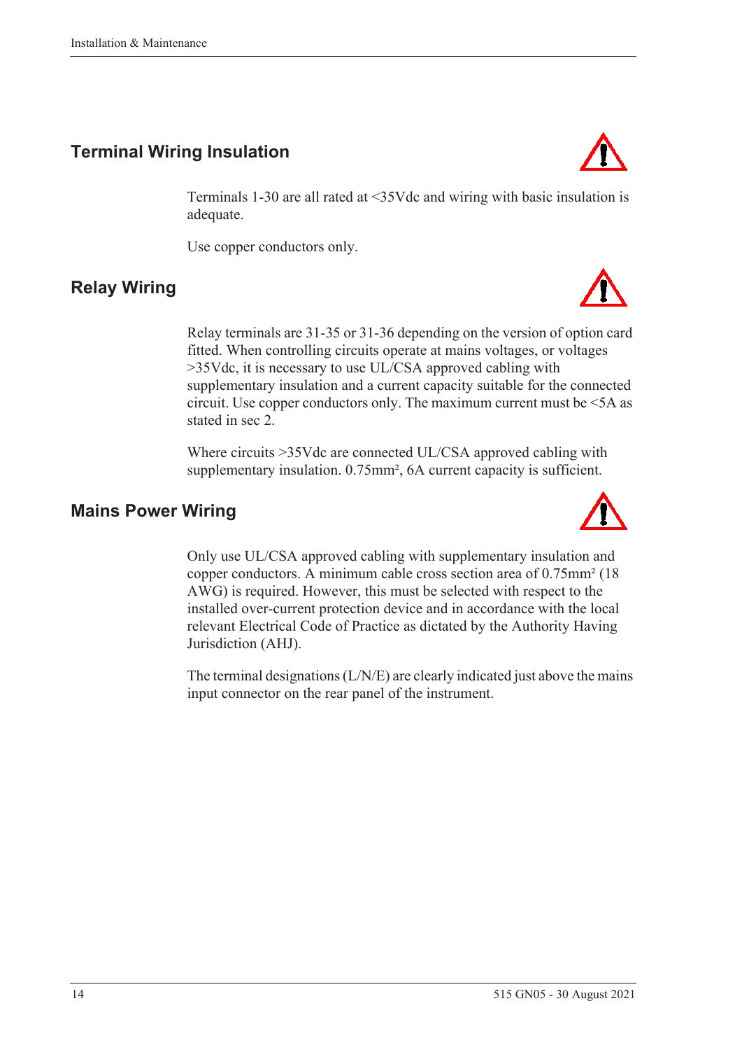## Terminal Wiring Insulation

Terminals 1-30 are all rated at <35Vdc and wiring with basic insulation is adequate.

Use copper conductors only.

## Relay Wiring

Relay terminals are 31-35 or 31-36 depending on the version of option card fitted. When controlling circuits operate at mains voltages, or voltages >35Vdc, it is necessary to use UL/CSA approved cabling with supplementary insulation and a current capacity suitable for the connected circuit. Use copper conductors only. The maximum current must be <5A as stated in sec 2.

Where circuits >35Vdc are connected UL/CSA approved cabling with supplementary insulation. 0.75mm², 6A current capacity is sufficient.

## Mains Power Wiring

Only use UL/CSA approved cabling with supplementary insulation and copper conductors. A minimum cable cross section area of 0.75mm² (18 AWG) is required. However, this must be selected with respect to the installed over-current protection device and in accordance with the local relevant Electrical Code of Practice as dictated by the Authority Having Jurisdiction (AHJ).

The terminal designations (L/N/E) are clearly indicated just above the mains input connector on the rear panel of the instrument.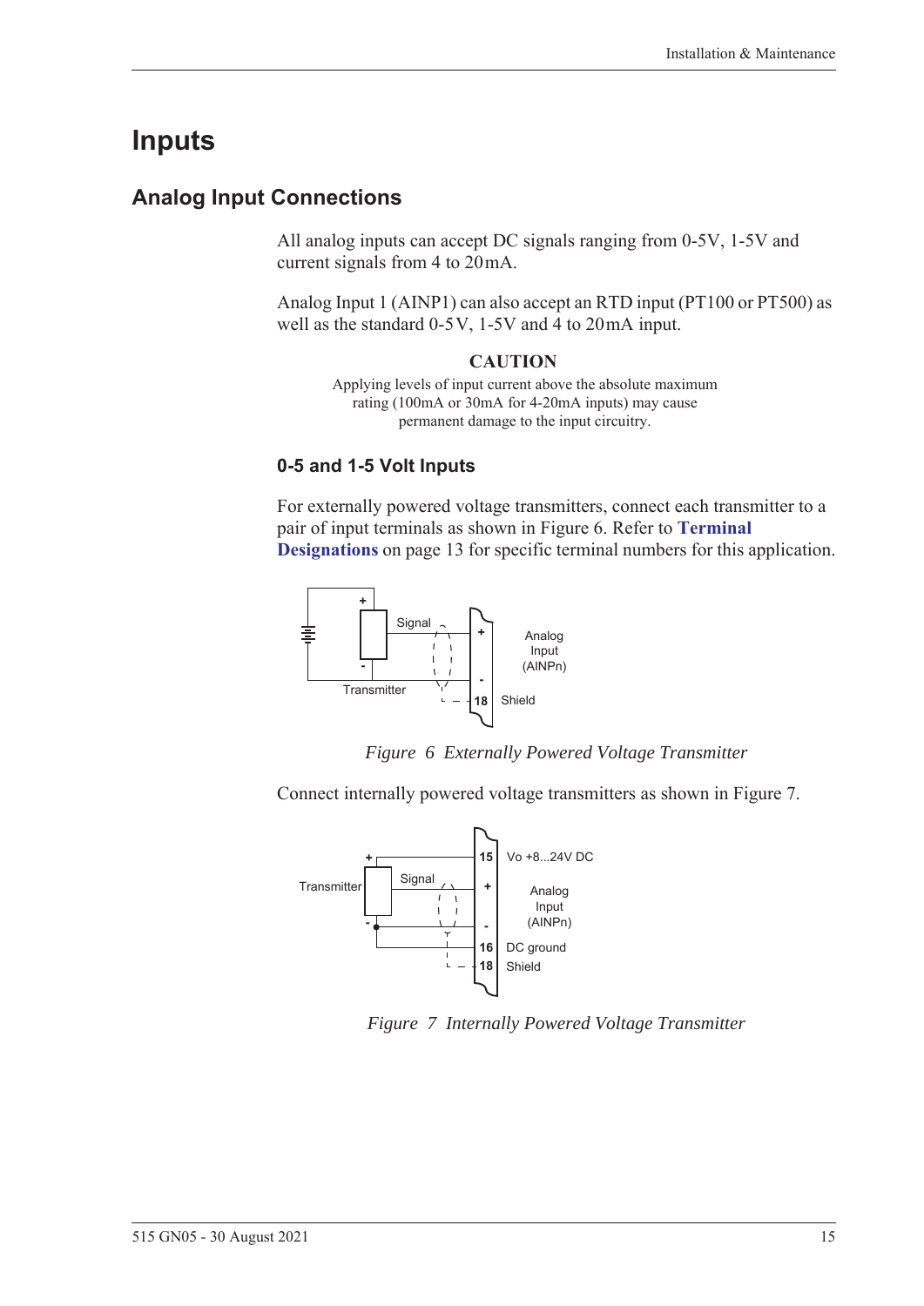# Inputs

## Analog Input Connections

All analog inputs can accept DC signals ranging from 0-5V, 1-5V and current signals from 4 to 20 mA.

Analog Input 1 (AINP1) can also accept an RTD input (PT100 or PT500) as well as the standard 0-5 V, 1-5V and 4 to 20 mA input.

**CAUTION**

Applying levels of input current above the absolute maximum rating (100mA or 30mA for 4-20mA inputs) may cause permanent damage to the input circuitry.

### 0-5 and 1-5 Volt Inputs

For externally powered voltage transmitters, connect each transmitter to a pair of input terminals as shown in Figure 6. Refer to **Terminal Designations** on page 13 for specific terminal numbers for this application.

*Figure 6 Externally Powered Voltage Transmitter*

Connect internally powered voltage transmitters as shown in Figure 7.

*Figure 7 Internally Powered Voltage Transmitter*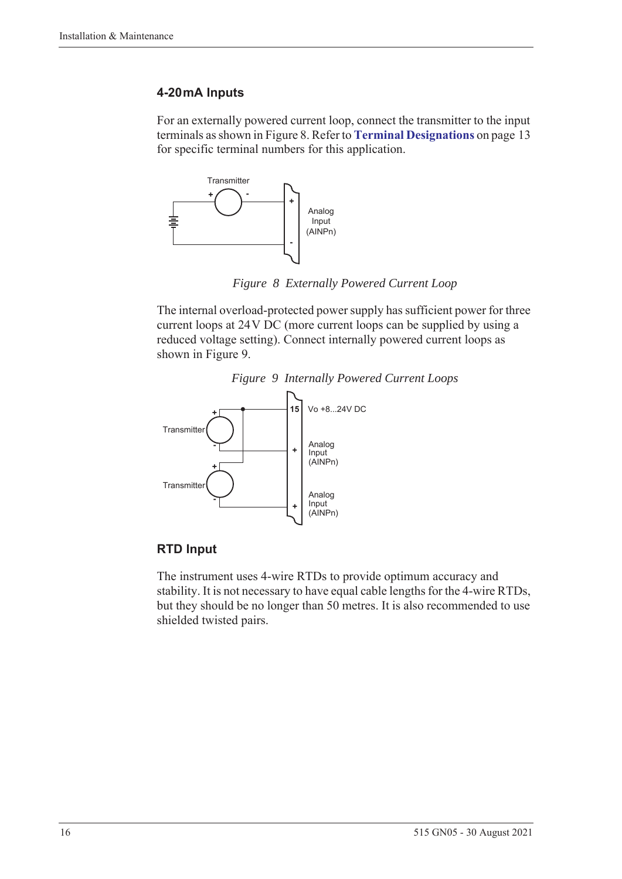## 4-20 mA Inputs

For an externally powered current loop, connect the transmitter to the input terminals as shown in Figure 8. Refer to **Terminal Designations** on page 13 for specific terminal numbers for this application.

*Figure 8 Externally Powered Current Loop*

The internal overload-protected power supply has sufficient power for three current loops at 24 V DC (more current loops can be supplied by using a reduced voltage setting). Connect internally powered current loops as shown in Figure 9.

*Figure 9 Internally Powered Current Loops*

## RTD Input

The instrument uses 4-wire RTDs to provide optimum accuracy and stability. It is not necessary to have equal cable lengths for the 4-wire RTDs, but they should be no longer than 50 metres. It is also recommended to use shielded twisted pairs.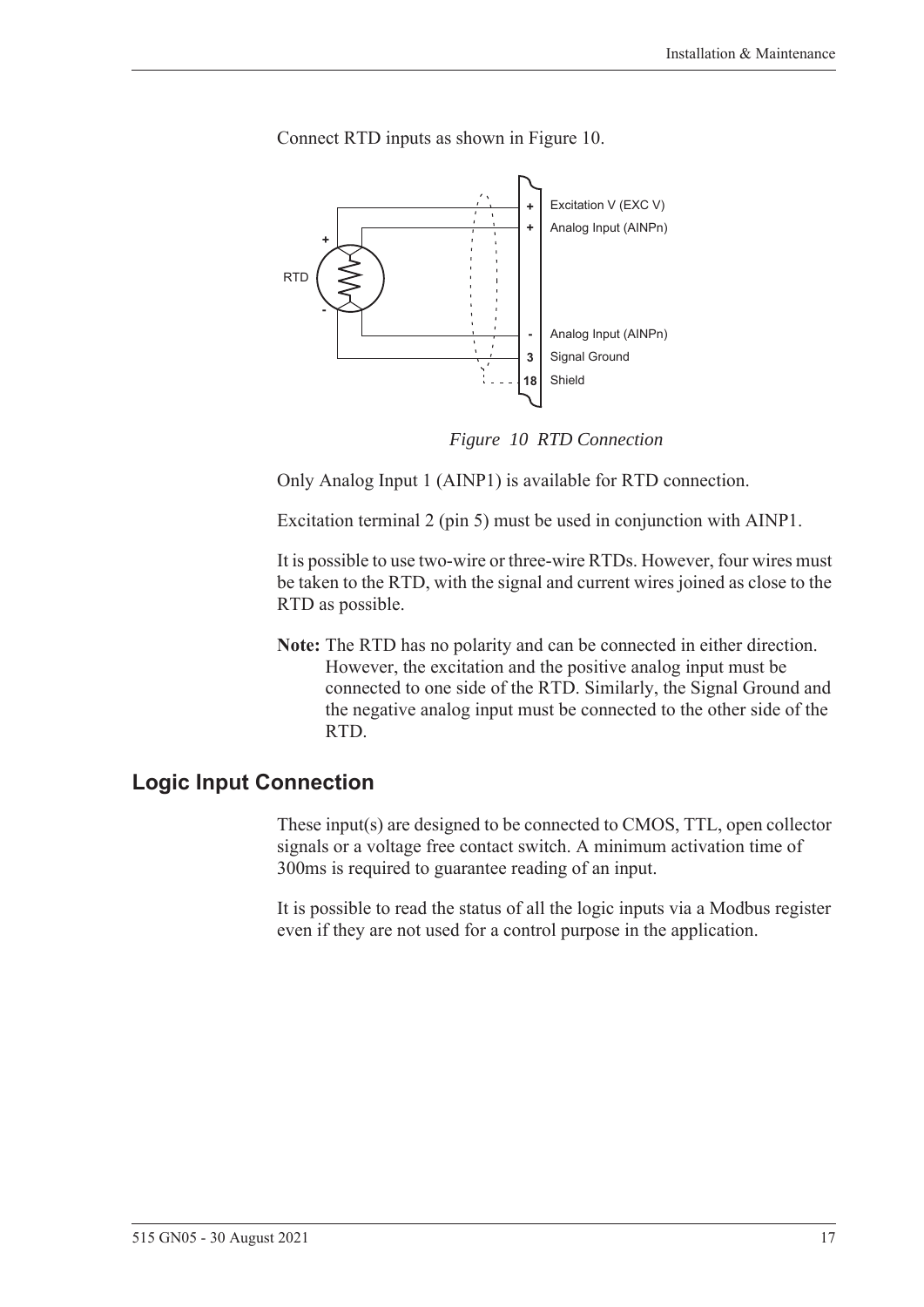Connect RTD inputs as shown in Figure 10.

*Figure 10 RTD Connection*

Only Analog Input 1 (AINP1) is available for RTD connection.

Excitation terminal 2 (pin 5) must be used in conjunction with AINP1.

It is possible to use two-wire or three-wire RTDs. However, four wires must be taken to the RTD, with the signal and current wires joined as close to the RTD as possible.

**Note:** The RTD has no polarity and can be connected in either direction. However, the excitation and the positive analog input must be connected to one side of the RTD. Similarly, the Signal Ground and the negative analog input must be connected to the other side of the RTD.

## Logic Input Connection

These input(s) are designed to be connected to CMOS, TTL, open collector signals or a voltage free contact switch. A minimum activation time of 300ms is required to guarantee reading of an input.

It is possible to read the status of all the logic inputs via a Modbus register even if they are not used for a control purpose in the application.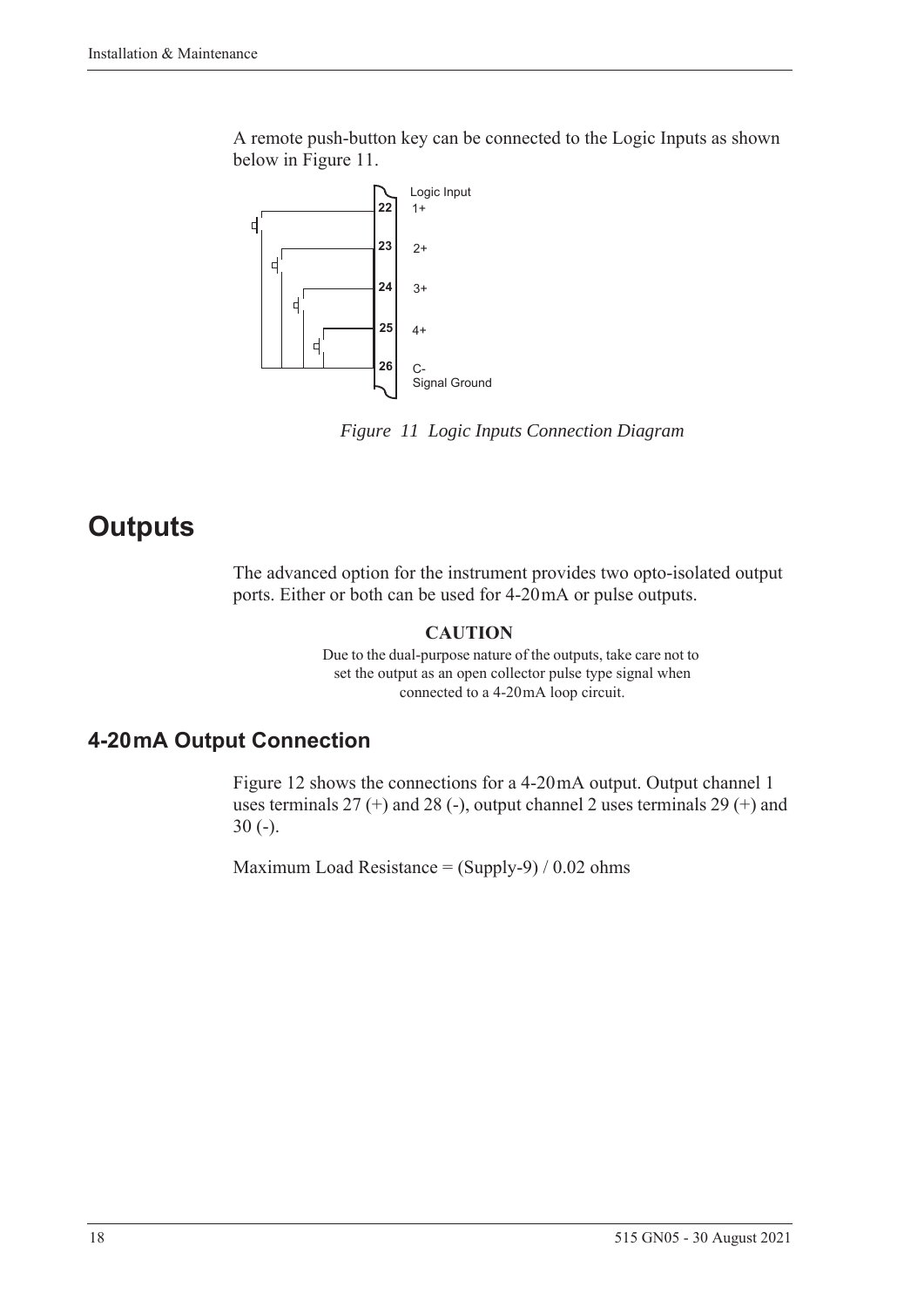A remote push-button key can be connected to the Logic Inputs as shown below in Figure 11.

*Figure 11 Logic Inputs Connection Diagram*

# Outputs

The advanced option for the instrument provides two opto-isolated output ports. Either or both can be used for 4-20 mA or pulse outputs.

**CAUTION**

Due to the dual-purpose nature of the outputs, take care not to set the output as an open collector pulse type signal when connected to a 4-20 mA loop circuit.

## 4-20 mA Output Connection

Figure 12 shows the connections for a 4-20 mA output. Output channel 1 uses terminals 27 (+) and 28 (-), output channel 2 uses terminals 29 (+) and 30 (-).

Maximum Load Resistance = (Supply-9) / 0.02 ohms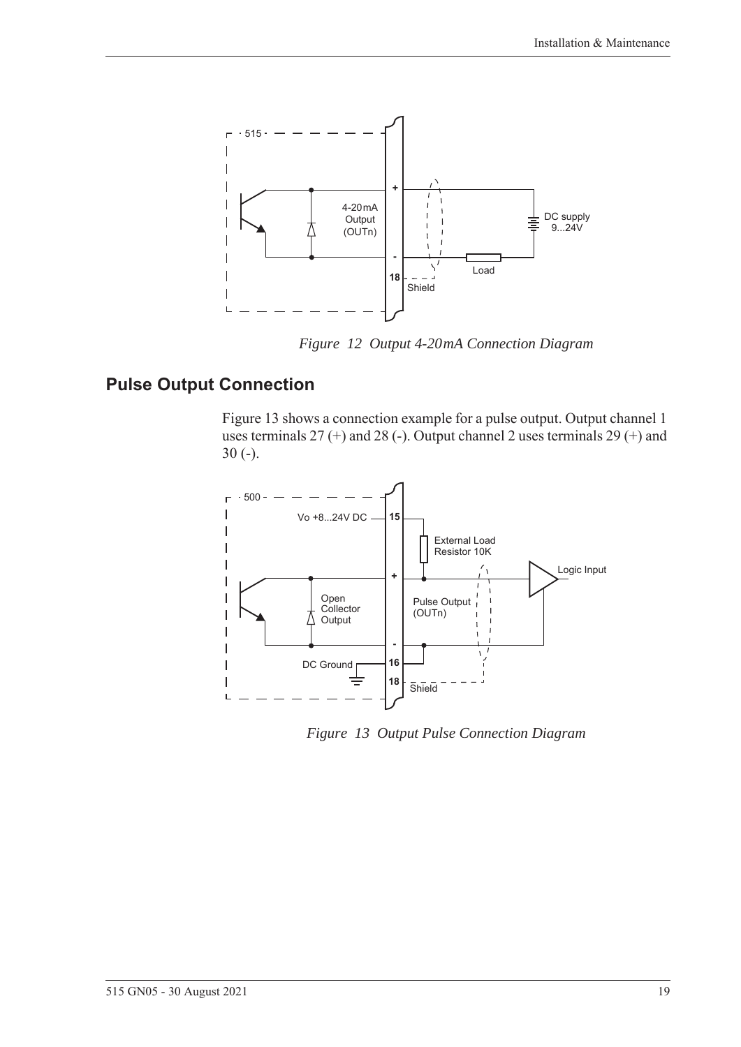*Figure 12 Output 4-20mA Connection Diagram*

## Pulse Output Connection

Figure 13 shows a connection example for a pulse output. Output channel 1 uses terminals 27 (+) and 28 (-). Output channel 2 uses terminals 29 (+) and 30 (-).

*Figure 13 Output Pulse Connection Diagram*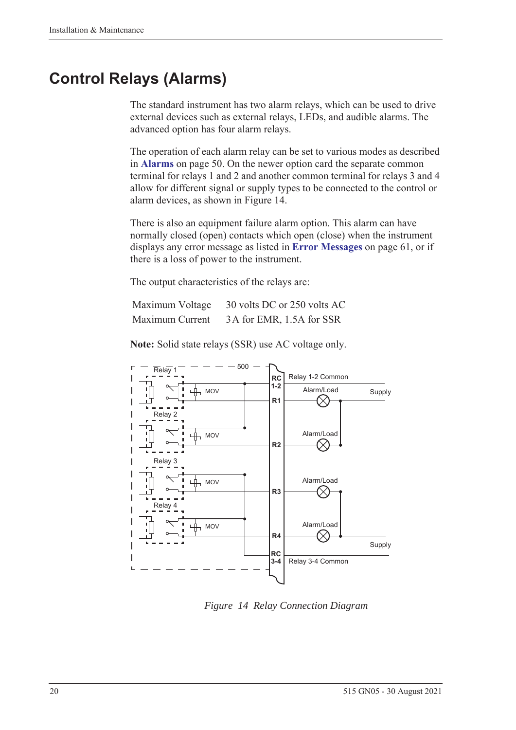# Control Relays (Alarms)

The standard instrument has two alarm relays, which can be used to drive external devices such as external relays, LEDs, and audible alarms. The advanced option has four alarm relays.

The operation of each alarm relay can be set to various modes as described in **Alarms** on page 50. On the newer option card the separate common terminal for relays 1 and 2 and another common terminal for relays 3 and 4 allow for different signal or supply types to be connected to the control or alarm devices, as shown in Figure 14.

There is also an equipment failure alarm option. This alarm can have normally closed (open) contacts which open (close) when the instrument displays any error message as listed in **Error Messages** on page 61, or if there is a loss of power to the instrument.

The output characteristics of the relays are:

| | |
|---|---|
| Maximum Voltage | 30 volts DC or 250 volts AC |
| Maximum Current | 3 A for EMR, 1.5A for SSR |

**Note:** Solid state relays (SSR) use AC voltage only.

*Figure 14 Relay Connection Diagram*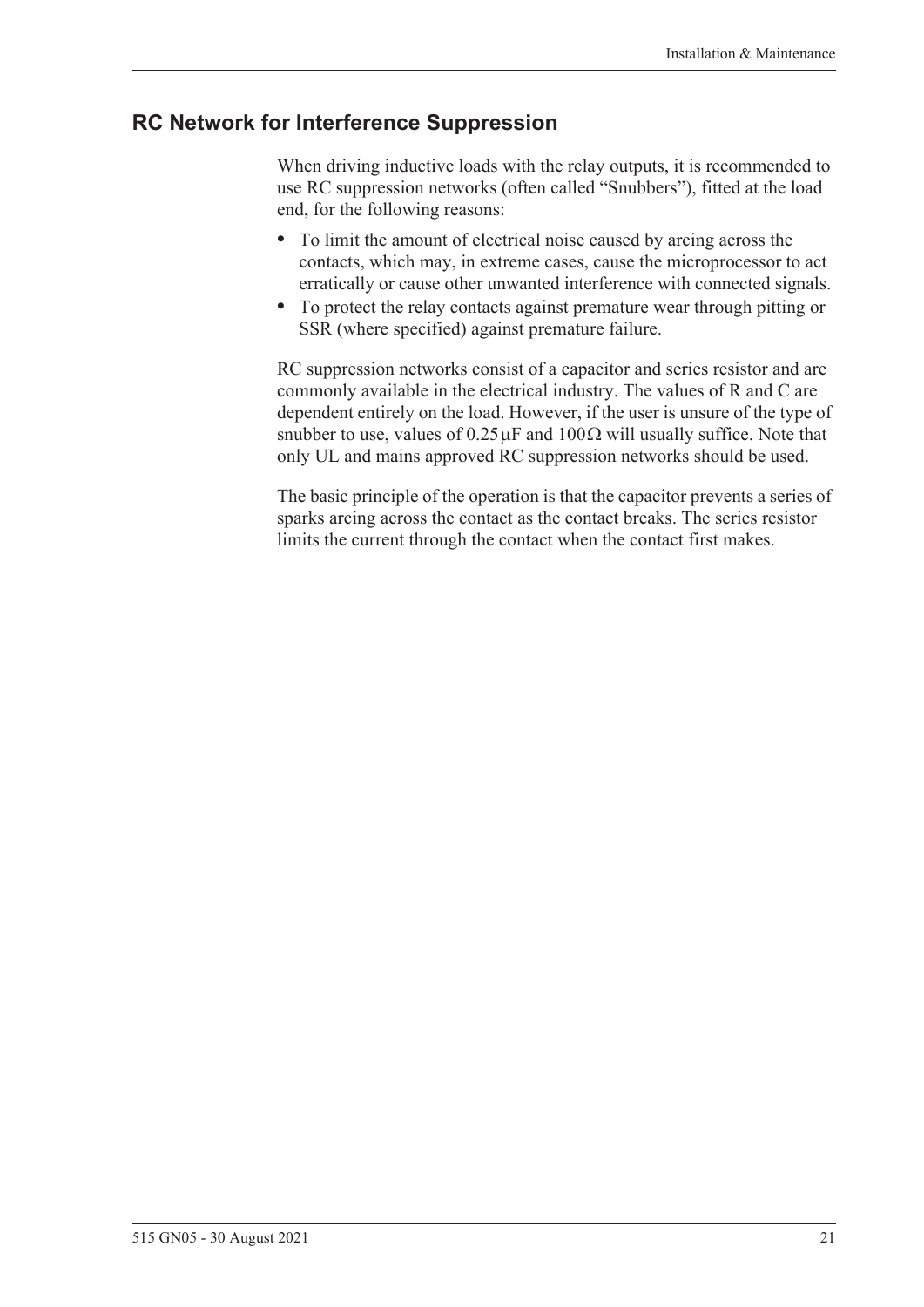## RC Network for Interference Suppression

When driving inductive loads with the relay outputs, it is recommended to use RC suppression networks (often called "Snubbers"), fitted at the load end, for the following reasons:

- To limit the amount of electrical noise caused by arcing across the contacts, which may, in extreme cases, cause the microprocessor to act erratically or cause other unwanted interference with connected signals.
- To protect the relay contacts against premature wear through pitting or SSR (where specified) against premature failure.

RC suppression networks consist of a capacitor and series resistor and are commonly available in the electrical industry. The values of R and C are dependent entirely on the load. However, if the user is unsure of the type of snubber to use, values of $0.25\,\mu F$ and $100\,\Omega$ will usually suffice. Note that only UL and mains approved RC suppression networks should be used.

The basic principle of the operation is that the capacitor prevents a series of sparks arcing across the contact as the contact breaks. The series resistor limits the current through the contact when the contact first makes.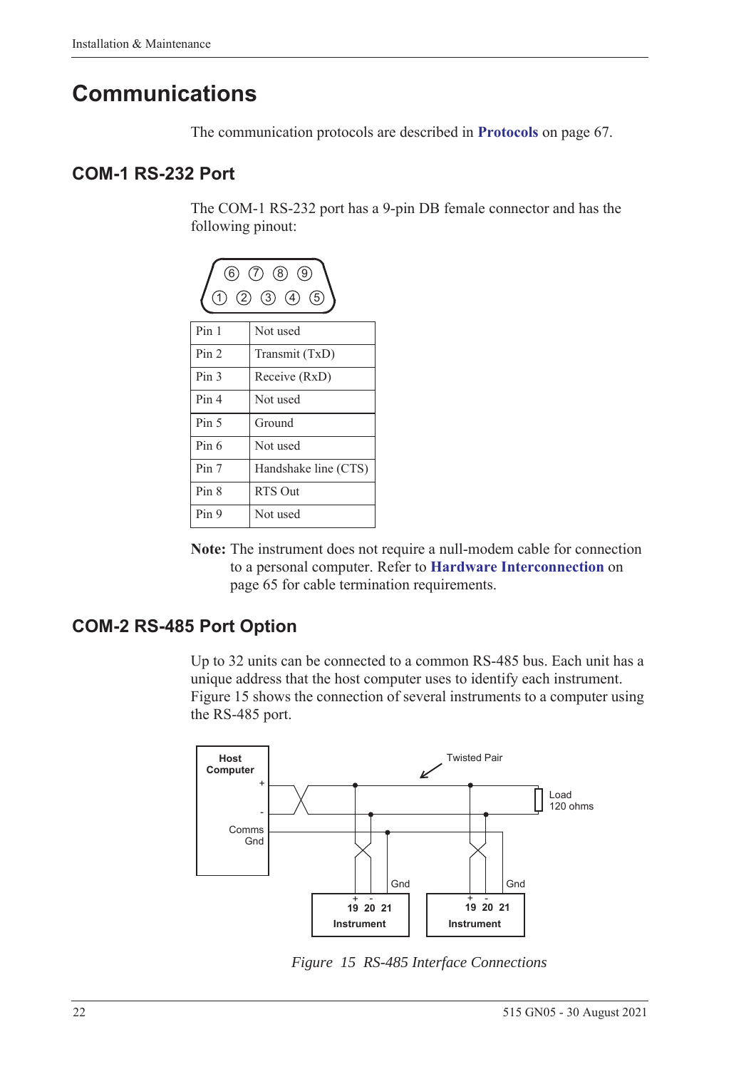# Communications

The communication protocols are described in **Protocols** on page 67.

## COM-1 RS-232 Port

The COM-1 RS-232 port has a 9-pin DB female connector and has the following pinout:

| Pin | Function |
|---|---|
| Pin 1 | Not used |
| Pin 2 | Transmit (TxD) |
| Pin 3 | Receive (RxD) |
| Pin 4 | Not used |
| Pin 5 | Ground |
| Pin 6 | Not used |
| Pin 7 | Handshake line (CTS) |
| Pin 8 | RTS Out |
| Pin 9 | Not used |

**Note:** The instrument does not require a null-modem cable for connection to a personal computer. Refer to **Hardware Interconnection** on page 65 for cable termination requirements.

## COM-2 RS-485 Port Option

Up to 32 units can be connected to a common RS-485 bus. Each unit has a unique address that the host computer uses to identify each instrument. Figure 15 shows the connection of several instruments to a computer using the RS-485 port.

*Figure 15 RS-485 Interface Connections*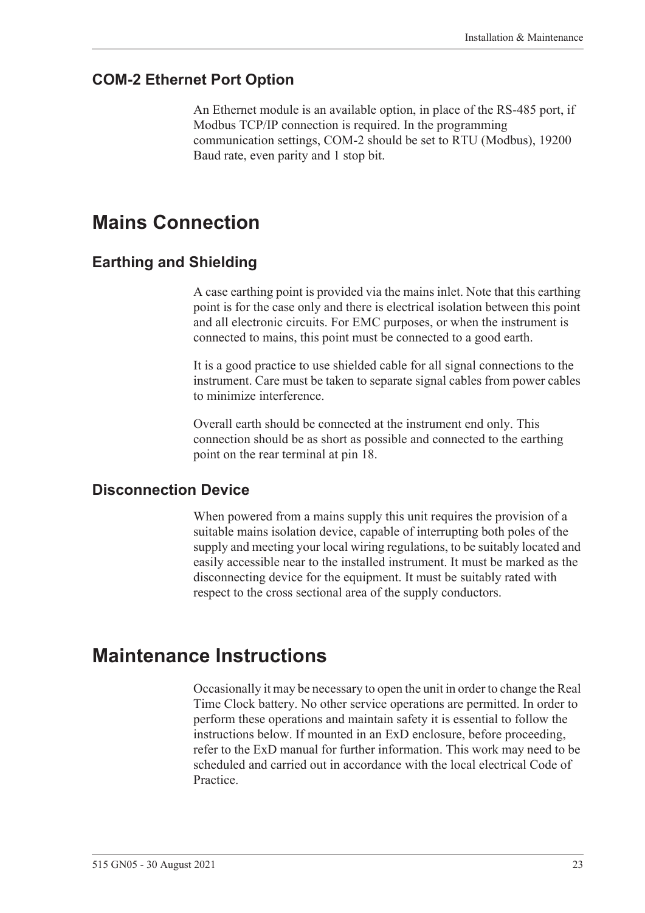### COM-2 Ethernet Port Option

An Ethernet module is an available option, in place of the RS-485 port, if Modbus TCP/IP connection is required. In the programming communication settings, COM-2 should be set to RTU (Modbus), 19200 Baud rate, even parity and 1 stop bit.

## Mains Connection

### Earthing and Shielding

A case earthing point is provided via the mains inlet. Note that this earthing point is for the case only and there is electrical isolation between this point and all electronic circuits. For EMC purposes, or when the instrument is connected to mains, this point must be connected to a good earth.

It is a good practice to use shielded cable for all signal connections to the instrument. Care must be taken to separate signal cables from power cables to minimize interference.

Overall earth should be connected at the instrument end only. This connection should be as short as possible and connected to the earthing point on the rear terminal at pin 18.

### Disconnection Device

When powered from a mains supply this unit requires the provision of a suitable mains isolation device, capable of interrupting both poles of the supply and meeting your local wiring regulations, to be suitably located and easily accessible near to the installed instrument. It must be marked as the disconnecting device for the equipment. It must be suitably rated with respect to the cross sectional area of the supply conductors.

## Maintenance Instructions

Occasionally it may be necessary to open the unit in order to change the Real Time Clock battery. No other service operations are permitted. In order to perform these operations and maintain safety it is essential to follow the instructions below. If mounted in an ExD enclosure, before proceeding, refer to the ExD manual for further information. This work may need to be scheduled and carried out in accordance with the local electrical Code of Practice.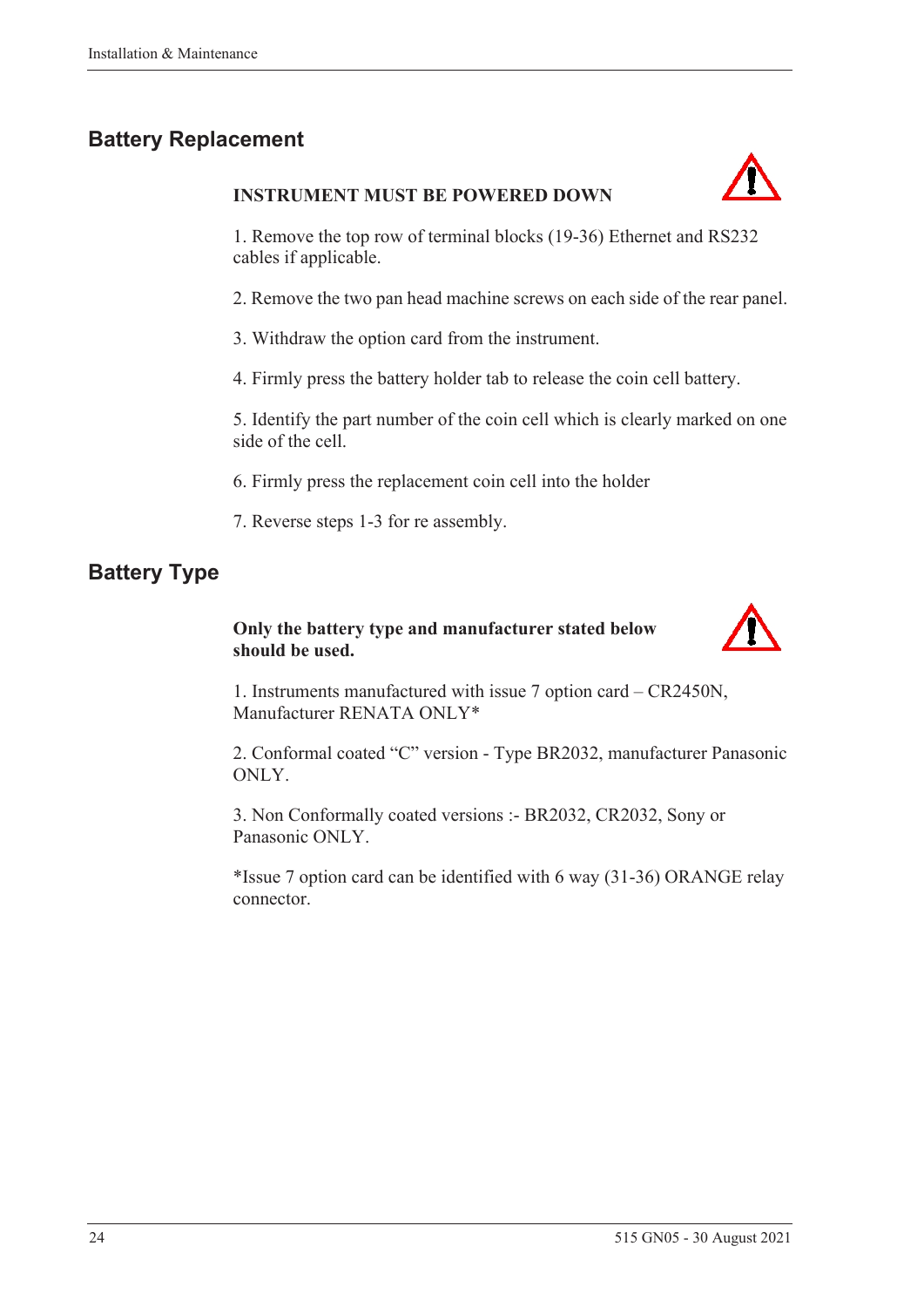## Battery Replacement

**INSTRUMENT MUST BE POWERED DOWN**

1. Remove the top row of terminal blocks (19-36) Ethernet and RS232 cables if applicable.

2. Remove the two pan head machine screws on each side of the rear panel.

3. Withdraw the option card from the instrument.

4. Firmly press the battery holder tab to release the coin cell battery.

5. Identify the part number of the coin cell which is clearly marked on one side of the cell.

6. Firmly press the replacement coin cell into the holder

7. Reverse steps 1-3 for re assembly.

## Battery Type

**Only the battery type and manufacturer stated below should be used.**

1. Instruments manufactured with issue 7 option card – CR2450N, Manufacturer RENATA ONLY*

2. Conformal coated "C" version - Type BR2032, manufacturer Panasonic ONLY.

3. Non Conformally coated versions :- BR2032, CR2032, Sony or Panasonic ONLY.

*Issue 7 option card can be identified with 6 way (31-36) ORANGE relay connector.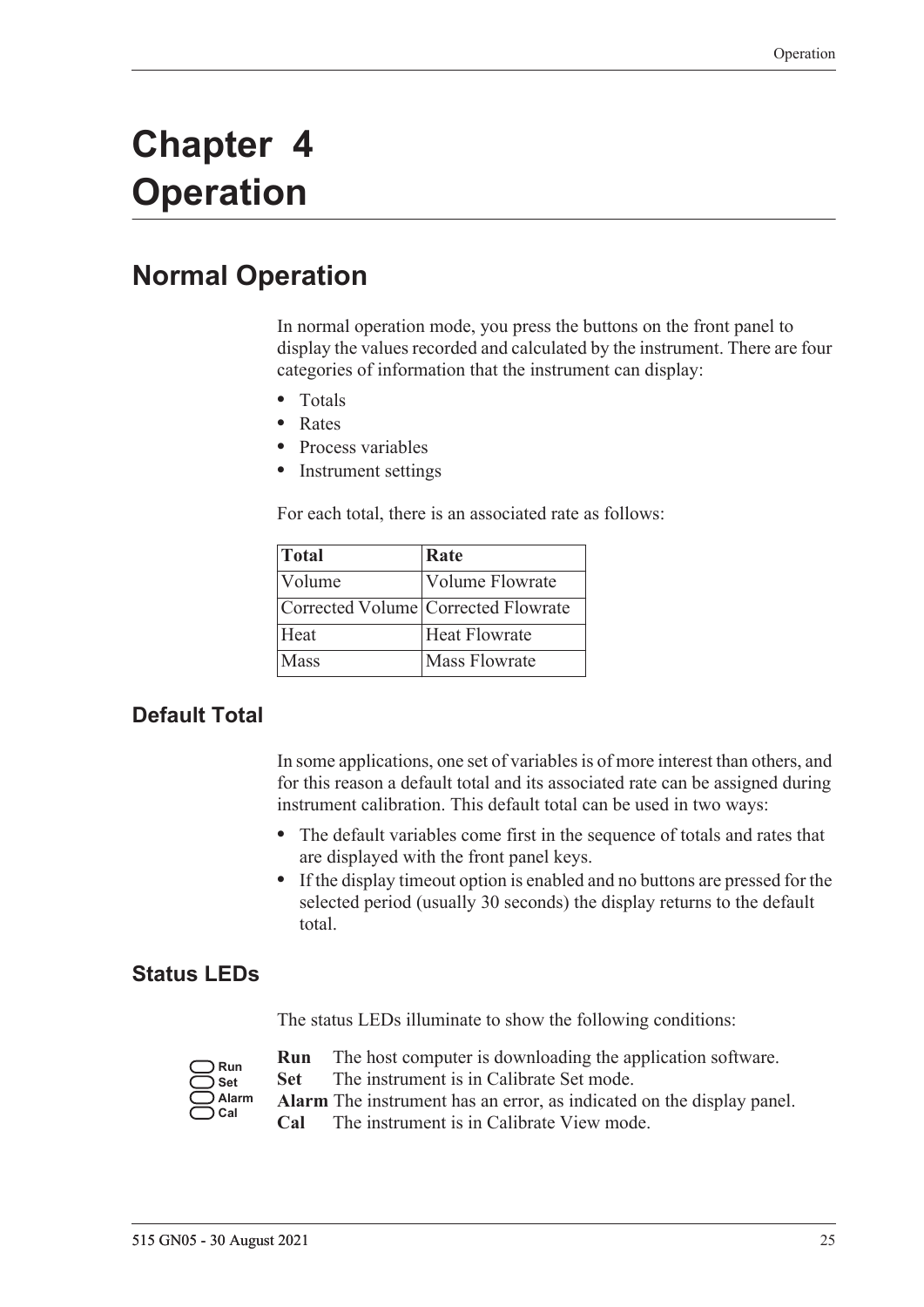# Chapter 4 Operation

## Normal Operation

In normal operation mode, you press the buttons on the front panel to display the values recorded and calculated by the instrument. There are four categories of information that the instrument can display:

- Totals
- Rates
- Process variables
- Instrument settings

For each total, there is an associated rate as follows:

| Total | Rate |
|---|---|
| Volume | Volume Flowrate |
| Corrected Volume | Corrected Flowrate |
| Heat | Heat Flowrate |
| Mass | Mass Flowrate |

### Default Total

In some applications, one set of variables is of more interest than others, and for this reason a default total and its associated rate can be assigned during instrument calibration. This default total can be used in two ways:

- The default variables come first in the sequence of totals and rates that are displayed with the front panel keys.
- If the display timeout option is enabled and no buttons are pressed for the selected period (usually 30 seconds) the display returns to the default total.

### Status LEDs

The status LEDs illuminate to show the following conditions:

**Run** The host computer is downloading the application software.
**Set** The instrument is in Calibrate Set mode.
**Alarm** The instrument has an error, as indicated on the display panel.
**Cal** The instrument is in Calibrate View mode.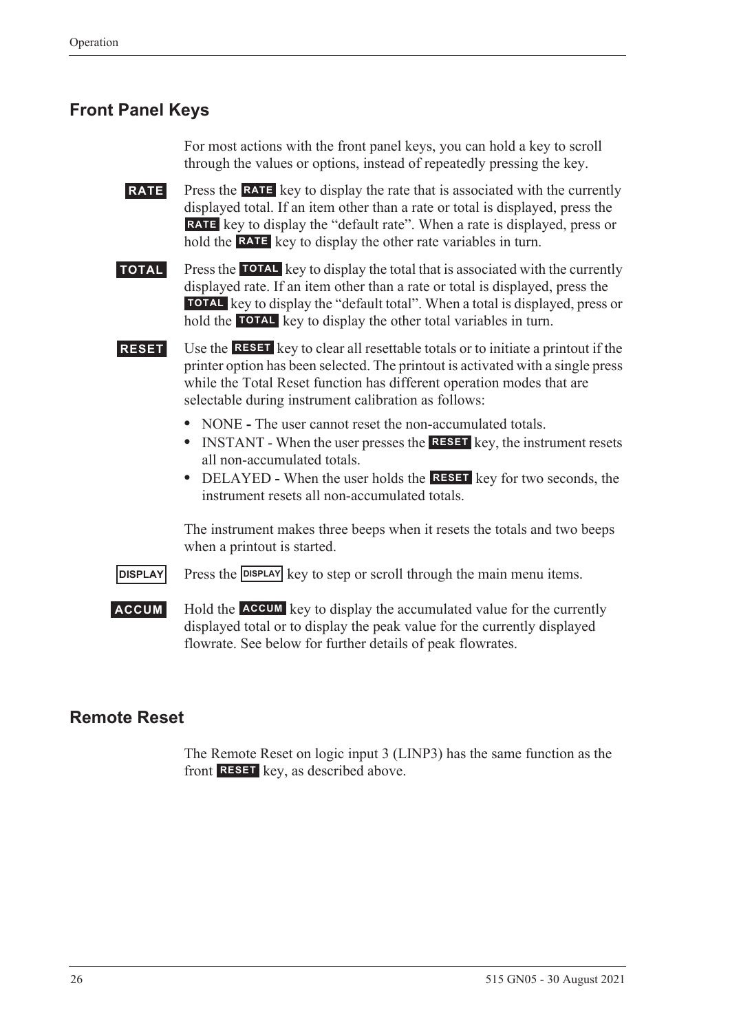## Front Panel Keys

For most actions with the front panel keys, you can hold a key to scroll through the values or options, instead of repeatedly pressing the key.

**RATE** Press the **RATE** key to display the rate that is associated with the currently displayed total. If an item other than a rate or total is displayed, press the **RATE** key to display the "default rate". When a rate is displayed, press or hold the **RATE** key to display the other rate variables in turn.

**TOTAL** Press the **TOTAL** key to display the total that is associated with the currently displayed rate. If an item other than a rate or total is displayed, press the **TOTAL** key to display the "default total". When a total is displayed, press or hold the **TOTAL** key to display the other total variables in turn.

**RESET** Use the **RESET** key to clear all resettable totals or to initiate a printout if the printer option has been selected. The printout is activated with a single press while the Total Reset function has different operation modes that are selectable during instrument calibration as follows:

- NONE - The user cannot reset the non-accumulated totals.
- INSTANT - When the user presses the **RESET** key, the instrument resets all non-accumulated totals.
- DELAYED - When the user holds the **RESET** key for two seconds, the instrument resets all non-accumulated totals.

The instrument makes three beeps when it resets the totals and two beeps when a printout is started.

**DISPLAY** Press the **DISPLAY** key to step or scroll through the main menu items.

**ACCUM** Hold the **ACCUM** key to display the accumulated value for the currently displayed total or to display the peak value for the currently displayed flowrate. See below for further details of peak flowrates.

## Remote Reset

The Remote Reset on logic input 3 (LINP3) has the same function as the front **RESET** key, as described above.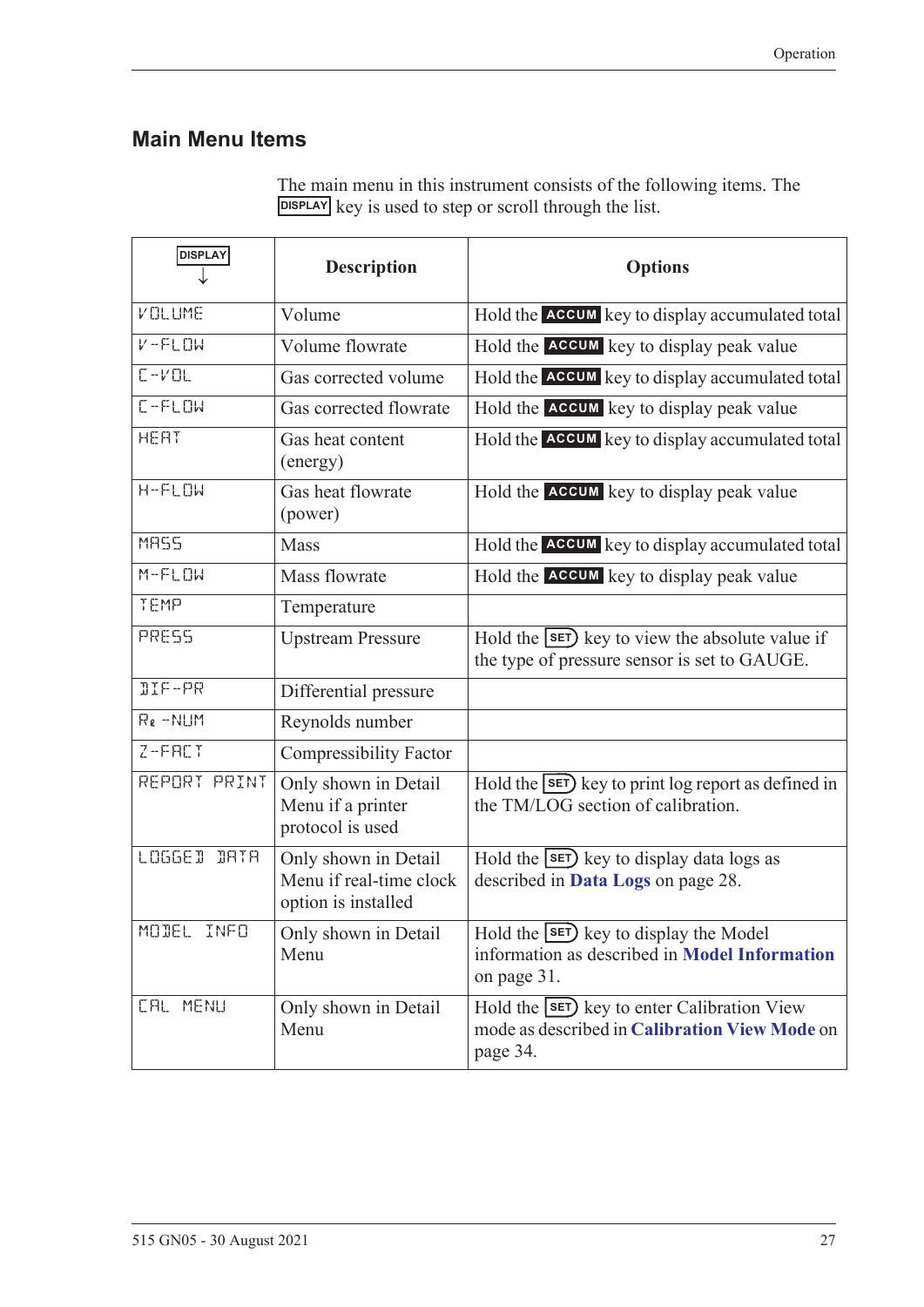## Main Menu Items

The main menu in this instrument consists of the following items. The DISPLAY key is used to step or scroll through the list.

| DISPLAY ↓ | Description | Options |
|---|---|---|
| VOLUME | Volume | Hold the ACCUM key to display accumulated total |
| V-FLOW | Volume flowrate | Hold the ACCUM key to display peak value |
| C-VOL | Gas corrected volume | Hold the ACCUM key to display accumulated total |
| C-FLOW | Gas corrected flowrate | Hold the ACCUM key to display peak value |
| HEAT | Gas heat content (energy) | Hold the ACCUM key to display accumulated total |
| H-FLOW | Gas heat flowrate (power) | Hold the ACCUM key to display peak value |
| MASS | Mass | Hold the ACCUM key to display accumulated total |
| M-FLOW | Mass flowrate | Hold the ACCUM key to display peak value |
| TEMP | Temperature | |
| PRESS | Upstream Pressure | Hold the SET key to view the absolute value if the type of pressure sensor is set to GAUGE. |
| DIF-PR | Differential pressure | |
| Re -NUM | Reynolds number | |
| Z-FACT | Compressibility Factor | |
| REPORT PRINT | Only shown in Detail Menu if a printer protocol is used | Hold the SET key to print log report as defined in the TM/LOG section of calibration. |
| LOGGED DATA | Only shown in Detail Menu if real-time clock option is installed | Hold the SET key to display data logs as described in **Data Logs** on page 28. |
| MODEL INFO | Only shown in Detail Menu | Hold the SET key to display the Model information as described in **Model Information** on page 31. |
| CAL MENU | Only shown in Detail Menu | Hold the SET key to enter Calibration View mode as described in **Calibration View Mode** on page 34. |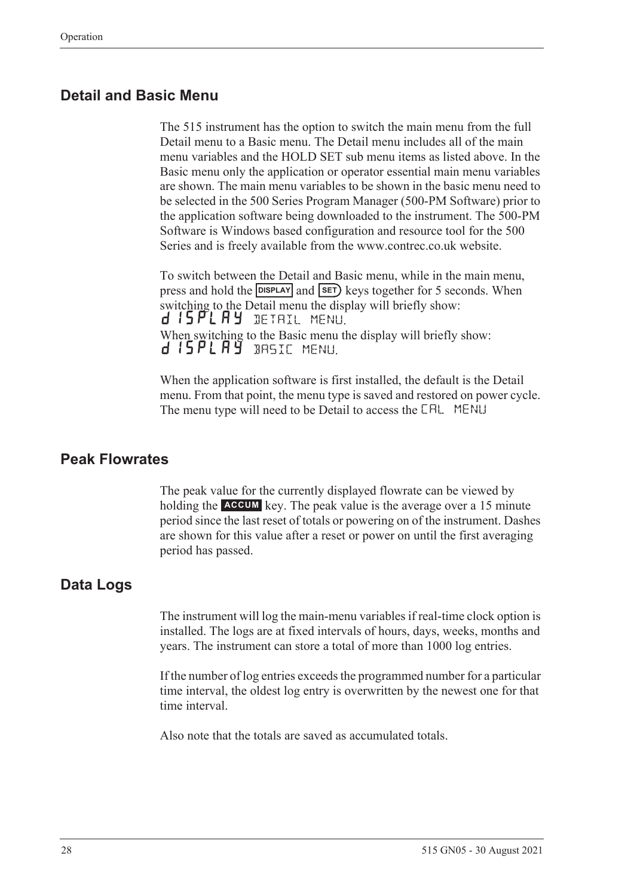## Detail and Basic Menu

The 515 instrument has the option to switch the main menu from the full Detail menu to a Basic menu. The Detail menu includes all of the main menu variables and the HOLD SET sub menu items as listed above. In the Basic menu only the application or operator essential main menu variables are shown. The main menu variables to be shown in the basic menu need to be selected in the 500 Series Program Manager (500-PM Software) prior to the application software being downloaded to the instrument. The 500-PM Software is Windows based configuration and resource tool for the 500 Series and is freely available from the www.contrec.co.uk website.

To switch between the Detail and Basic menu, while in the main menu, press and hold the **DISPLAY** and **SET** keys together for 5 seconds. When switching to the Detail menu the display will briefly show:
dISPLAY DETAIL MENU.
When switching to the Basic menu the display will briefly show:
dISPLAY BASIC MENU.

When the application software is first installed, the default is the Detail menu. From that point, the menu type is saved and restored on power cycle. The menu type will need to be Detail to access the CAL MENU

## Peak Flowrates

The peak value for the currently displayed flowrate can be viewed by holding the **ACCUM** key. The peak value is the average over a 15 minute period since the last reset of totals or powering on of the instrument. Dashes are shown for this value after a reset or power on until the first averaging period has passed.

## Data Logs

The instrument will log the main-menu variables if real-time clock option is installed. The logs are at fixed intervals of hours, days, weeks, months and years. The instrument can store a total of more than 1000 log entries.

If the number of log entries exceeds the programmed number for a particular time interval, the oldest log entry is overwritten by the newest one for that time interval.

Also note that the totals are saved as accumulated totals.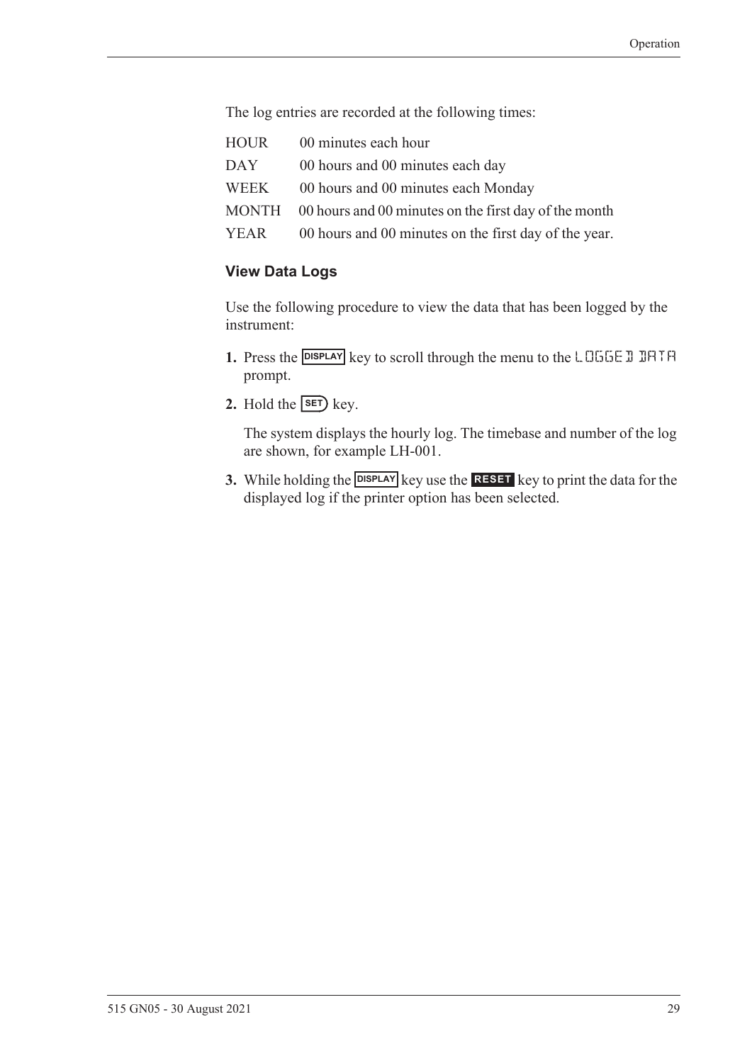The log entries are recorded at the following times:

| | |
|---|---|
| HOUR | 00 minutes each hour |
| DAY | 00 hours and 00 minutes each day |
| WEEK | 00 hours and 00 minutes each Monday |
| MONTH | 00 hours and 00 minutes on the first day of the month |
| YEAR | 00 hours and 00 minutes on the first day of the year. |

### View Data Logs

Use the following procedure to view the data that has been logged by the instrument:

1. Press the **DISPLAY** key to scroll through the menu to the LOGGED DATA prompt.
2. Hold the **SET** key.

   The system displays the hourly log. The timebase and number of the log are shown, for example LH-001.

3. While holding the **DISPLAY** key use the **RESET** key to print the data for the displayed log if the printer option has been selected.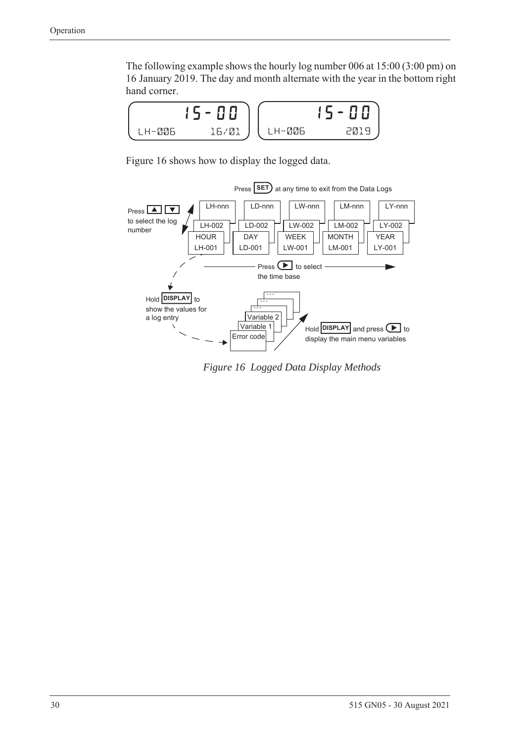The following example shows the hourly log number 006 at 15:00 (3:00 pm) on 16 January 2019. The day and month alternate with the year in the bottom right hand corner.

```
        15-00            15-00
LH-006       16/01   LH-006       2019
```

Figure 16 shows how to display the logged data.

Press **SET** at any time to exit from the Data Logs

Press ▲ ▼ to select the log number

| HOUR | DAY | WEEK | MONTH | YEAR |
|---|---|---|---|---|
| LH-001 | LD-001 | LW-001 | LM-001 | LY-001 |
| LH-002 | LD-002 | LW-002 | LM-002 | LY-002 |
| LH-nnn | LD-nnn | LW-nnn | LM-nnn | LY-nnn |

Press ▶ to select the time base

Hold **DISPLAY** to show the values for a log entry

Error code, Variable 1, Variable 2, ...

Hold **DISPLAY** and press ▶ to display the main menu variables

*Figure 16 Logged Data Display Methods*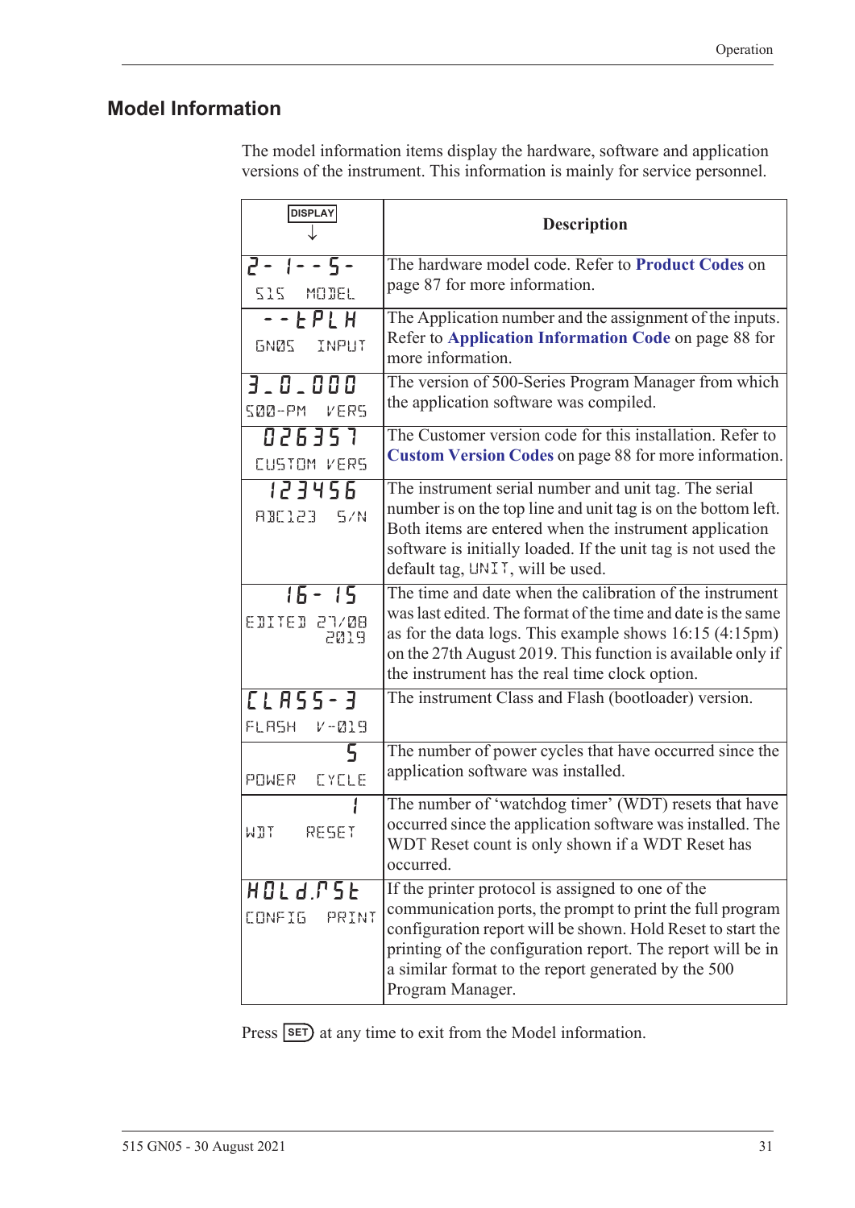## Model Information

The model information items display the hardware, software and application versions of the instrument. This information is mainly for service personnel.

| DISPLAY ↓ | Description |
|---|---|
| 2- 1--5- <br> 515 MODEL | The hardware model code. Refer to **Product Codes** on page 87 for more information. |
| --tPLH <br> GN05 INPUT | The Application number and the assignment of the inputs. Refer to **Application Information Code** on page 88 for more information. |
| 3_0_000 <br> 500-PM VERS | The version of 500-Series Program Manager from which the application software was compiled. |
| 026357 <br> CUSTOM VERS | The Customer version code for this installation. Refer to **Custom Version Codes** on page 88 for more information. |
| 123456 <br> ABC123 S/N | The instrument serial number and unit tag. The serial number is on the top line and unit tag is on the bottom left. Both items are entered when the instrument application software is initially loaded. If the unit tag is not used the default tag, UNIT, will be used. |
| 16- 15 <br> EDITED 27/08 2019 | The time and date when the calibration of the instrument was last edited. The format of the time and date is the same as for the data logs. This example shows 16:15 (4:15pm) on the 27th August 2019. This function is available only if the instrument has the real time clock option. |
| CLASS-3 <br> FLASH V-019 | The instrument Class and Flash (bootloader) version. |
| 5 <br> POWER CYCLE | The number of power cycles that have occurred since the application software was installed. |
| 1 <br> WDT RESET | The number of 'watchdog timer' (WDT) resets that have occurred since the application software was installed. The WDT Reset count is only shown if a WDT Reset has occurred. |
| HOLd.rSt <br> CONFIG PRINT | If the printer protocol is assigned to one of the communication ports, the prompt to print the full program configuration report will be shown. Hold Reset to start the printing of the configuration report. The report will be in a similar format to the report generated by the 500 Program Manager. |

Press SET at any time to exit from the Model information.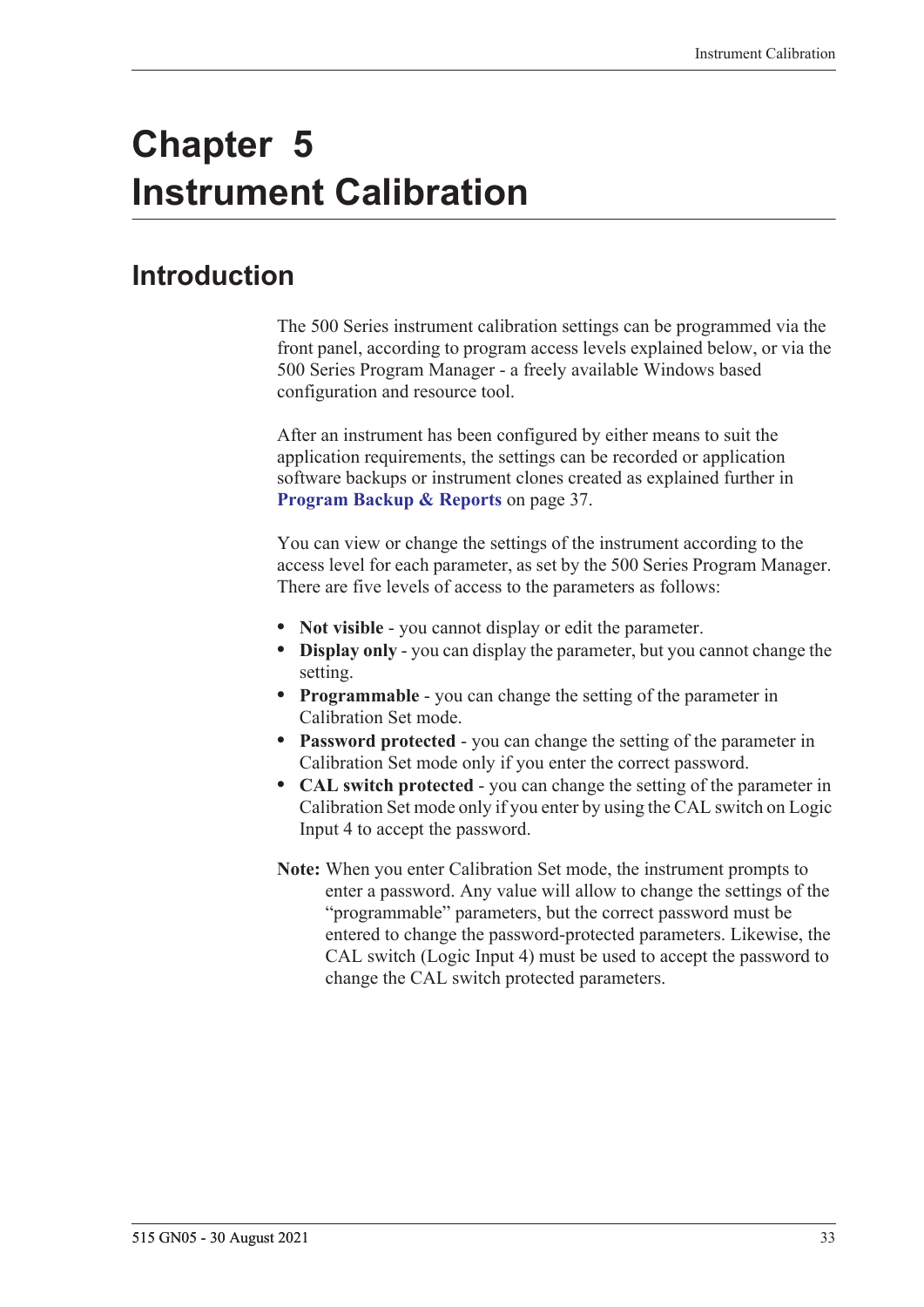# Chapter 5 Instrument Calibration

## Introduction

The 500 Series instrument calibration settings can be programmed via the front panel, according to program access levels explained below, or via the 500 Series Program Manager - a freely available Windows based configuration and resource tool.

After an instrument has been configured by either means to suit the application requirements, the settings can be recorded or application software backups or instrument clones created as explained further in **Program Backup & Reports** on page 37.

You can view or change the settings of the instrument according to the access level for each parameter, as set by the 500 Series Program Manager. There are five levels of access to the parameters as follows:

- **Not visible** - you cannot display or edit the parameter.
- **Display only** - you can display the parameter, but you cannot change the setting.
- **Programmable** - you can change the setting of the parameter in Calibration Set mode.
- **Password protected** - you can change the setting of the parameter in Calibration Set mode only if you enter the correct password.
- **CAL switch protected** - you can change the setting of the parameter in Calibration Set mode only if you enter by using the CAL switch on Logic Input 4 to accept the password.

**Note:** When you enter Calibration Set mode, the instrument prompts to enter a password. Any value will allow to change the settings of the "programmable" parameters, but the correct password must be entered to change the password-protected parameters. Likewise, the CAL switch (Logic Input 4) must be used to accept the password to change the CAL switch protected parameters.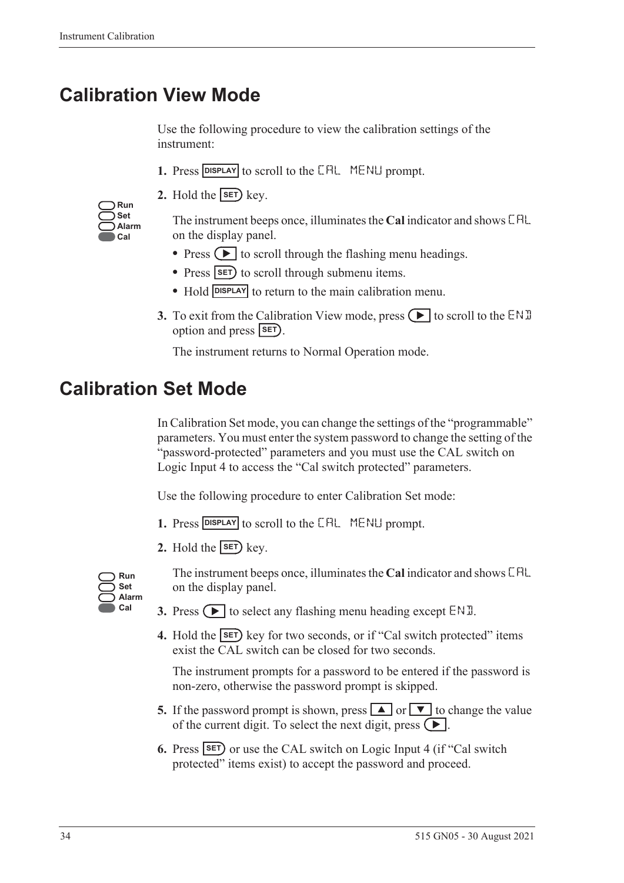# Calibration View Mode

Use the following procedure to view the calibration settings of the instrument:

1. Press **DISPLAY** to scroll to the CAL MENU prompt.
2. Hold the **SET** key.

   Run
   Set
   Alarm
   Cal

   The instrument beeps once, illuminates the **Cal** indicator and shows CAL on the display panel.

   - Press ▶ to scroll through the flashing menu headings.
   - Press **SET** to scroll through submenu items.
   - Hold **DISPLAY** to return to the main calibration menu.

3. To exit from the Calibration View mode, press ▶ to scroll to the END option and press **SET**.

   The instrument returns to Normal Operation mode.

# Calibration Set Mode

In Calibration Set mode, you can change the settings of the "programmable" parameters. You must enter the system password to change the setting of the "password-protected" parameters and you must use the CAL switch on Logic Input 4 to access the "Cal switch protected" parameters.

Use the following procedure to enter Calibration Set mode:

1. Press **DISPLAY** to scroll to the CAL MENU prompt.
2. Hold the **SET** key.

   Run
   Set
   Alarm
   Cal

   The instrument beeps once, illuminates the **Cal** indicator and shows CAL on the display panel.

3. Press ▶ to select any flashing menu heading except END.
4. Hold the **SET** key for two seconds, or if "Cal switch protected" items exist the CAL switch can be closed for two seconds.

   The instrument prompts for a password to be entered if the password is non-zero, otherwise the password prompt is skipped.

5. If the password prompt is shown, press ▲ or ▼ to change the value of the current digit. To select the next digit, press ▶.
6. Press **SET** or use the CAL switch on Logic Input 4 (if "Cal switch protected" items exist) to accept the password and proceed.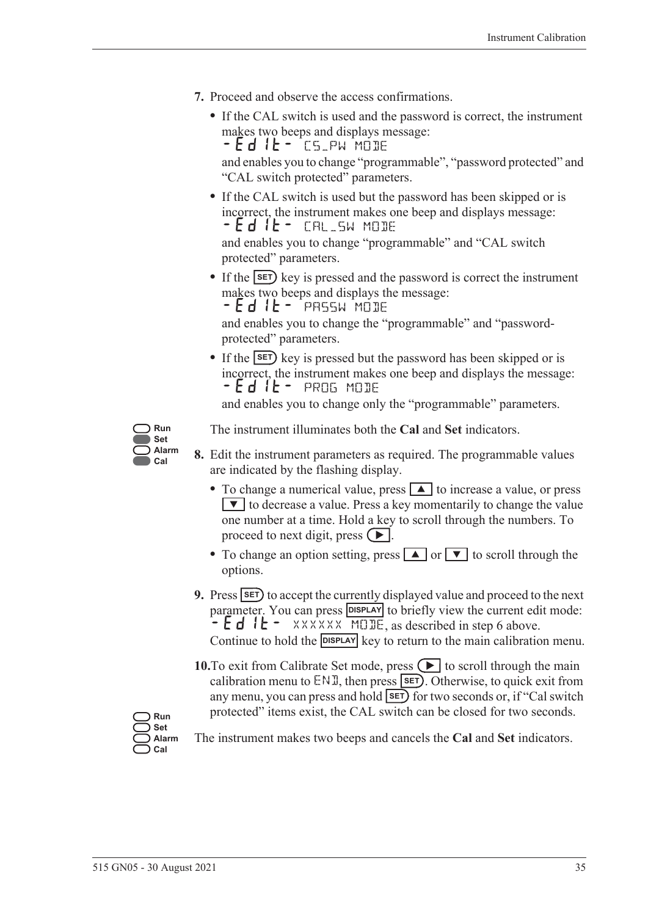7. Proceed and observe the access confirmations.

   - If the CAL switch is used and the password is correct, the instrument makes two beeps and displays message:
     -Edit- CS_PW MODE
     and enables you to change "programmable", "password protected" and "CAL switch protected" parameters.
   - If the CAL switch is used but the password has been skipped or is incorrect, the instrument makes one beep and displays message:
     -Edit- CAL_SW MODE
     and enables you to change "programmable" and "CAL switch protected" parameters.
   - If the SET key is pressed and the password is correct the instrument makes two beeps and displays the message:
     -Edit- PASSW MODE
     and enables you to change the "programmable" and "password-protected" parameters.
   - If the SET key is pressed but the password has been skipped or is incorrect, the instrument makes one beep and displays the message:
     -Edit- PROG MODE
     and enables you to change only the "programmable" parameters.

Run
Set
Alarm
Cal

The instrument illuminates both the **Cal** and **Set** indicators.

8. Edit the instrument parameters as required. The programmable values are indicated by the flashing display.

   - To change a numerical value, press ▲ to increase a value, or press ▼ to decrease a value. Press a key momentarily to change the value one number at a time. Hold a key to scroll through the numbers. To proceed to next digit, press ▶.
   - To change an option setting, press ▲ or ▼ to scroll through the options.

9. Press SET to accept the currently displayed value and proceed to the next parameter. You can press DISPLAY to briefly view the current edit mode: -Edit- XXXXXX MODE, as described in step 6 above.
   Continue to hold the DISPLAY key to return to the main calibration menu.

10. To exit from Calibrate Set mode, press ▶ to scroll through the main calibration menu to END, then press SET. Otherwise, to quick exit from any menu, you can press and hold SET for two seconds or, if "Cal switch protected" items exist, the CAL switch can be closed for two seconds.

Run
Set
Alarm
Cal

The instrument makes two beeps and cancels the **Cal** and **Set** indicators.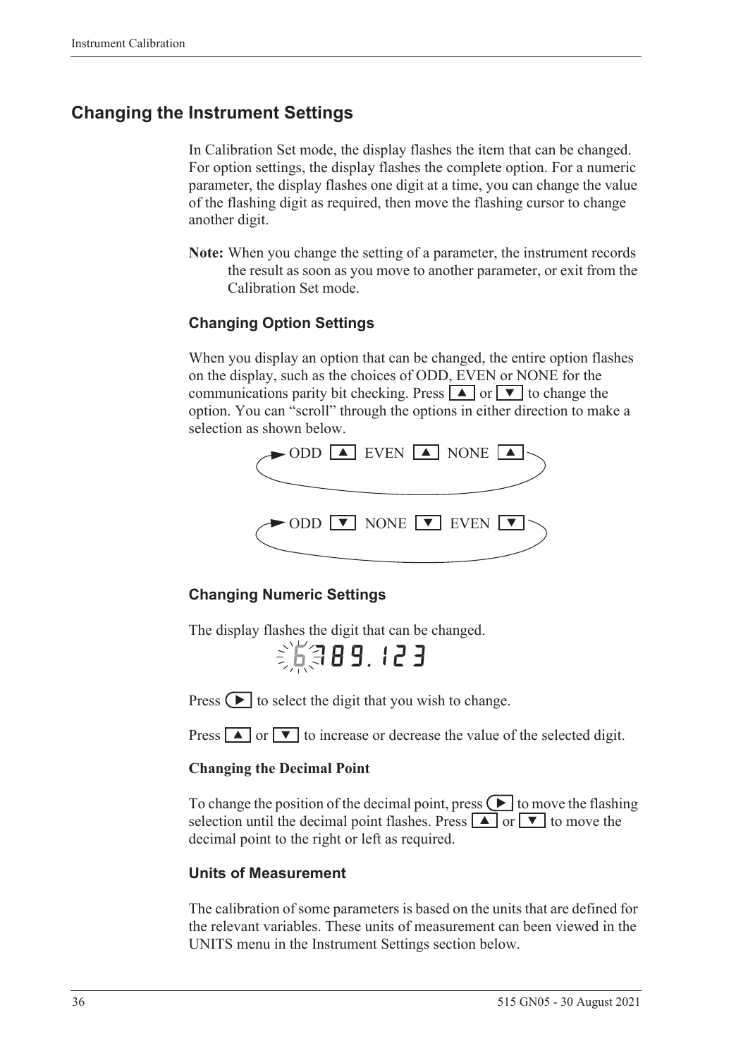## Changing the Instrument Settings

In Calibration Set mode, the display flashes the item that can be changed. For option settings, the display flashes the complete option. For a numeric parameter, the display flashes one digit at a time, you can change the value of the flashing digit as required, then move the flashing cursor to change another digit.

**Note:** When you change the setting of a parameter, the instrument records the result as soon as you move to another parameter, or exit from the Calibration Set mode.

### Changing Option Settings

When you display an option that can be changed, the entire option flashes on the display, such as the choices of ODD, EVEN or NONE for the communications parity bit checking. Press ▲ or ▼ to change the option. You can "scroll" through the options in either direction to make a selection as shown below.

ODD ▲ EVEN ▲ NONE ▲

ODD ▼ NONE ▼ EVEN ▼

### Changing Numeric Settings

The display flashes the digit that can be changed.

6789.123

Press ▶ to select the digit that you wish to change.

Press ▲ or ▼ to increase or decrease the value of the selected digit.

**Changing the Decimal Point**

To change the position of the decimal point, press ▶ to move the flashing selection until the decimal point flashes. Press ▲ or ▼ to move the decimal point to the right or left as required.

### Units of Measurement

The calibration of some parameters is based on the units that are defined for the relevant variables. These units of measurement can been viewed in the UNITS menu in the Instrument Settings section below.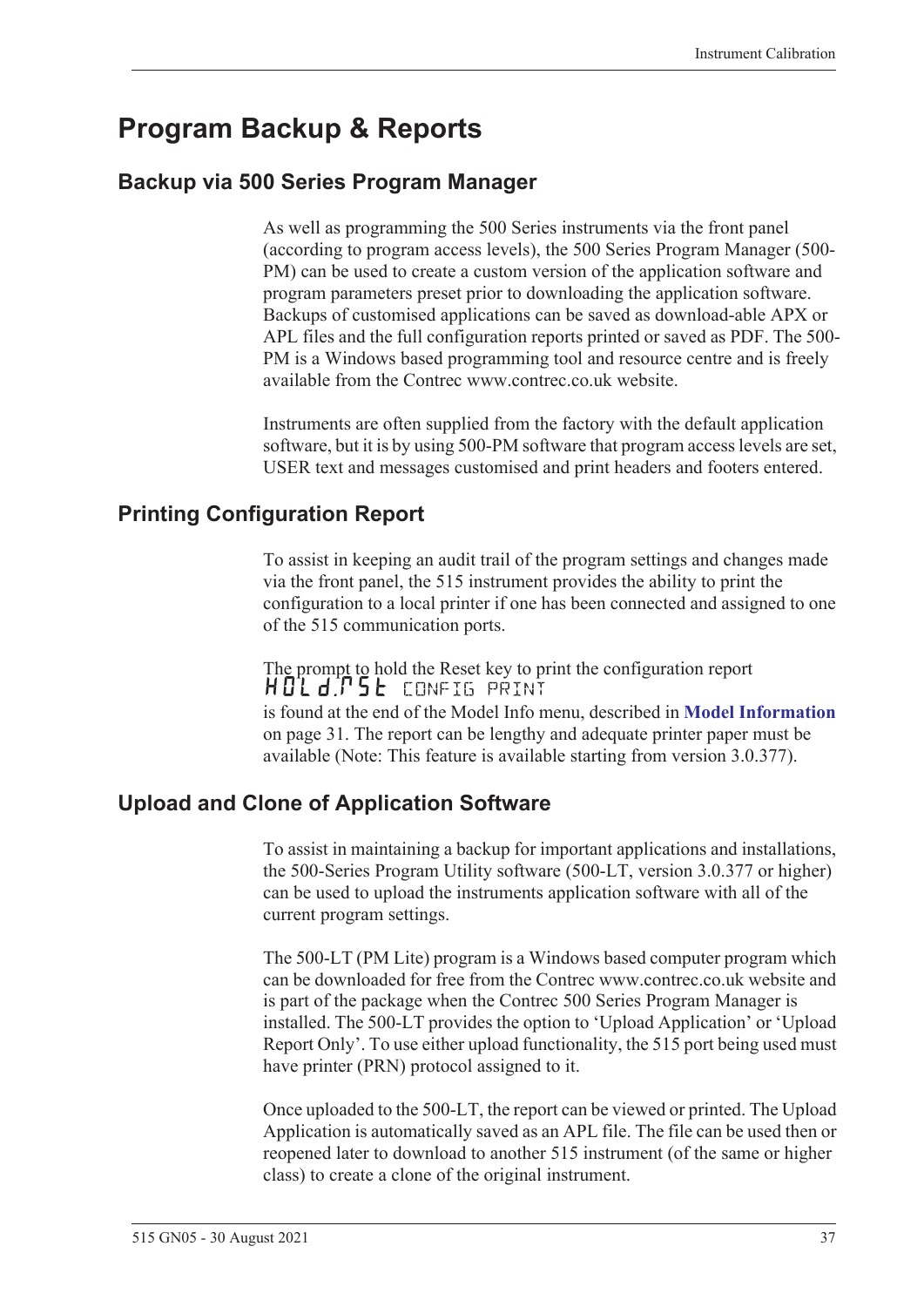# Program Backup & Reports

## Backup via 500 Series Program Manager

As well as programming the 500 Series instruments via the front panel (according to program access levels), the 500 Series Program Manager (500-PM) can be used to create a custom version of the application software and program parameters preset prior to downloading the application software. Backups of customised applications can be saved as download-able APX or APL files and the full configuration reports printed or saved as PDF. The 500-PM is a Windows based programming tool and resource centre and is freely available from the Contrec www.contrec.co.uk website.

Instruments are often supplied from the factory with the default application software, but it is by using 500-PM software that program access levels are set, USER text and messages customised and print headers and footers entered.

## Printing Configuration Report

To assist in keeping an audit trail of the program settings and changes made via the front panel, the 515 instrument provides the ability to print the configuration to a local printer if one has been connected and assigned to one of the 515 communication ports.

The prompt to hold the Reset key to print the configuration report

HOLd.rSt CONFIG PRINT

is found at the end of the Model Info menu, described in **Model Information** on page 31. The report can be lengthy and adequate printer paper must be available (Note: This feature is available starting from version 3.0.377).

## Upload and Clone of Application Software

To assist in maintaining a backup for important applications and installations, the 500-Series Program Utility software (500-LT, version 3.0.377 or higher) can be used to upload the instruments application software with all of the current program settings.

The 500-LT (PM Lite) program is a Windows based computer program which can be downloaded for free from the Contrec www.contrec.co.uk website and is part of the package when the Contrec 500 Series Program Manager is installed. The 500-LT provides the option to 'Upload Application' or 'Upload Report Only'. To use either upload functionality, the 515 port being used must have printer (PRN) protocol assigned to it.

Once uploaded to the 500-LT, the report can be viewed or printed. The Upload Application is automatically saved as an APL file. The file can be used then or reopened later to download to another 515 instrument (of the same or higher class) to create a clone of the original instrument.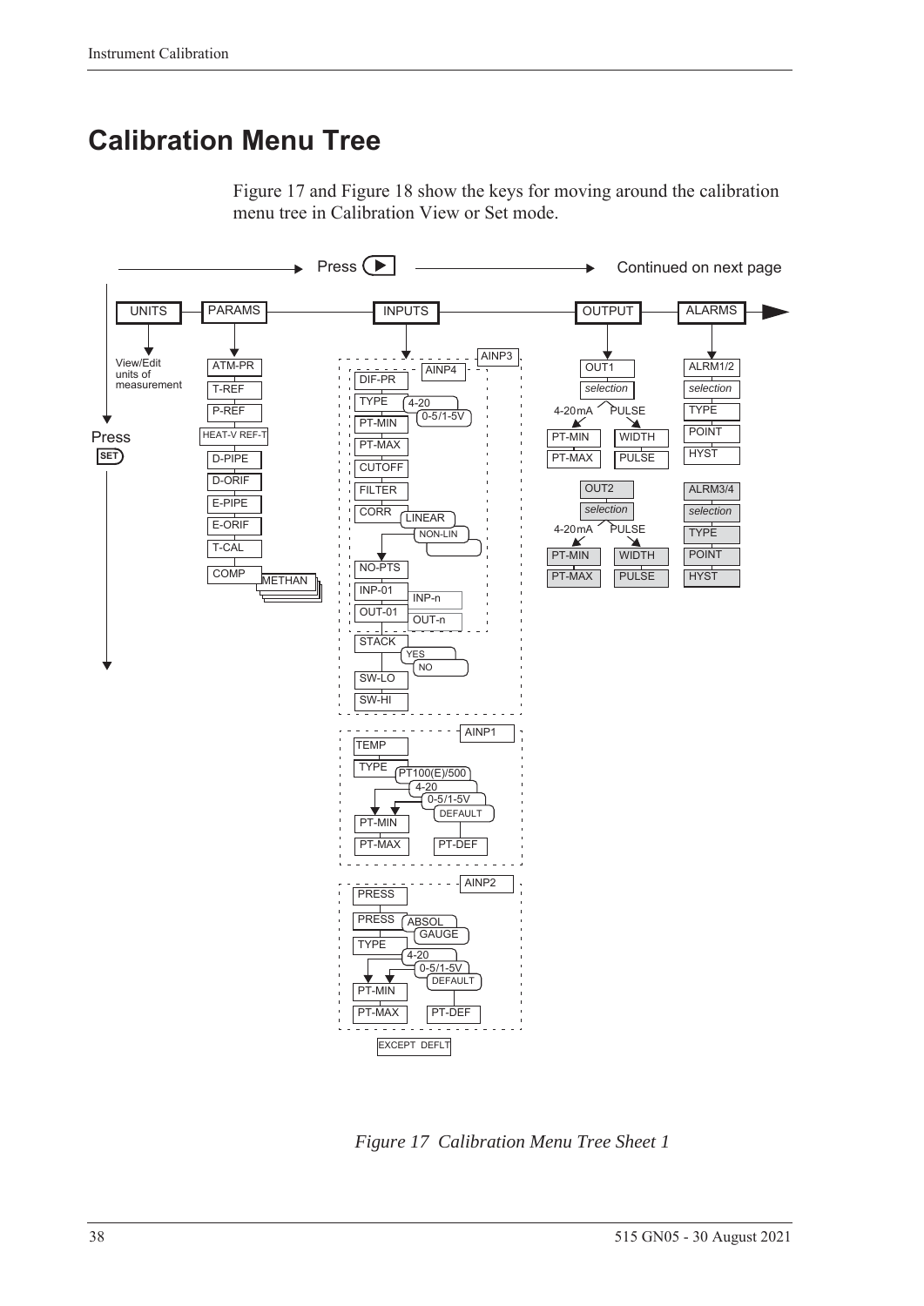# Calibration Menu Tree

Figure 17 and Figure 18 show the keys for moving around the calibration menu tree in Calibration View or Set mode.

Press ▶ → Continued on next page

UNITS — View/Edit units of measurement

PARAMS — ATM-PR, T-REF, P-REF, HEAT-V REF-T, D-PIPE, D-ORIF, E-PIPE, E-ORIF, T-CAL, COMP (METHAN)

INPUTS —
- AINP3 / AINP4: DIF-PR, TYPE (4-20, 0-5/1-5V), PT-MIN, PT-MAX, CUTOFF, FILTER, CORR (LINEAR, NON-LIN), NO-PTS, INP-01 (INP-n), OUT-01 (OUT-n), STACK (YES, NO), SW-LO, SW-HI
- AINP1: TEMP, TYPE (PT100(E)/500, 4-20, 0-5/1-5V, DEFAULT), PT-MIN, PT-MAX, PT-DEF
- AINP2: PRESS, PRESS (ABSOL, GAUGE), TYPE (4-20, 0-5/1-5V, DEFAULT), PT-MIN, PT-MAX, PT-DEF
- EXCEPT DEFLT

OUTPUT —
- OUT1: *selection* — 4-20mA: PT-MIN, PT-MAX; PULSE: WIDTH, PULSE
- OUT2: *selection* — 4-20mA: PT-MIN, PT-MAX; PULSE: WIDTH, PULSE

ALARMS —
- ALRM1/2: *selection*, TYPE, POINT, HYST
- ALRM3/4: *selection*, TYPE, POINT, HYST

Press SET ↓

*Figure 17 Calibration Menu Tree Sheet 1*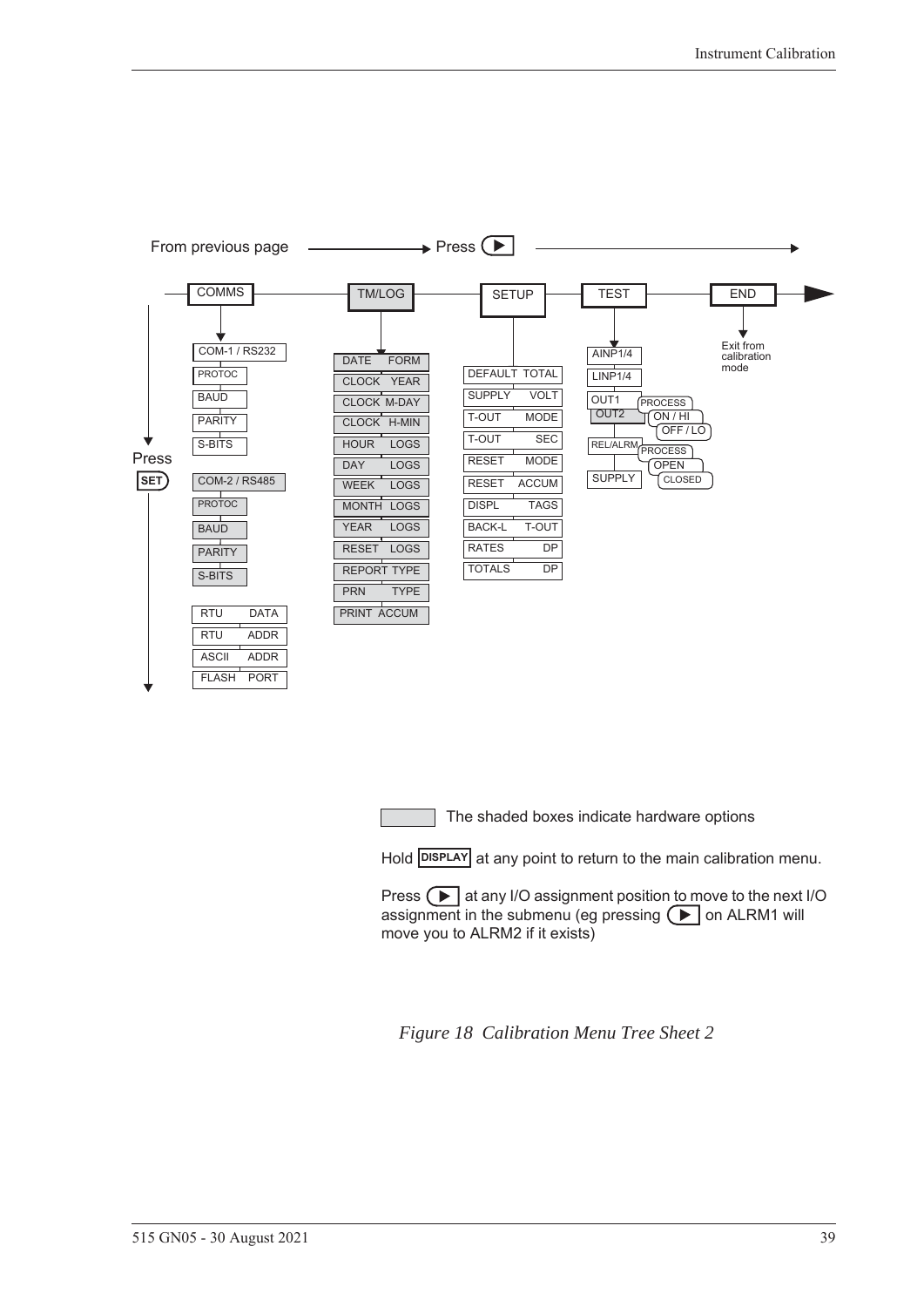From previous page → Press ▶

COMMS — TM/LOG — SETUP — TEST — END

Press SET

**COMMS**
- COM-1 / RS232
- PROTOC
- BAUD
- PARITY
- S-BITS
- COM-2 / RS485
- PROTOC
- BAUD
- PARITY
- S-BITS
- RTU DATA
- RTU ADDR
- ASCII ADDR
- FLASH PORT

**TM/LOG**
- DATE FORM
- CLOCK YEAR
- CLOCK M-DAY
- CLOCK H-MIN
- HOUR LOGS
- DAY LOGS
- WEEK LOGS
- MONTH LOGS
- YEAR LOGS
- RESET LOGS
- REPORT TYPE
- PRN TYPE
- PRINT ACCUM

**SETUP**
- DEFAULT TOTAL
- SUPPLY VOLT
- T-OUT MODE
- T-OUT SEC
- RESET MODE
- RESET ACCUM
- DISPL TAGS
- BACK-L T-OUT
- RATES DP
- TOTALS DP

**TEST**
- AINP1/4
- LINP1/4
- OUT1 / OUT2 — PROCESS, ON / HI, OFF / LO
- REL/ALRM — PROCESS, OPEN, CLOSED
- SUPPLY

**END**
- Exit from calibration mode

The shaded boxes indicate hardware options

Hold DISPLAY at any point to return to the main calibration menu.

Press ▶ at any I/O assignment position to move to the next I/O assignment in the submenu (eg pressing ▶ on ALRM1 will move you to ALRM2 if it exists)

*Figure 18 Calibration Menu Tree Sheet 2*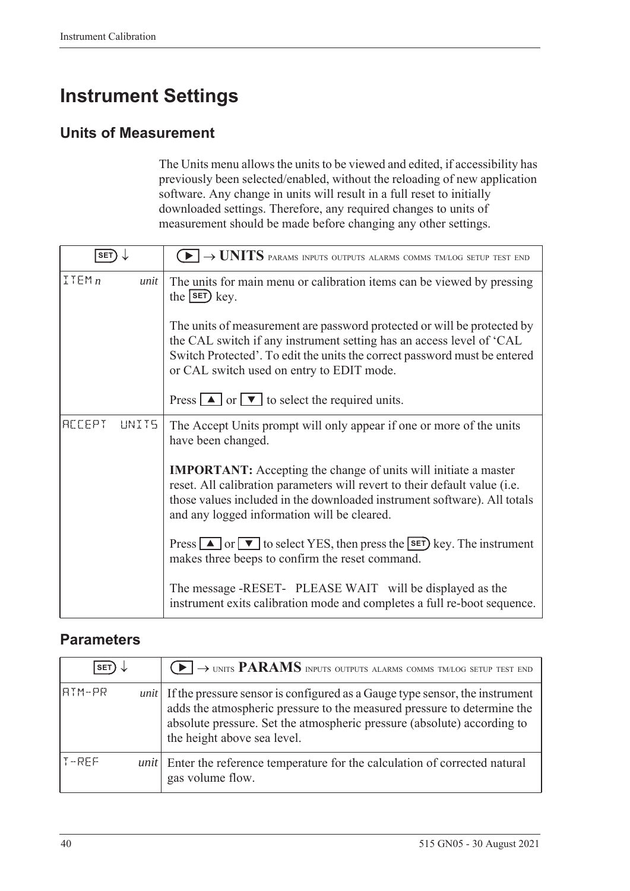# Instrument Settings

## Units of Measurement

The Units menu allows the units to be viewed and edited, if accessibility has previously been selected/enabled, without the reloading of new application software. Any change in units will result in a full reset to initially downloaded settings. Therefore, any required changes to units of measurement should be made before changing any other settings.

| SET ↓ | ▶ → **UNITS** PARAMS INPUTS OUTPUTS ALARMS COMMS TM/LOG SETUP TEST END |
|---|---|
| ITEM *n* *unit* | The units for main menu or calibration items can be viewed by pressing the SET key.<br><br>The units of measurement are password protected or will be protected by the CAL switch if any instrument setting has an access level of 'CAL Switch Protected'. To edit the units the correct password must be entered or CAL switch used on entry to EDIT mode.<br><br>Press ▲ or ▼ to select the required units. |
| ACCEPT UNITS | The Accept Units prompt will only appear if one or more of the units have been changed.<br><br>**IMPORTANT:** Accepting the change of units will initiate a master reset. All calibration parameters will revert to their default value (i.e. those values included in the downloaded instrument software). All totals and any logged information will be cleared.<br><br>Press ▲ or ▼ to select YES, then press the SET key. The instrument makes three beeps to confirm the reset command.<br><br>The message -RESET- PLEASE WAIT will be displayed as the instrument exits calibration mode and completes a full re-boot sequence. |

## Parameters

| SET ↓ | ▶ → UNITS **PARAMS** INPUTS OUTPUTS ALARMS COMMS TM/LOG SETUP TEST END |
|---|---|
| ATM-PR *unit* | If the pressure sensor is configured as a Gauge type sensor, the instrument adds the atmospheric pressure to the measured pressure to determine the absolute pressure. Set the atmospheric pressure (absolute) according to the height above sea level. |
| T-REF *unit* | Enter the reference temperature for the calculation of corrected natural gas volume flow. |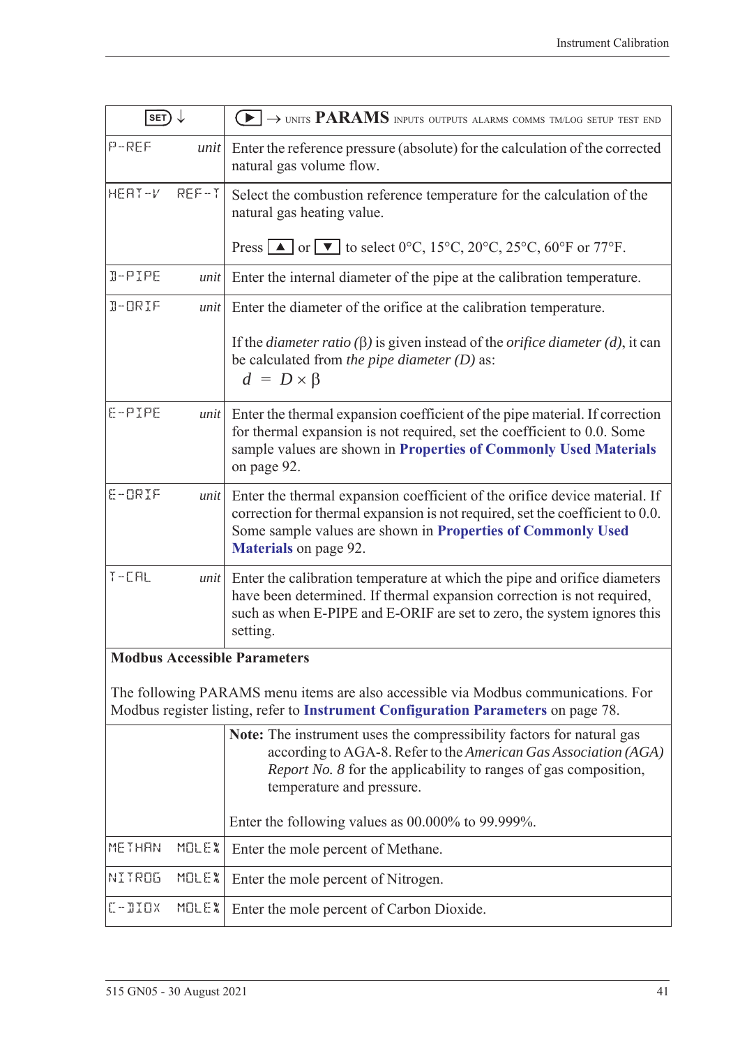| SET ↓ | ▶ → UNITS **PARAMS** INPUTS OUTPUTS ALARMS COMMS TM/LOG SETUP TEST END |
|---|---|
| P-REF *unit* | Enter the reference pressure (absolute) for the calculation of the corrected natural gas volume flow. |
| HEAT-V REF-T | Select the combustion reference temperature for the calculation of the natural gas heating value.<br><br>Press ▲ or ▼ to select 0°C, 15°C, 20°C, 25°C, 60°F or 77°F. |
| D-PIPE *unit* | Enter the internal diameter of the pipe at the calibration temperature. |
| D-ORIF *unit* | Enter the diameter of the orifice at the calibration temperature.<br><br>If the *diameter ratio* (β) is given instead of the *orifice diameter (d)*, it can be calculated from *the pipe diameter (D)* as:<br>$d = D \times \beta$ |
| E-PIPE *unit* | Enter the thermal expansion coefficient of the pipe material. If correction for thermal expansion is not required, set the coefficient to 0.0. Some sample values are shown in **Properties of Commonly Used Materials** on page 92. |
| E-ORIF *unit* | Enter the thermal expansion coefficient of the orifice device material. If correction for thermal expansion is not required, set the coefficient to 0.0. Some sample values are shown in **Properties of Commonly Used Materials** on page 92. |
| T-CAL *unit* | Enter the calibration temperature at which the pipe and orifice diameters have been determined. If thermal expansion correction is not required, such as when E-PIPE and E-ORIF are set to zero, the system ignores this setting. |
| **Modbus Accessible Parameters**<br><br>The following PARAMS menu items are also accessible via Modbus communications. For Modbus register listing, refer to **Instrument Configuration Parameters** on page 78. | |
| | **Note:** The instrument uses the compressibility factors for natural gas according to AGA-8. Refer to the *American Gas Association (AGA) Report No. 8* for the applicability to ranges of gas composition, temperature and pressure.<br><br>Enter the following values as 00.000% to 99.999%. |
| METHAN MOLE% | Enter the mole percent of Methane. |
| NITROG MOLE% | Enter the mole percent of Nitrogen. |
| C-DIOX MOLE% | Enter the mole percent of Carbon Dioxide. |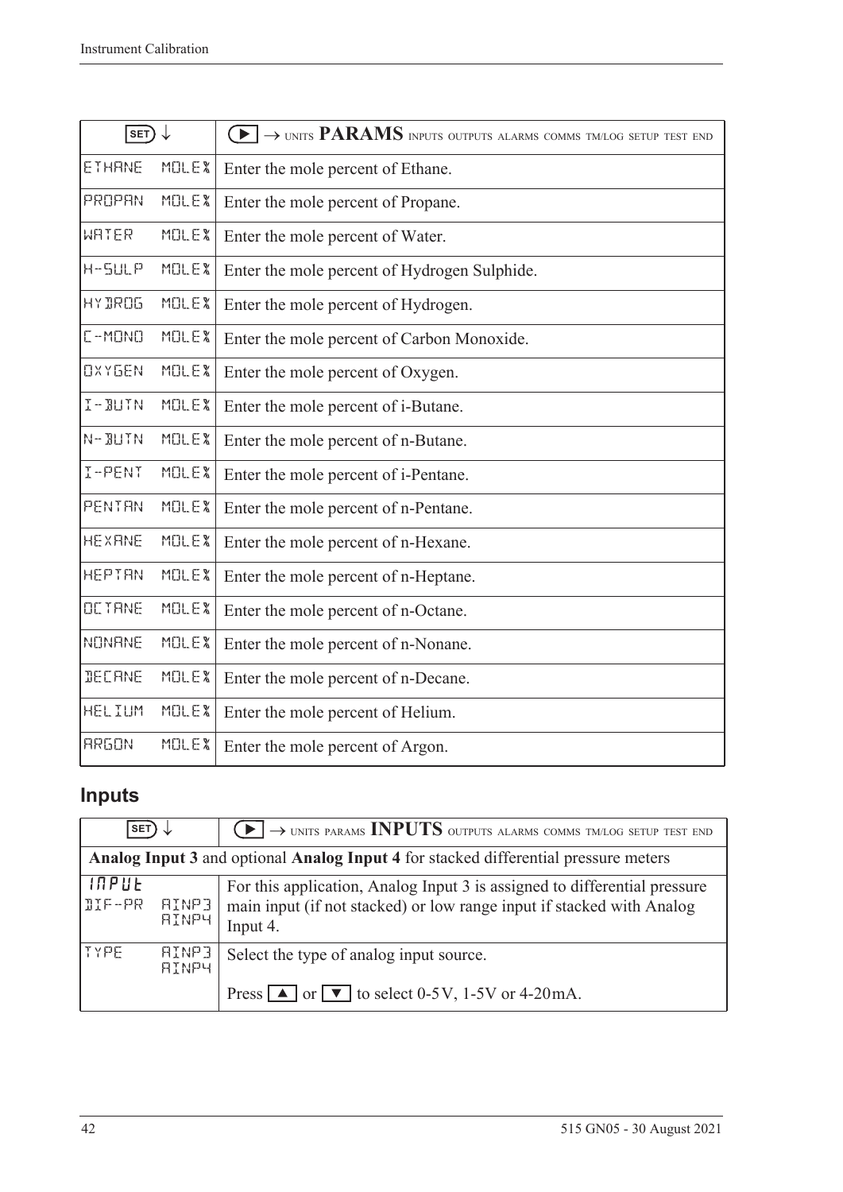| SET ↓ | ▶ → UNITS **PARAMS** INPUTS OUTPUTS ALARMS COMMS TM/LOG SETUP TEST END |
|---|---|
| ETHANE MOLE% | Enter the mole percent of Ethane. |
| PROPAN MOLE% | Enter the mole percent of Propane. |
| WATER MOLE% | Enter the mole percent of Water. |
| H-SULP MOLE% | Enter the mole percent of Hydrogen Sulphide. |
| HYDROG MOLE% | Enter the mole percent of Hydrogen. |
| C-MONO MOLE% | Enter the mole percent of Carbon Monoxide. |
| OXYGEN MOLE% | Enter the mole percent of Oxygen. |
| I-BUTN MOLE% | Enter the mole percent of i-Butane. |
| N-BUTN MOLE% | Enter the mole percent of n-Butane. |
| I-PENT MOLE% | Enter the mole percent of i-Pentane. |
| PENTAN MOLE% | Enter the mole percent of n-Pentane. |
| HEXANE MOLE% | Enter the mole percent of n-Hexane. |
| HEPTAN MOLE% | Enter the mole percent of n-Heptane. |
| OCTANE MOLE% | Enter the mole percent of n-Octane. |
| NONANE MOLE% | Enter the mole percent of n-Nonane. |
| DECANE MOLE% | Enter the mole percent of n-Decane. |
| HELIUM MOLE% | Enter the mole percent of Helium. |
| ARGON MOLE% | Enter the mole percent of Argon. |

## Inputs

| SET ↓ | ▶ → UNITS PARAMS **INPUTS** OUTPUTS ALARMS COMMS TM/LOG SETUP TEST END |
|---|---|
| **Analog Input 3** and optional **Analog Input 4** for stacked differential pressure meters | |
| INPUT DIF-PR AINP3 AINP4 | For this application, Analog Input 3 is assigned to differential pressure main input (if not stacked) or low range input if stacked with Analog Input 4. |
| TYPE AINP3 AINP4 | Select the type of analog input source.<br><br>Press ▲ or ▼ to select 0-5 V, 1-5V or 4-20 mA. |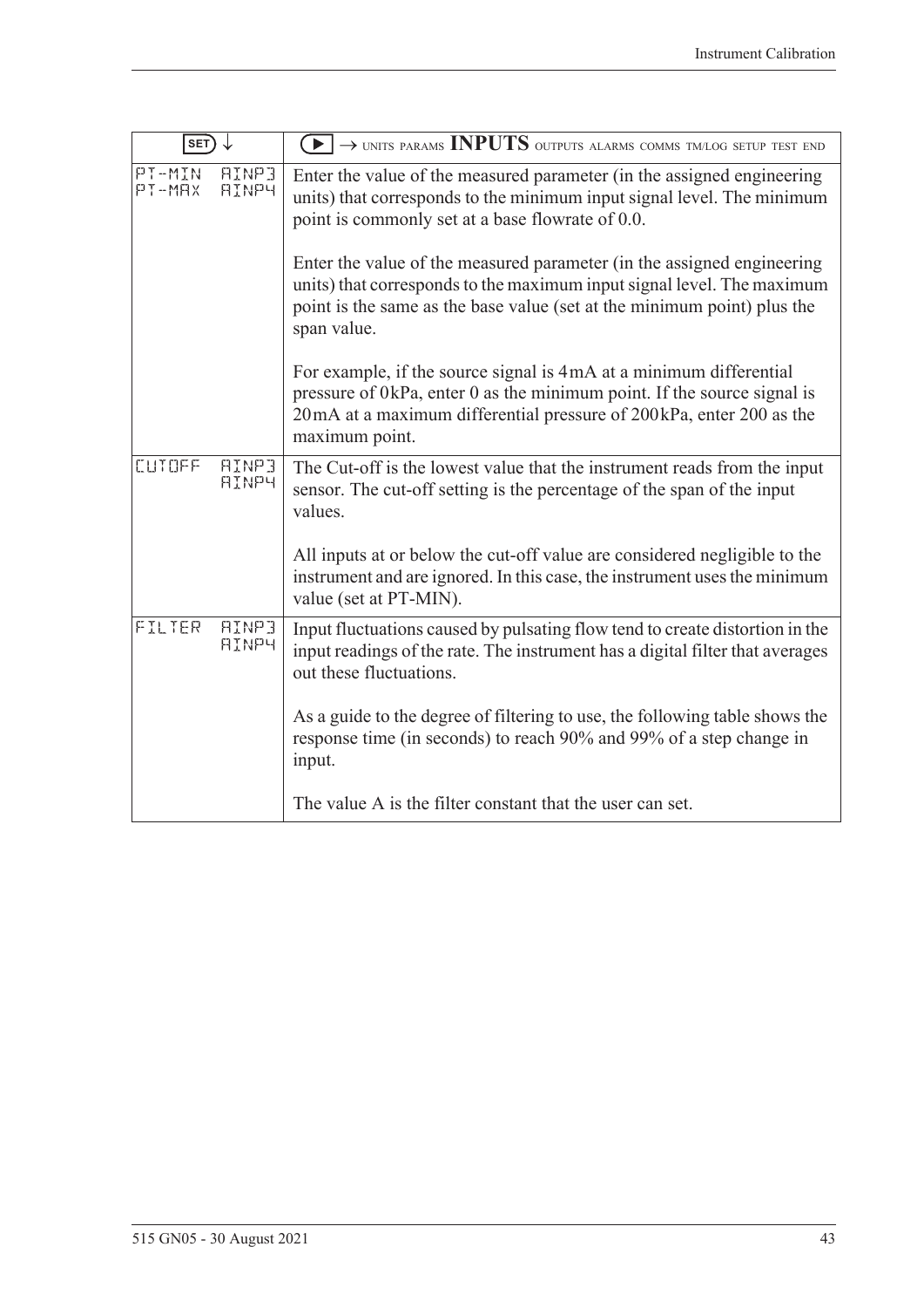| SET ↓ | | ▶ → UNITS PARAMS **INPUTS** OUTPUTS ALARMS COMMS TM/LOG SETUP TEST END |
|---|---|---|
| PT-MIN<br>PT-MAX | AINP3<br>AINP4 | Enter the value of the measured parameter (in the assigned engineering units) that corresponds to the minimum input signal level. The minimum point is commonly set at a base flowrate of 0.0.<br><br>Enter the value of the measured parameter (in the assigned engineering units) that corresponds to the maximum input signal level. The maximum point is the same as the base value (set at the minimum point) plus the span value.<br><br>For example, if the source signal is 4 mA at a minimum differential pressure of 0 kPa, enter 0 as the minimum point. If the source signal is 20 mA at a maximum differential pressure of 200 kPa, enter 200 as the maximum point. |
| CUTOFF | AINP3<br>AINP4 | The Cut-off is the lowest value that the instrument reads from the input sensor. The cut-off setting is the percentage of the span of the input values.<br><br>All inputs at or below the cut-off value are considered negligible to the instrument and are ignored. In this case, the instrument uses the minimum value (set at PT-MIN). |
| FILTER | AINP3<br>AINP4 | Input fluctuations caused by pulsating flow tend to create distortion in the input readings of the rate. The instrument has a digital filter that averages out these fluctuations.<br><br>As a guide to the degree of filtering to use, the following table shows the response time (in seconds) to reach 90% and 99% of a step change in input.<br><br>The value A is the filter constant that the user can set. |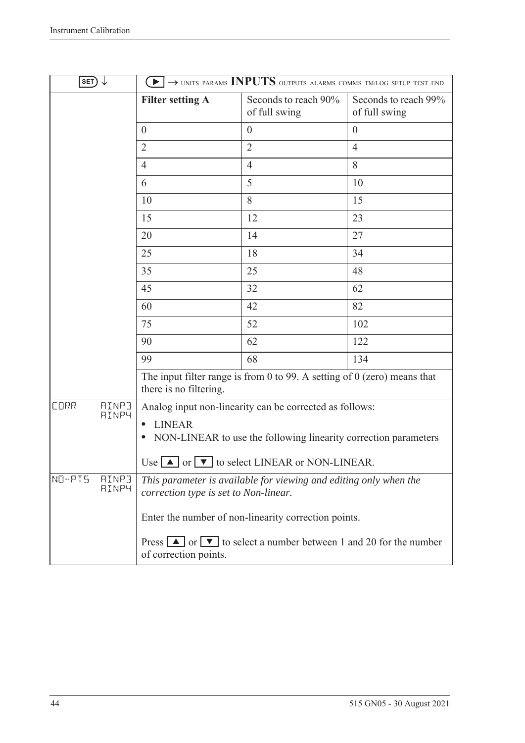| SET ↓ | ▶ → UNITS PARAMS **INPUTS** OUTPUTS ALARMS COMMS TM/LOG SETUP TEST END | | |
|---|---|---|---|
| | **Filter setting A** | Seconds to reach 90% of full swing | Seconds to reach 99% of full swing |
| | 0 | 0 | 0 |
| | 2 | 2 | 4 |
| | 4 | 4 | 8 |
| | 6 | 5 | 10 |
| | 10 | 8 | 15 |
| | 15 | 12 | 23 |
| | 20 | 14 | 27 |
| | 25 | 18 | 34 |
| | 35 | 25 | 48 |
| | 45 | 32 | 62 |
| | 60 | 42 | 82 |
| | 75 | 52 | 102 |
| | 90 | 62 | 122 |
| | 99 | 68 | 134 |
| | The input filter range is from 0 to 99. A setting of 0 (zero) means that there is no filtering. | | |
| CORR AINP3 AINP4 | Analog input non-linearity can be corrected as follows:<br>• LINEAR<br>• NON-LINEAR to use the following linearity correction parameters<br><br>Use ▲ or ▼ to select LINEAR or NON-LINEAR. | | |
| NO-PTS AINP3 AINP4 | *This parameter is available for viewing and editing only when the correction type is set to Non-linear.*<br><br>Enter the number of non-linearity correction points.<br><br>Press ▲ or ▼ to select a number between 1 and 20 for the number of correction points. | | |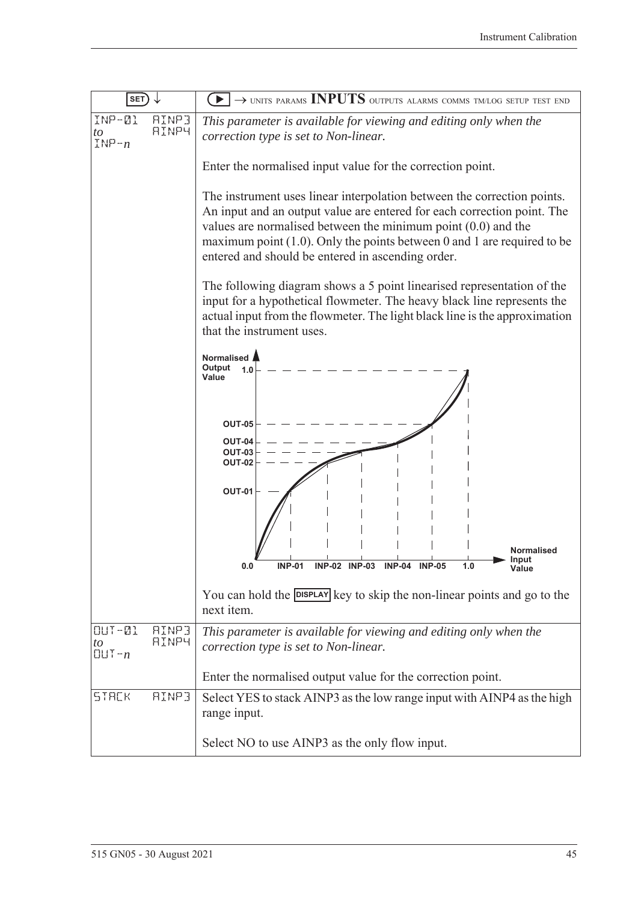| SET ↓ | ▶ → UNITS PARAMS **INPUTS** OUTPUTS ALARMS COMMS TM/LOG SETUP TEST END |
|---|---|
| INP-01 *to* INP-*n* AINP3 AINP4 | *This parameter is available for viewing and editing only when the correction type is set to Non-linear.*<br><br>Enter the normalised input value for the correction point.<br><br>The instrument uses linear interpolation between the correction points. An input and an output value are entered for each correction point. The values are normalised between the minimum point (0.0) and the maximum point (1.0). Only the points between 0 and 1 are required to be entered and should be entered in ascending order.<br><br>The following diagram shows a 5 point linearised representation of the input for a hypothetical flowmeter. The heavy black line represents the actual input from the flowmeter. The light black line is the approximation that the instrument uses.<br><br>You can hold the DISPLAY key to skip the non-linear points and go to the next item. |
| OUT-01 *to* OUT-*n* AINP3 AINP4 | *This parameter is available for viewing and editing only when the correction type is set to Non-linear.*<br><br>Enter the normalised output value for the correction point. |
| STACK AINP3 | Select YES to stack AINP3 as the low range input with AINP4 as the high range input.<br><br>Select NO to use AINP3 as the only flow input. |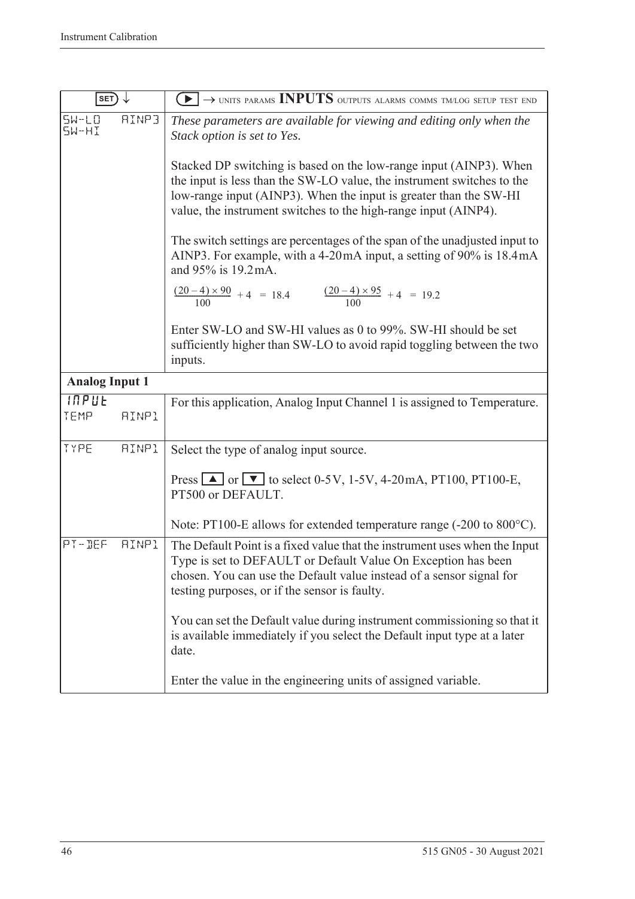| SET ↓ | ▶ → UNITS PARAMS **INPUTS** OUTPUTS ALARMS COMMS TM/LOG SETUP TEST END |
|---|---|
| SW-LO AINP3 SW-HI | *These parameters are available for viewing and editing only when the Stack option is set to Yes.*<br><br>Stacked DP switching is based on the low-range input (AINP3). When the input is less than the SW-LO value, the instrument switches to the low-range input (AINP3). When the input is greater than the SW-HI value, the instrument switches to the high-range input (AINP4).<br><br>The switch settings are percentages of the span of the unadjusted input to AINP3. For example, with a 4-20 mA input, a setting of 90% is 18.4 mA and 95% is 19.2 mA.<br><br>$\frac{(20-4)\times 90}{100} + 4 = 18.4$ $\frac{(20-4)\times 95}{100} + 4 = 19.2$<br><br>Enter SW-LO and SW-HI values as 0 to 99%. SW-HI should be set sufficiently higher than SW-LO to avoid rapid toggling between the two inputs. |
| **Analog Input 1** | |
| INPUT TEMP AINP1 | For this application, Analog Input Channel 1 is assigned to Temperature. |
| TYPE AINP1 | Select the type of analog input source.<br><br>Press ▲ or ▼ to select 0-5 V, 1-5 V, 4-20 mA, PT100, PT100-E, PT500 or DEFAULT.<br><br>Note: PT100-E allows for extended temperature range (-200 to 800°C). |
| PT-DEF AINP1 | The Default Point is a fixed value that the instrument uses when the Input Type is set to DEFAULT or Default Value On Exception has been chosen. You can use the Default value instead of a sensor signal for testing purposes, or if the sensor is faulty.<br><br>You can set the Default value during instrument commissioning so that it is available immediately if you select the Default input type at a later date.<br><br>Enter the value in the engineering units of assigned variable. |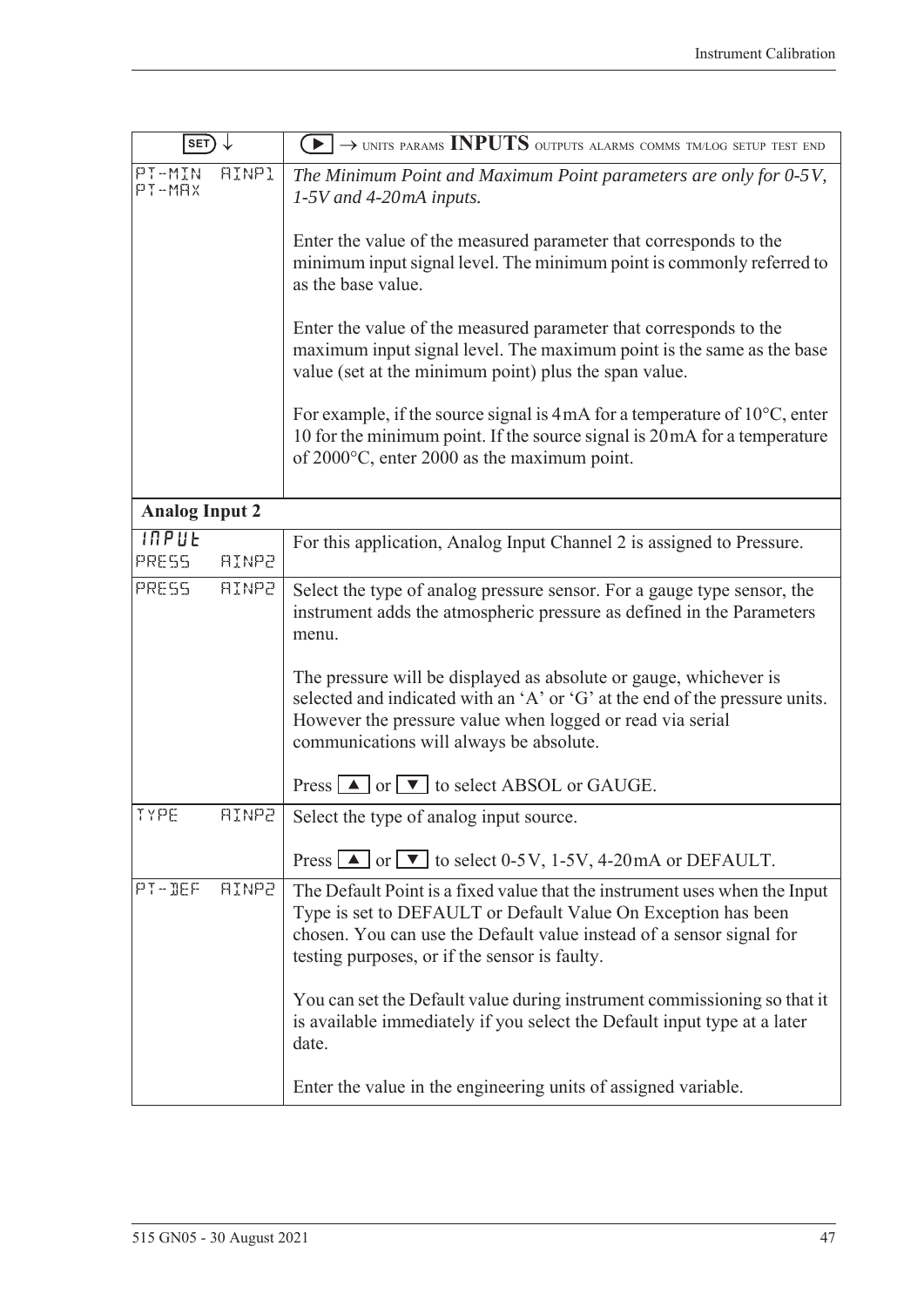| SET ↓ | ▶ → UNITS PARAMS **INPUTS** OUTPUTS ALARMS COMMS TM/LOG SETUP TEST END |
|---|---|
| PT-MIN AINP1<br>PT-MAX | *The Minimum Point and Maximum Point parameters are only for 0-5V, 1-5V and 4-20mA inputs.*<br><br>Enter the value of the measured parameter that corresponds to the minimum input signal level. The minimum point is commonly referred to as the base value.<br><br>Enter the value of the measured parameter that corresponds to the maximum input signal level. The maximum point is the same as the base value (set at the minimum point) plus the span value.<br><br>For example, if the source signal is 4mA for a temperature of 10°C, enter 10 for the minimum point. If the source signal is 20mA for a temperature of 2000°C, enter 2000 as the maximum point. |
| **Analog Input 2** | |
| INPUT<br>PRESS AINP2 | For this application, Analog Input Channel 2 is assigned to Pressure. |
| PRESS AINP2 | Select the type of analog pressure sensor. For a gauge type sensor, the instrument adds the atmospheric pressure as defined in the Parameters menu.<br><br>The pressure will be displayed as absolute or gauge, whichever is selected and indicated with an 'A' or 'G' at the end of the pressure units. However the pressure value when logged or read via serial communications will always be absolute.<br><br>Press ▲ or ▼ to select ABSOL or GAUGE. |
| TYPE AINP2 | Select the type of analog input source.<br><br>Press ▲ or ▼ to select 0-5V, 1-5V, 4-20mA or DEFAULT. |
| PT-DEF AINP2 | The Default Point is a fixed value that the instrument uses when the Input Type is set to DEFAULT or Default Value On Exception has been chosen. You can use the Default value instead of a sensor signal for testing purposes, or if the sensor is faulty.<br><br>You can set the Default value during instrument commissioning so that it is available immediately if you select the Default input type at a later date.<br><br>Enter the value in the engineering units of assigned variable. |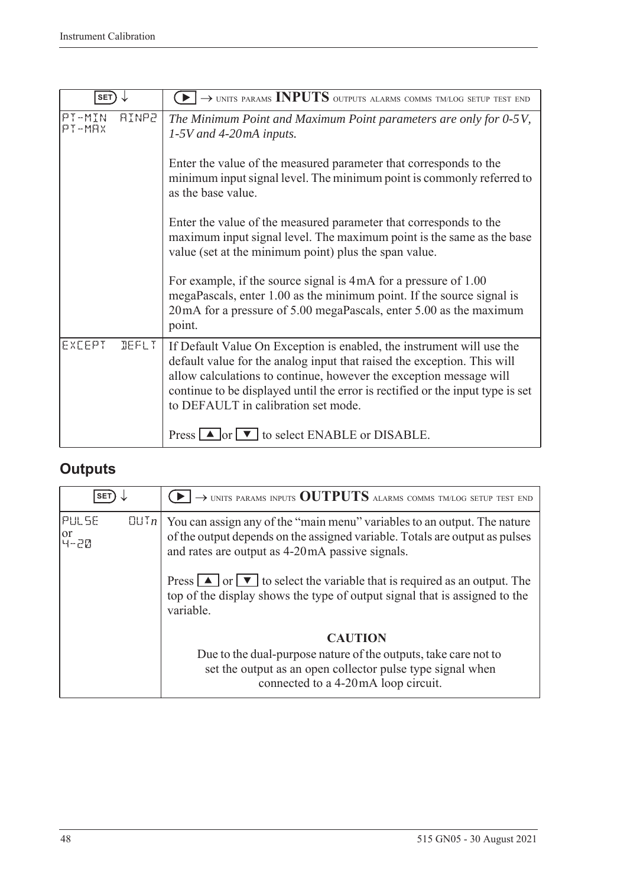| SET ↓ | ▶ → UNITS PARAMS **INPUTS** OUTPUTS ALARMS COMMS TM/LOG SETUP TEST END |
|---|---|
| PT-MIN AINP2 PT-MAX | *The Minimum Point and Maximum Point parameters are only for 0-5V, 1-5V and 4-20mA inputs.* <br><br> Enter the value of the measured parameter that corresponds to the minimum input signal level. The minimum point is commonly referred to as the base value. <br><br> Enter the value of the measured parameter that corresponds to the maximum input signal level. The maximum point is the same as the base value (set at the minimum point) plus the span value. <br><br> For example, if the source signal is 4mA for a pressure of 1.00 megaPascals, enter 1.00 as the minimum point. If the source signal is 20mA for a pressure of 5.00 megaPascals, enter 5.00 as the maximum point. |
| EXCEPT DEFLT | If Default Value On Exception is enabled, the instrument will use the default value for the analog input that raised the exception. This will allow calculations to continue, however the exception message will continue to be displayed until the error is rectified or the input type is set to DEFAULT in calibration set mode. <br><br> Press ▲ or ▼ to select ENABLE or DISABLE. |

## Outputs

| SET ↓ | ▶ → UNITS PARAMS INPUTS **OUTPUTS** ALARMS COMMS TM/LOG SETUP TEST END |
|---|---|
| PULSE OUT*n* or 4-20 | You can assign any of the "main menu" variables to an output. The nature of the output depends on the assigned variable. Totals are output as pulses and rates are output as 4-20mA passive signals. <br><br> Press ▲ or ▼ to select the variable that is required as an output. The top of the display shows the type of output signal that is assigned to the variable. <br><br> **CAUTION** <br> Due to the dual-purpose nature of the outputs, take care not to set the output as an open collector pulse type signal when connected to a 4-20mA loop circuit. |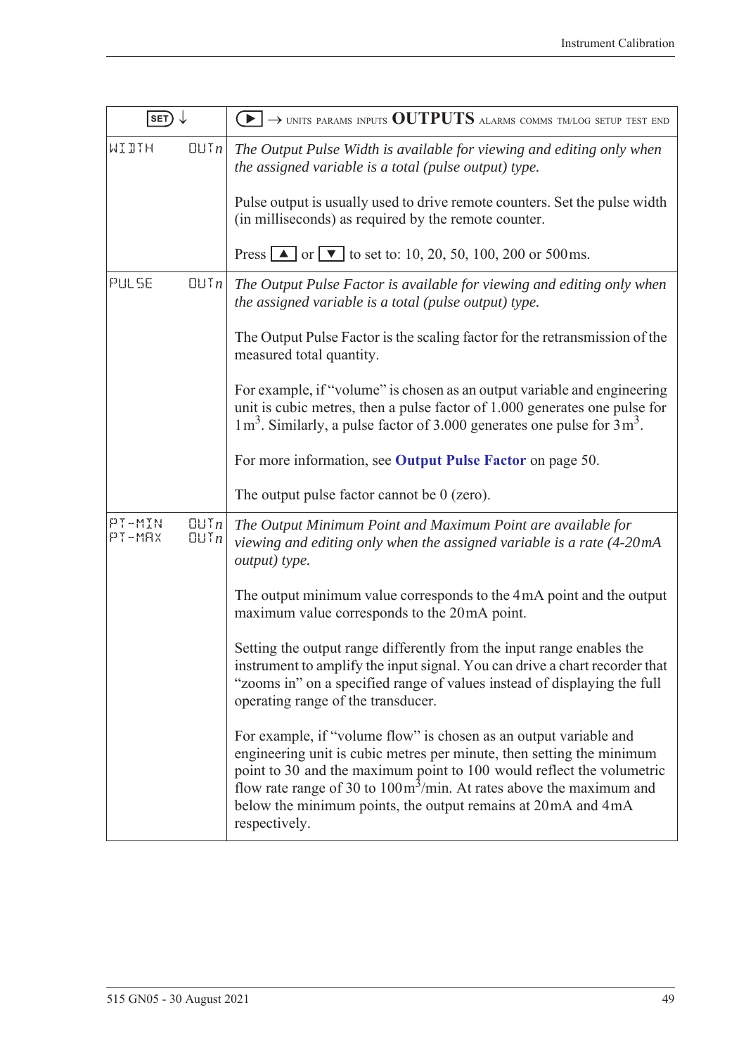| SET ↓ | ▶ → UNITS PARAMS INPUTS **OUTPUTS** ALARMS COMMS TM/LOG SETUP TEST END |
|---|---|
| WIDTH OUT*n* | *The Output Pulse Width is available for viewing and editing only when the assigned variable is a total (pulse output) type.*<br><br>Pulse output is usually used to drive remote counters. Set the pulse width (in milliseconds) as required by the remote counter.<br><br>Press ▲ or ▼ to set to: 10, 20, 50, 100, 200 or 500 ms. |
| PULSE OUT*n* | *The Output Pulse Factor is available for viewing and editing only when the assigned variable is a total (pulse output) type.*<br><br>The Output Pulse Factor is the scaling factor for the retransmission of the measured total quantity.<br><br>For example, if "volume" is chosen as an output variable and engineering unit is cubic metres, then a pulse factor of 1.000 generates one pulse for $1\,m^3$. Similarly, a pulse factor of 3.000 generates one pulse for $3\,m^3$.<br><br>For more information, see **Output Pulse Factor** on page 50.<br><br>The output pulse factor cannot be 0 (zero). |
| PT-MIN OUT*n*<br>PT-MAX OUT*n* | *The Output Minimum Point and Maximum Point are available for viewing and editing only when the assigned variable is a rate (4-20 mA output) type.*<br><br>The output minimum value corresponds to the 4 mA point and the output maximum value corresponds to the 20 mA point.<br><br>Setting the output range differently from the input range enables the instrument to amplify the input signal. You can drive a chart recorder that "zooms in" on a specified range of values instead of displaying the full operating range of the transducer.<br><br>For example, if "volume flow" is chosen as an output variable and engineering unit is cubic metres per minute, then setting the minimum point to 30 and the maximum point to 100 would reflect the volumetric flow rate range of 30 to $100\,m^3$/min. At rates above the maximum and below the minimum points, the output remains at 20 mA and 4 mA respectively. |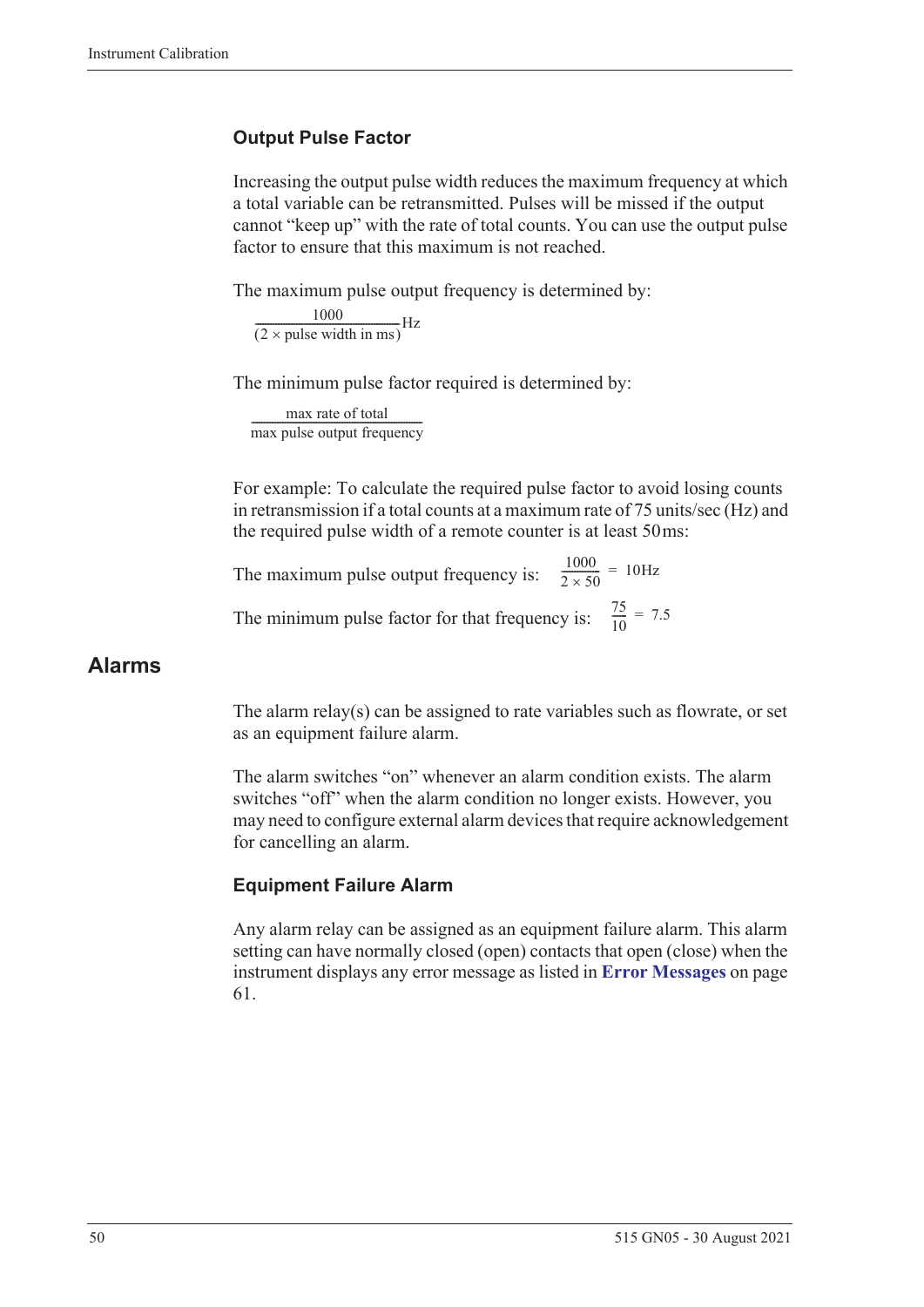### Output Pulse Factor

Increasing the output pulse width reduces the maximum frequency at which a total variable can be retransmitted. Pulses will be missed if the output cannot "keep up" with the rate of total counts. You can use the output pulse factor to ensure that this maximum is not reached.

The maximum pulse output frequency is determined by:

$$\frac{1000}{(2 \times \text{pulse width in ms})} \text{Hz}$$

The minimum pulse factor required is determined by:

$$\frac{\text{max rate of total}}{\text{max pulse output frequency}}$$

For example: To calculate the required pulse factor to avoid losing counts in retransmission if a total counts at a maximum rate of 75 units/sec (Hz) and the required pulse width of a remote counter is at least 50 ms:

The maximum pulse output frequency is: $\frac{1000}{2 \times 50} = 10\text{Hz}$

The minimum pulse factor for that frequency is: $\frac{75}{10} = 7.5$

## Alarms

The alarm relay(s) can be assigned to rate variables such as flowrate, or set as an equipment failure alarm.

The alarm switches "on" whenever an alarm condition exists. The alarm switches "off" when the alarm condition no longer exists. However, you may need to configure external alarm devices that require acknowledgement for cancelling an alarm.

### Equipment Failure Alarm

Any alarm relay can be assigned as an equipment failure alarm. This alarm setting can have normally closed (open) contacts that open (close) when the instrument displays any error message as listed in **Error Messages** on page 61.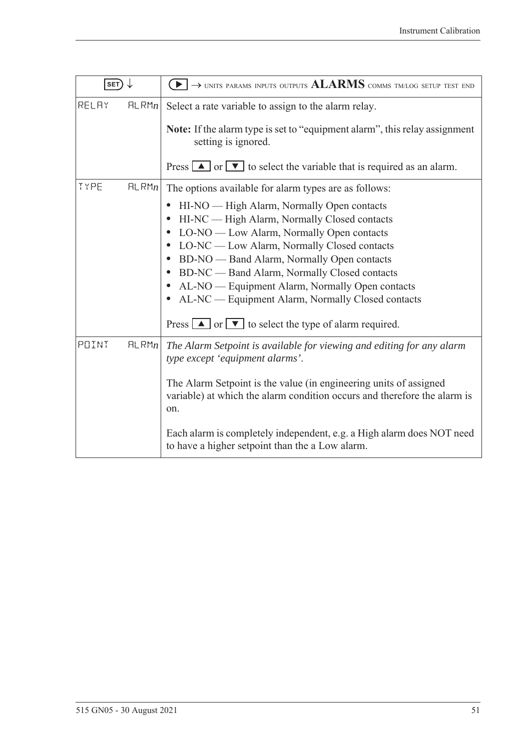| SET ↓ | ▶ → UNITS PARAMS INPUTS OUTPUTS **ALARMS** COMMS TM/LOG SETUP TEST END |
|---|---|
| RELAY ALRM*n* | Select a rate variable to assign to the alarm relay.<br><br>**Note:** If the alarm type is set to “equipment alarm”, this relay assignment setting is ignored.<br><br>Press ▲ or ▼ to select the variable that is required as an alarm. |
| TYPE ALRM*n* | The options available for alarm types are as follows:<br>• HI-NO — High Alarm, Normally Open contacts<br>• HI-NC — High Alarm, Normally Closed contacts<br>• LO-NO — Low Alarm, Normally Open contacts<br>• LO-NC — Low Alarm, Normally Closed contacts<br>• BD-NO — Band Alarm, Normally Open contacts<br>• BD-NC — Band Alarm, Normally Closed contacts<br>• AL-NO — Equipment Alarm, Normally Open contacts<br>• AL-NC — Equipment Alarm, Normally Closed contacts<br><br>Press ▲ or ▼ to select the type of alarm required. |
| POINT ALRM*n* | *The Alarm Setpoint is available for viewing and editing for any alarm type except ‘equipment alarms’.*<br><br>The Alarm Setpoint is the value (in engineering units of assigned variable) at which the alarm condition occurs and therefore the alarm is on.<br><br>Each alarm is completely independent, e.g. a High alarm does NOT need to have a higher setpoint than the a Low alarm. |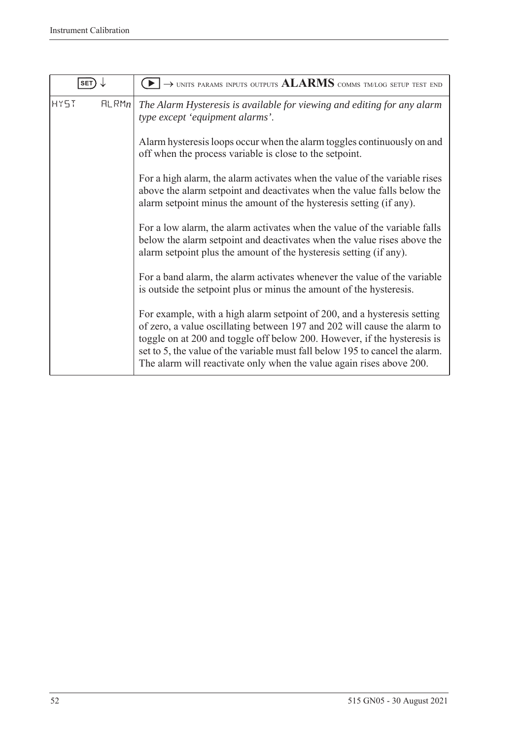| SET ↓ | ▶ → UNITS PARAMS INPUTS OUTPUTS **ALARMS** COMMS TM/LOG SETUP TEST END |
|---|---|
| HYST ALRM*n* | *The Alarm Hysteresis is available for viewing and editing for any alarm type except 'equipment alarms'.*<br><br>Alarm hysteresis loops occur when the alarm toggles continuously on and off when the process variable is close to the setpoint.<br><br>For a high alarm, the alarm activates when the value of the variable rises above the alarm setpoint and deactivates when the value falls below the alarm setpoint minus the amount of the hysteresis setting (if any).<br><br>For a low alarm, the alarm activates when the value of the variable falls below the alarm setpoint and deactivates when the value rises above the alarm setpoint plus the amount of the hysteresis setting (if any).<br><br>For a band alarm, the alarm activates whenever the value of the variable is outside the setpoint plus or minus the amount of the hysteresis.<br><br>For example, with a high alarm setpoint of 200, and a hysteresis setting of zero, a value oscillating between 197 and 202 will cause the alarm to toggle on at 200 and toggle off below 200. However, if the hysteresis is set to 5, the value of the variable must fall below 195 to cancel the alarm. The alarm will reactivate only when the value again rises above 200. |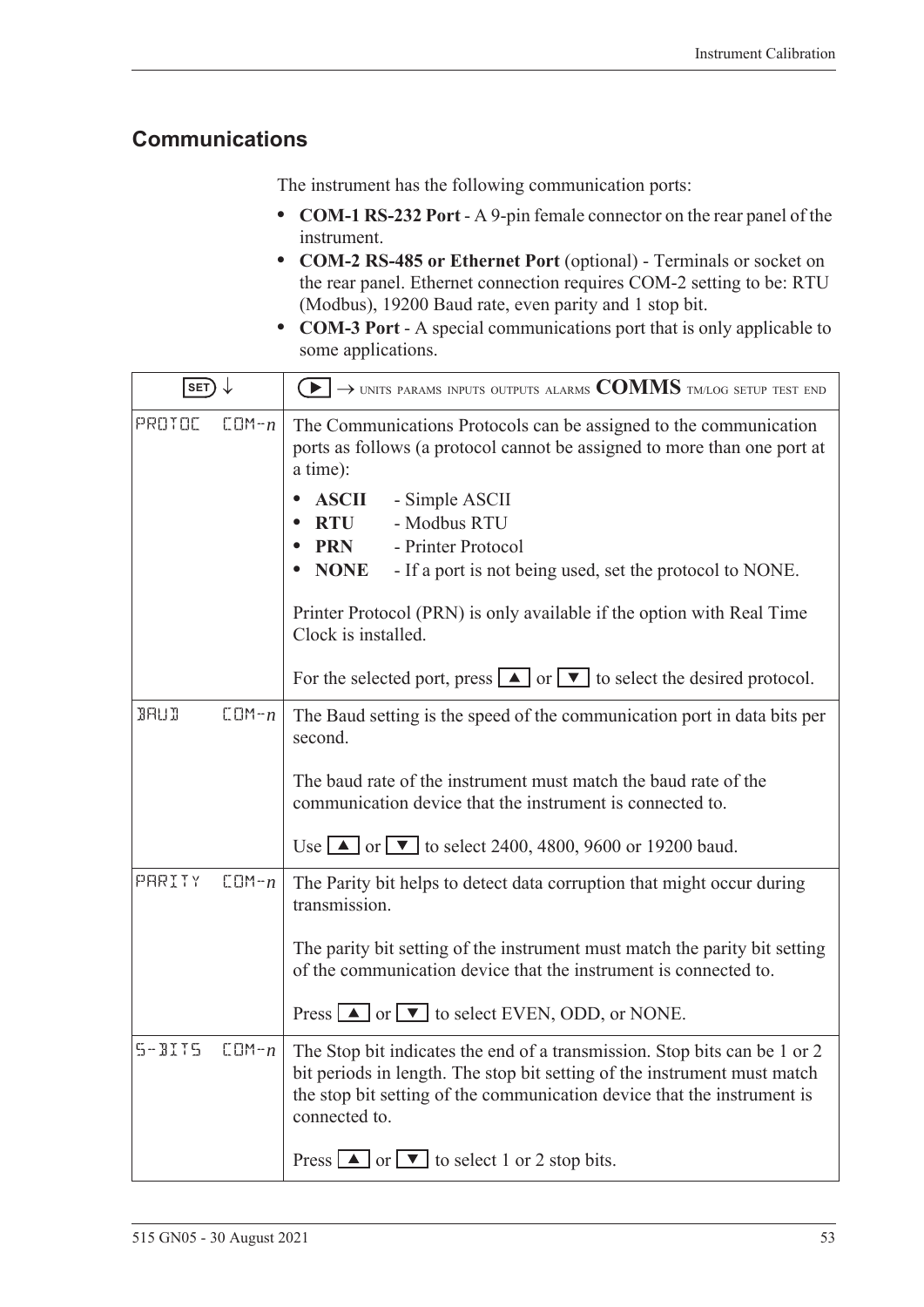## Communications

The instrument has the following communication ports:

- **COM-1 RS-232 Port** - A 9-pin female connector on the rear panel of the instrument.
- **COM-2 RS-485 or Ethernet Port** (optional) - Terminals or socket on the rear panel. Ethernet connection requires COM-2 setting to be: RTU (Modbus), 19200 Baud rate, even parity and 1 stop bit.
- **COM-3 Port** - A special communications port that is only applicable to some applications.

| SET ↓ | ▶ → UNITS PARAMS INPUTS OUTPUTS ALARMS **COMMS** TM/LOG SETUP TEST END |
|---|---|
| PROTOC COM-*n* | The Communications Protocols can be assigned to the communication ports as follows (a protocol cannot be assigned to more than one port at a time):<br>• **ASCII** - Simple ASCII<br>• **RTU** - Modbus RTU<br>• **PRN** - Printer Protocol<br>• **NONE** - If a port is not being used, set the protocol to NONE.<br><br>Printer Protocol (PRN) is only available if the option with Real Time Clock is installed.<br><br>For the selected port, press ▲ or ▼ to select the desired protocol. |
| BAUD COM-*n* | The Baud setting is the speed of the communication port in data bits per second.<br><br>The baud rate of the instrument must match the baud rate of the communication device that the instrument is connected to.<br><br>Use ▲ or ▼ to select 2400, 4800, 9600 or 19200 baud. |
| PARITY COM-*n* | The Parity bit helps to detect data corruption that might occur during transmission.<br><br>The parity bit setting of the instrument must match the parity bit setting of the communication device that the instrument is connected to.<br><br>Press ▲ or ▼ to select EVEN, ODD, or NONE. |
| S-BITS COM-*n* | The Stop bit indicates the end of a transmission. Stop bits can be 1 or 2 bit periods in length. The stop bit setting of the instrument must match the stop bit setting of the communication device that the instrument is connected to.<br><br>Press ▲ or ▼ to select 1 or 2 stop bits. |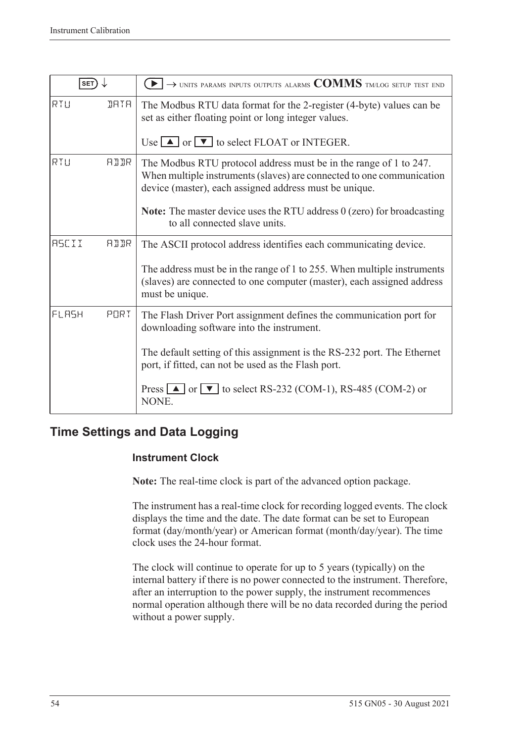| SET ↓ | ▶ → UNITS PARAMS INPUTS OUTPUTS ALARMS **COMMS** TM/LOG SETUP TEST END |
|---|---|
| RTU DATA | The Modbus RTU data format for the 2-register (4-byte) values can be set as either floating point or long integer values.<br><br>Use ▲ or ▼ to select FLOAT or INTEGER. |
| RTU ADDR | The Modbus RTU protocol address must be in the range of 1 to 247. When multiple instruments (slaves) are connected to one communication device (master), each assigned address must be unique.<br><br>**Note:** The master device uses the RTU address 0 (zero) for broadcasting to all connected slave units. |
| ASCII ADDR | The ASCII protocol address identifies each communicating device.<br><br>The address must be in the range of 1 to 255. When multiple instruments (slaves) are connected to one computer (master), each assigned address must be unique. |
| FLASH PORT | The Flash Driver Port assignment defines the communication port for downloading software into the instrument.<br><br>The default setting of this assignment is the RS-232 port. The Ethernet port, if fitted, can not be used as the Flash port.<br><br>Press ▲ or ▼ to select RS-232 (COM-1), RS-485 (COM-2) or NONE. |

## Time Settings and Data Logging

### Instrument Clock

**Note:** The real-time clock is part of the advanced option package.

The instrument has a real-time clock for recording logged events. The clock displays the time and the date. The date format can be set to European format (day/month/year) or American format (month/day/year). The time clock uses the 24-hour format.

The clock will continue to operate for up to 5 years (typically) on the internal battery if there is no power connected to the instrument. Therefore, after an interruption to the power supply, the instrument recommences normal operation although there will be no data recorded during the period without a power supply.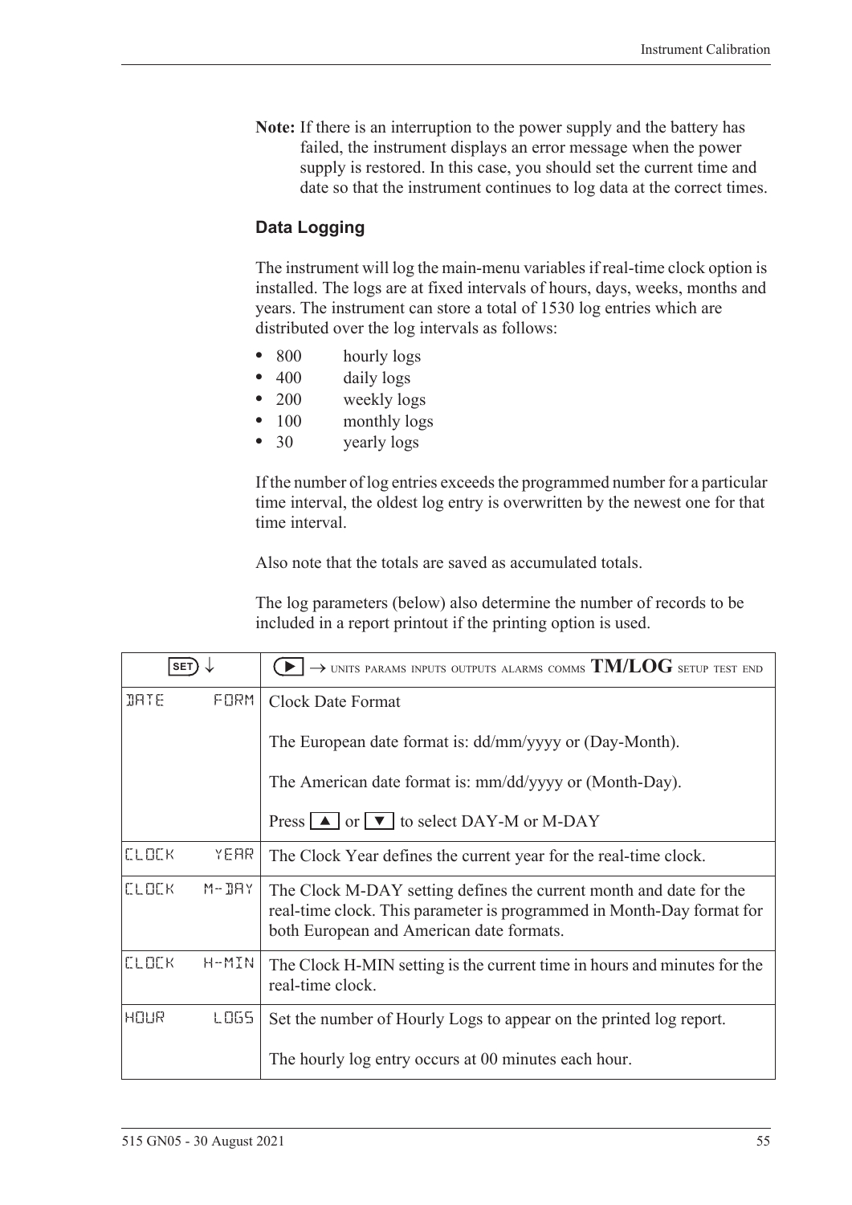**Note:** If there is an interruption to the power supply and the battery has failed, the instrument displays an error message when the power supply is restored. In this case, you should set the current time and date so that the instrument continues to log data at the correct times.

### Data Logging

The instrument will log the main-menu variables if real-time clock option is installed. The logs are at fixed intervals of hours, days, weeks, months and years. The instrument can store a total of 1530 log entries which are distributed over the log intervals as follows:

- 800 hourly logs
- 400 daily logs
- 200 weekly logs
- 100 monthly logs
- 30 yearly logs

If the number of log entries exceeds the programmed number for a particular time interval, the oldest log entry is overwritten by the newest one for that time interval.

Also note that the totals are saved as accumulated totals.

The log parameters (below) also determine the number of records to be included in a report printout if the printing option is used.

| SET ↓ | ▶ → UNITS PARAMS INPUTS OUTPUTS ALARMS COMMS **TM/LOG** SETUP TEST END |
|---|---|
| DATE FORM | Clock Date Format<br><br>The European date format is: dd/mm/yyyy or (Day-Month).<br><br>The American date format is: mm/dd/yyyy or (Month-Day).<br><br>Press ▲ or ▼ to select DAY-M or M-DAY |
| CLOCK YEAR | The Clock Year defines the current year for the real-time clock. |
| CLOCK M-DAY | The Clock M-DAY setting defines the current month and date for the real-time clock. This parameter is programmed in Month-Day format for both European and American date formats. |
| CLOCK H-MIN | The Clock H-MIN setting is the current time in hours and minutes for the real-time clock. |
| HOUR LOGS | Set the number of Hourly Logs to appear on the printed log report.<br><br>The hourly log entry occurs at 00 minutes each hour. |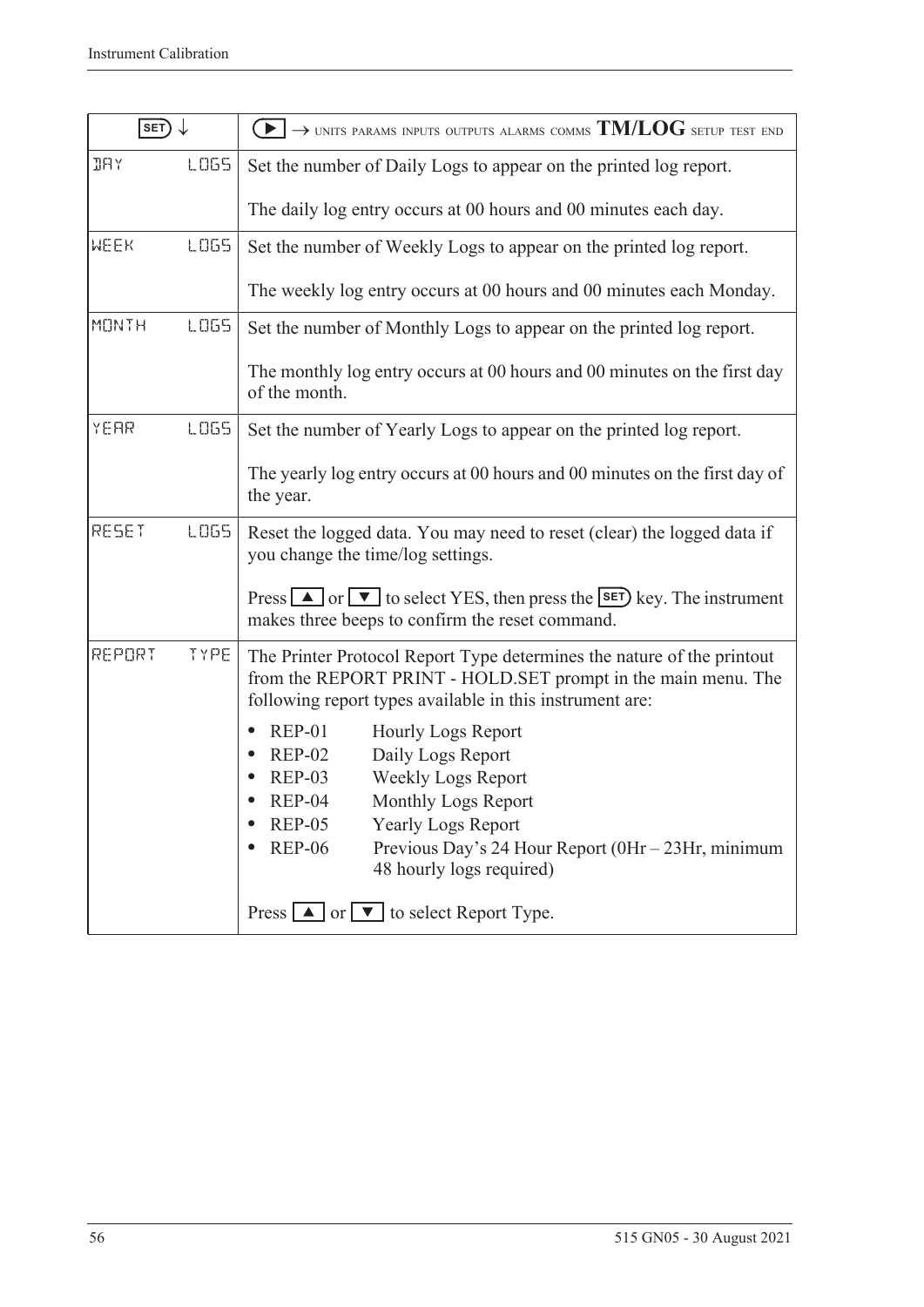| SET ↓ | ▶ → UNITS PARAMS INPUTS OUTPUTS ALARMS COMMS **TM/LOG** SETUP TEST END |
|---|---|
| DAY LOGS | Set the number of Daily Logs to appear on the printed log report.<br><br>The daily log entry occurs at 00 hours and 00 minutes each day. |
| WEEK LOGS | Set the number of Weekly Logs to appear on the printed log report.<br><br>The weekly log entry occurs at 00 hours and 00 minutes each Monday. |
| MONTH LOGS | Set the number of Monthly Logs to appear on the printed log report.<br><br>The monthly log entry occurs at 00 hours and 00 minutes on the first day of the month. |
| YEAR LOGS | Set the number of Yearly Logs to appear on the printed log report.<br><br>The yearly log entry occurs at 00 hours and 00 minutes on the first day of the year. |
| RESET LOGS | Reset the logged data. You may need to reset (clear) the logged data if you change the time/log settings.<br><br>Press ▲ or ▼ to select YES, then press the SET key. The instrument makes three beeps to confirm the reset command. |
| REPORT TYPE | The Printer Protocol Report Type determines the nature of the printout from the REPORT PRINT - HOLD.SET prompt in the main menu. The following report types available in this instrument are:<br><br>• REP-01 Hourly Logs Report<br>• REP-02 Daily Logs Report<br>• REP-03 Weekly Logs Report<br>• REP-04 Monthly Logs Report<br>• REP-05 Yearly Logs Report<br>• REP-06 Previous Day's 24 Hour Report (0Hr – 23Hr, minimum 48 hourly logs required)<br><br>Press ▲ or ▼ to select Report Type. |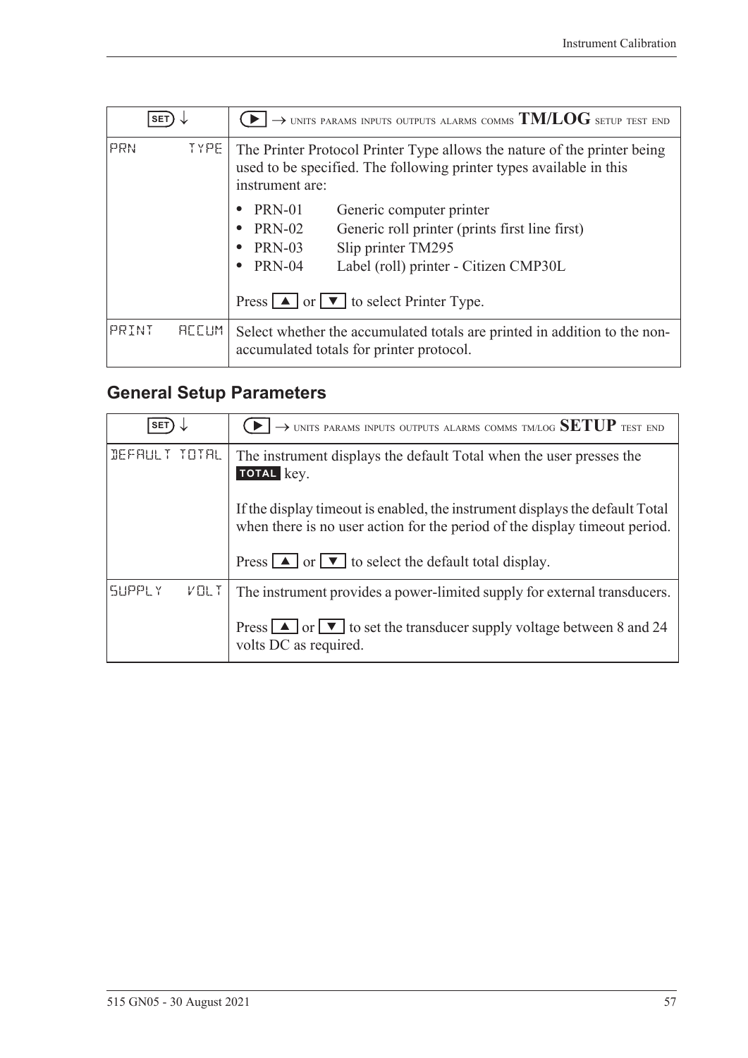| SET ↓ | ▶ → UNITS PARAMS INPUTS OUTPUTS ALARMS COMMS **TM/LOG** SETUP TEST END |
|---|---|
| PRN TYPE | The Printer Protocol Printer Type allows the nature of the printer being used to be specified. The following printer types available in this instrument are:<br>• PRN-01 Generic computer printer<br>• PRN-02 Generic roll printer (prints first line first)<br>• PRN-03 Slip printer TM295<br>• PRN-04 Label (roll) printer - Citizen CMP30L<br><br>Press ▲ or ▼ to select Printer Type. |
| PRINT ACCUM | Select whether the accumulated totals are printed in addition to the non-accumulated totals for printer protocol. |

## General Setup Parameters

| SET ↓ | ▶ → UNITS PARAMS INPUTS OUTPUTS ALARMS COMMS TM/LOG **SETUP** TEST END |
|---|---|
| DEFAULT TOTAL | The instrument displays the default Total when the user presses the **TOTAL** key.<br><br>If the display timeout is enabled, the instrument displays the default Total when there is no user action for the period of the display timeout period.<br><br>Press ▲ or ▼ to select the default total display. |
| SUPPLY VOLT | The instrument provides a power-limited supply for external transducers.<br><br>Press ▲ or ▼ to set the transducer supply voltage between 8 and 24 volts DC as required. |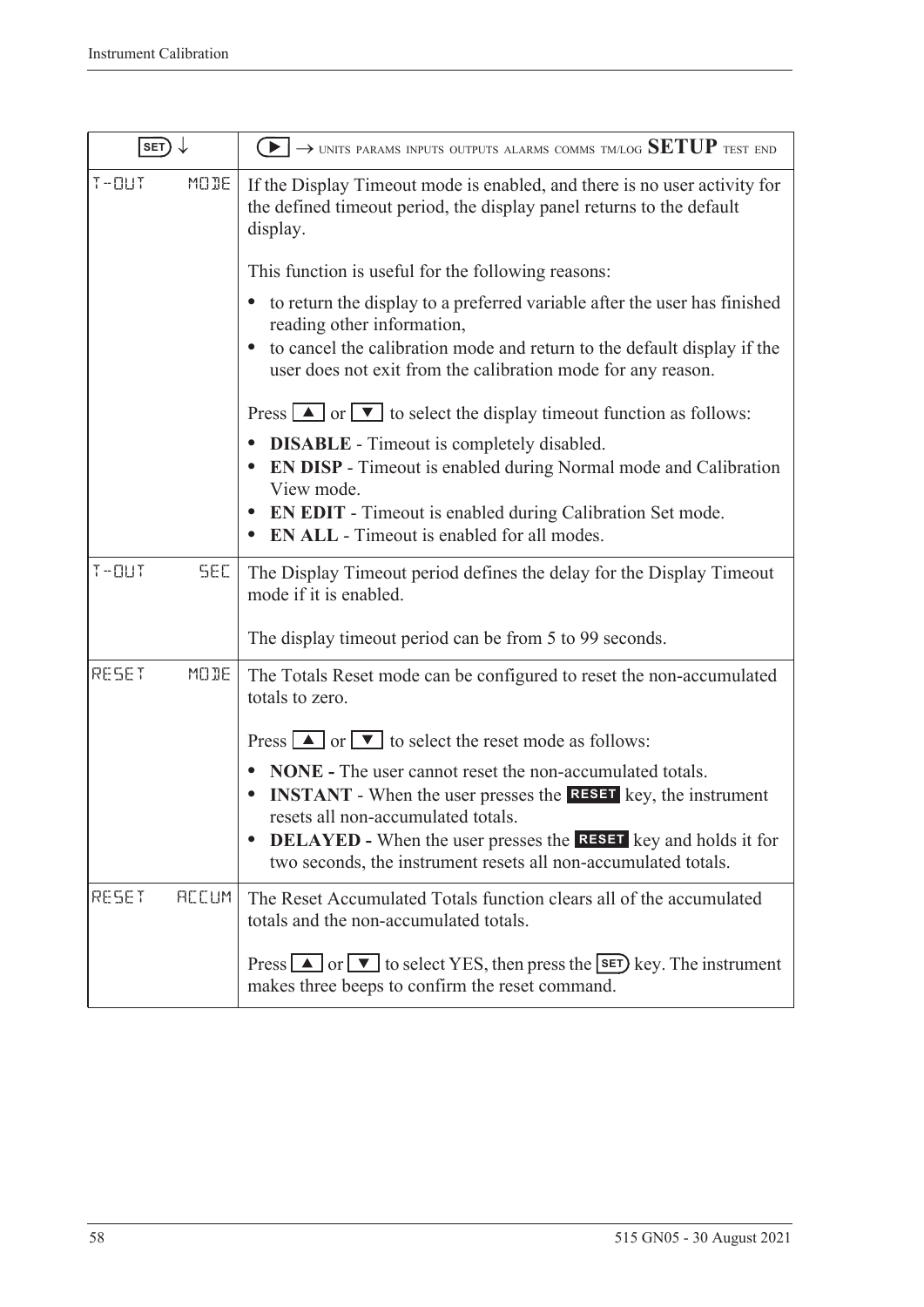| SET ↓ | ▶ → UNITS PARAMS INPUTS OUTPUTS ALARMS COMMS TM/LOG **SETUP** TEST END |
|---|---|
| T-OUT MODE | If the Display Timeout mode is enabled, and there is no user activity for the defined timeout period, the display panel returns to the default display.<br><br>This function is useful for the following reasons:<br>• to return the display to a preferred variable after the user has finished reading other information,<br>• to cancel the calibration mode and return to the default display if the user does not exit from the calibration mode for any reason.<br><br>Press ▲ or ▼ to select the display timeout function as follows:<br>• **DISABLE** - Timeout is completely disabled.<br>• **EN DISP** - Timeout is enabled during Normal mode and Calibration View mode.<br>• **EN EDIT** - Timeout is enabled during Calibration Set mode.<br>• **EN ALL** - Timeout is enabled for all modes. |
| T-OUT SEC | The Display Timeout period defines the delay for the Display Timeout mode if it is enabled.<br><br>The display timeout period can be from 5 to 99 seconds. |
| RESET MODE | The Totals Reset mode can be configured to reset the non-accumulated totals to zero.<br><br>Press ▲ or ▼ to select the reset mode as follows:<br>• **NONE -** The user cannot reset the non-accumulated totals.<br>• **INSTANT** - When the user presses the **RESET** key, the instrument resets all non-accumulated totals.<br>• **DELAYED -** When the user presses the **RESET** key and holds it for two seconds, the instrument resets all non-accumulated totals. |
| RESET ACCUM | The Reset Accumulated Totals function clears all of the accumulated totals and the non-accumulated totals.<br><br>Press ▲ or ▼ to select YES, then press the SET key. The instrument makes three beeps to confirm the reset command. |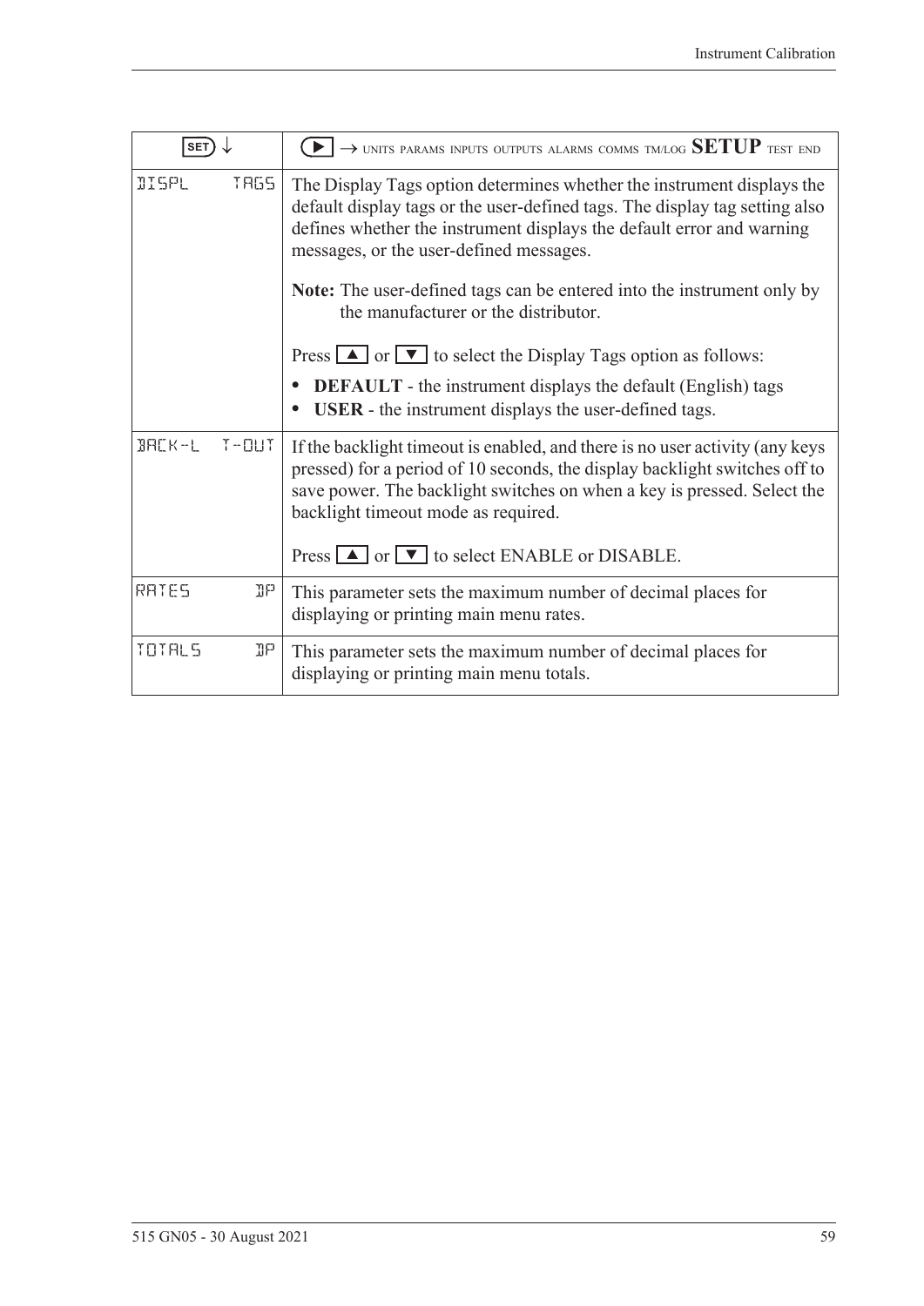| SET ↓ | ▶ → UNITS PARAMS INPUTS OUTPUTS ALARMS COMMS TM/LOG **SETUP** TEST END |
|---|---|
| DISPL TAGS | The Display Tags option determines whether the instrument displays the default display tags or the user-defined tags. The display tag setting also defines whether the instrument displays the default error and warning messages, or the user-defined messages.<br><br>**Note:** The user-defined tags can be entered into the instrument only by the manufacturer or the distributor.<br><br>Press ▲ or ▼ to select the Display Tags option as follows:<br>• **DEFAULT** - the instrument displays the default (English) tags<br>• **USER** - the instrument displays the user-defined tags. |
| BACK-L T-OUT | If the backlight timeout is enabled, and there is no user activity (any keys pressed) for a period of 10 seconds, the display backlight switches off to save power. The backlight switches on when a key is pressed. Select the backlight timeout mode as required.<br><br>Press ▲ or ▼ to select ENABLE or DISABLE. |
| RATES DP | This parameter sets the maximum number of decimal places for displaying or printing main menu rates. |
| TOTALS DP | This parameter sets the maximum number of decimal places for displaying or printing main menu totals. |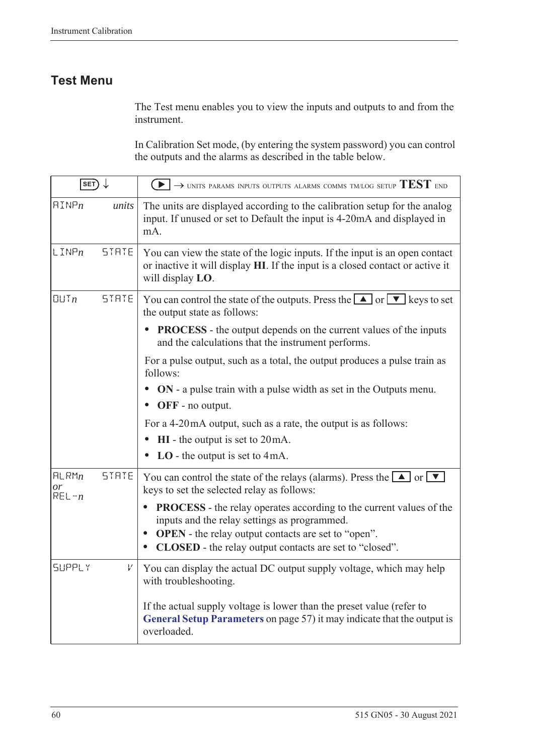## Test Menu

The Test menu enables you to view the inputs and outputs to and from the instrument.

In Calibration Set mode, (by entering the system password) you can control the outputs and the alarms as described in the table below.

| SET ↓ | | ▶ → UNITS PARAMS INPUTS OUTPUTS ALARMS COMMS TM/LOG SETUP **TEST** END |
|---|---|---|
| AINP*n* | *units* | The units are displayed according to the calibration setup for the analog input. If unused or set to Default the input is 4-20mA and displayed in mA. |
| LINP*n* | STATE | You can view the state of the logic inputs. If the input is an open contact or inactive it will display **HI**. If the input is a closed contact or active it will display **LO**. |
| OUT*n* | STATE | You can control the state of the outputs. Press the ▲ or ▼ keys to set the output state as follows:<br>• **PROCESS** - the output depends on the current values of the inputs and the calculations that the instrument performs.<br>For a pulse output, such as a total, the output produces a pulse train as follows:<br>• **ON** - a pulse train with a pulse width as set in the Outputs menu.<br>• **OFF** - no output.<br>For a 4-20mA output, such as a rate, the output is as follows:<br>• **HI** - the output is set to 20mA.<br>• **LO** - the output is set to 4mA. |
| ALRM*n* *or* REL-*n* | STATE | You can control the state of the relays (alarms). Press the ▲ or ▼ keys to set the selected relay as follows:<br>• **PROCESS** - the relay operates according to the current values of the inputs and the relay settings as programmed.<br>• **OPEN** - the relay output contacts are set to "open".<br>• **CLOSED** - the relay output contacts are set to "closed". |
| SUPPLY | V | You can display the actual DC output supply voltage, which may help with troubleshooting.<br><br>If the actual supply voltage is lower than the preset value (refer to **General Setup Parameters** on page 57) it may indicate that the output is overloaded. |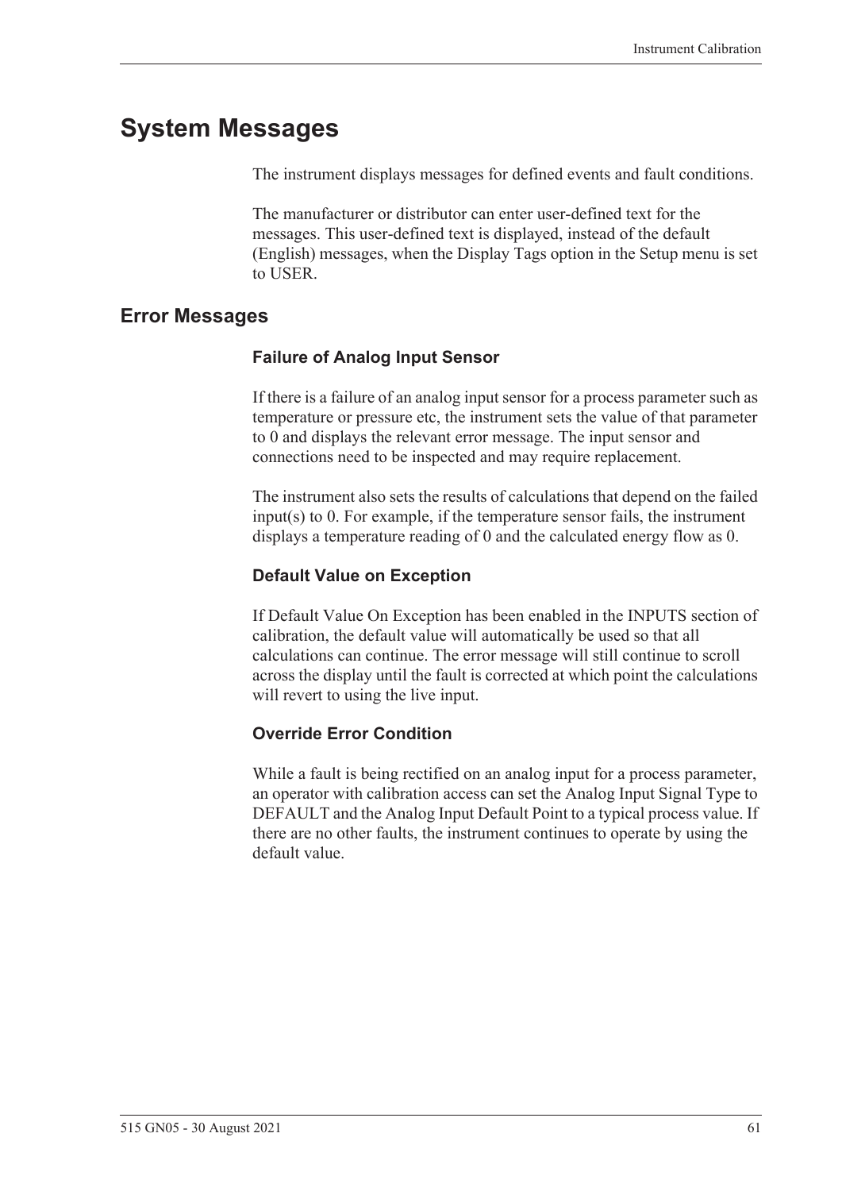# System Messages

The instrument displays messages for defined events and fault conditions.

The manufacturer or distributor can enter user-defined text for the messages. This user-defined text is displayed, instead of the default (English) messages, when the Display Tags option in the Setup menu is set to USER.

## Error Messages

### Failure of Analog Input Sensor

If there is a failure of an analog input sensor for a process parameter such as temperature or pressure etc, the instrument sets the value of that parameter to 0 and displays the relevant error message. The input sensor and connections need to be inspected and may require replacement.

The instrument also sets the results of calculations that depend on the failed input(s) to 0. For example, if the temperature sensor fails, the instrument displays a temperature reading of 0 and the calculated energy flow as 0.

### Default Value on Exception

If Default Value On Exception has been enabled in the INPUTS section of calibration, the default value will automatically be used so that all calculations can continue. The error message will still continue to scroll across the display until the fault is corrected at which point the calculations will revert to using the live input.

### Override Error Condition

While a fault is being rectified on an analog input for a process parameter, an operator with calibration access can set the Analog Input Signal Type to DEFAULT and the Analog Input Default Point to a typical process value. If there are no other faults, the instrument continues to operate by using the default value.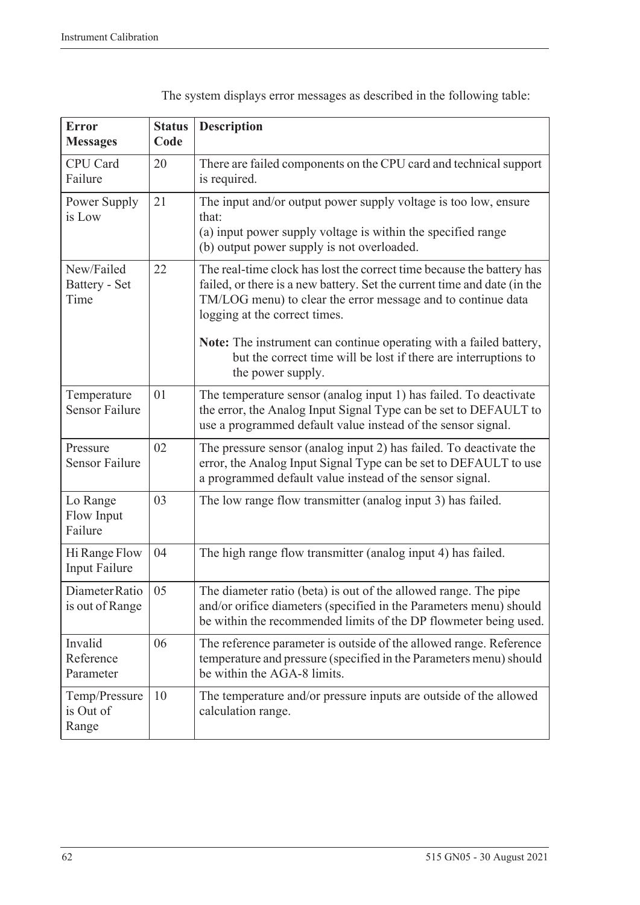The system displays error messages as described in the following table:

| Error Messages | Status Code | Description |
|---|---|---|
| CPU Card Failure | 20 | There are failed components on the CPU card and technical support is required. |
| Power Supply is Low | 21 | The input and/or output power supply voltage is too low, ensure that:<br>(a) input power supply voltage is within the specified range<br>(b) output power supply is not overloaded. |
| New/Failed Battery - Set Time | 22 | The real-time clock has lost the correct time because the battery has failed, or there is a new battery. Set the current time and date (in the TM/LOG menu) to clear the error message and to continue data logging at the correct times.<br><br>**Note:** The instrument can continue operating with a failed battery, but the correct time will be lost if there are interruptions to the power supply. |
| Temperature Sensor Failure | 01 | The temperature sensor (analog input 1) has failed. To deactivate the error, the Analog Input Signal Type can be set to DEFAULT to use a programmed default value instead of the sensor signal. |
| Pressure Sensor Failure | 02 | The pressure sensor (analog input 2) has failed. To deactivate the error, the Analog Input Signal Type can be set to DEFAULT to use a programmed default value instead of the sensor signal. |
| Lo Range Flow Input Failure | 03 | The low range flow transmitter (analog input 3) has failed. |
| Hi Range Flow Input Failure | 04 | The high range flow transmitter (analog input 4) has failed. |
| Diameter Ratio is out of Range | 05 | The diameter ratio (beta) is out of the allowed range. The pipe and/or orifice diameters (specified in the Parameters menu) should be within the recommended limits of the DP flowmeter being used. |
| Invalid Reference Parameter | 06 | The reference parameter is outside of the allowed range. Reference temperature and pressure (specified in the Parameters menu) should be within the AGA-8 limits. |
| Temp/Pressure is Out of Range | 10 | The temperature and/or pressure inputs are outside of the allowed calculation range. |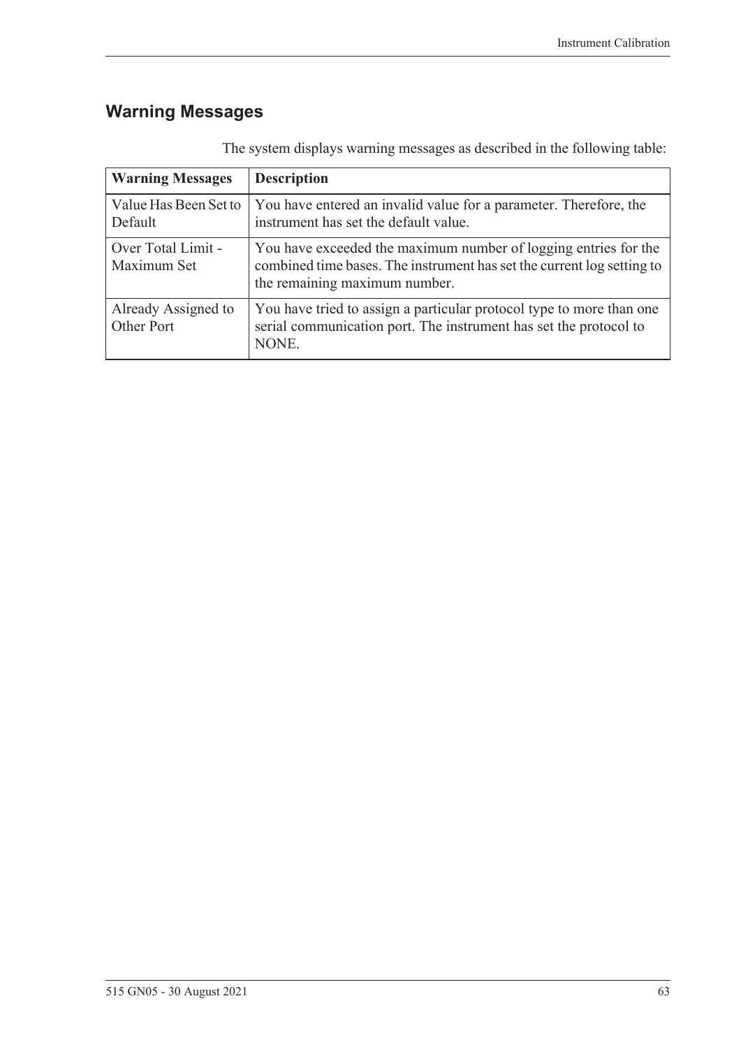## Warning Messages

The system displays warning messages as described in the following table:

| Warning Messages | Description |
|---|---|
| Value Has Been Set to Default | You have entered an invalid value for a parameter. Therefore, the instrument has set the default value. |
| Over Total Limit - Maximum Set | You have exceeded the maximum number of logging entries for the combined time bases. The instrument has set the current log setting to the remaining maximum number. |
| Already Assigned to Other Port | You have tried to assign a particular protocol type to more than one serial communication port. The instrument has set the protocol to NONE. |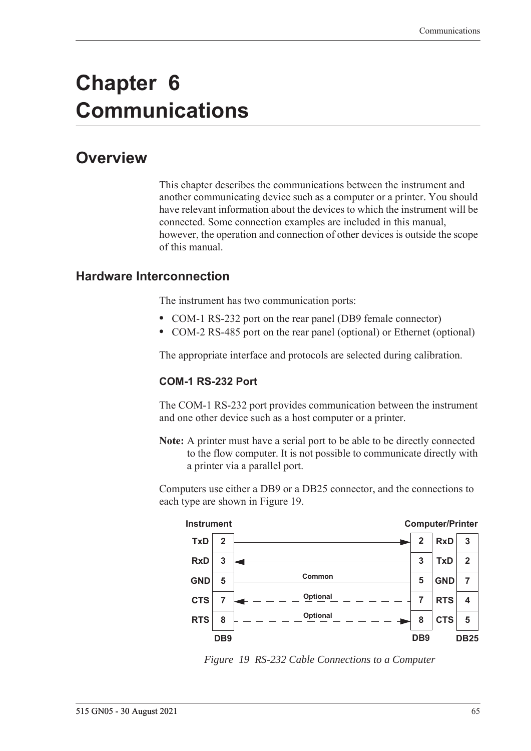# Chapter 6 Communications

## Overview

This chapter describes the communications between the instrument and another communicating device such as a computer or a printer. You should have relevant information about the devices to which the instrument will be connected. Some connection examples are included in this manual, however, the operation and connection of other devices is outside the scope of this manual.

### Hardware Interconnection

The instrument has two communication ports:

- COM-1 RS-232 port on the rear panel (DB9 female connector)
- COM-2 RS-485 port on the rear panel (optional) or Ethernet (optional)

The appropriate interface and protocols are selected during calibration.

#### COM-1 RS-232 Port

The COM-1 RS-232 port provides communication between the instrument and one other device such as a host computer or a printer.

**Note:** A printer must have a serial port to be able to be directly connected to the flow computer. It is not possible to communicate directly with a printer via a parallel port.

Computers use either a DB9 or a DB25 connector, and the connections to each type are shown in Figure 19.

| Instrument Signal | Instrument DB9 Pin | Connection | Computer/Printer DB9 Pin | Computer/Printer Signal | Computer/Printer DB25 Pin |
|---|---|---|---|---|---|
| TxD | 2 | → | 2 | RxD | 3 |
| RxD | 3 | ← | 3 | TxD | 2 |
| GND | 5 | Common | 5 | GND | 7 |
| CTS | 7 | ← Optional | 7 | RTS | 4 |
| RTS | 8 | → Optional | 8 | CTS | 5 |

*Figure 19 RS-232 Cable Connections to a Computer*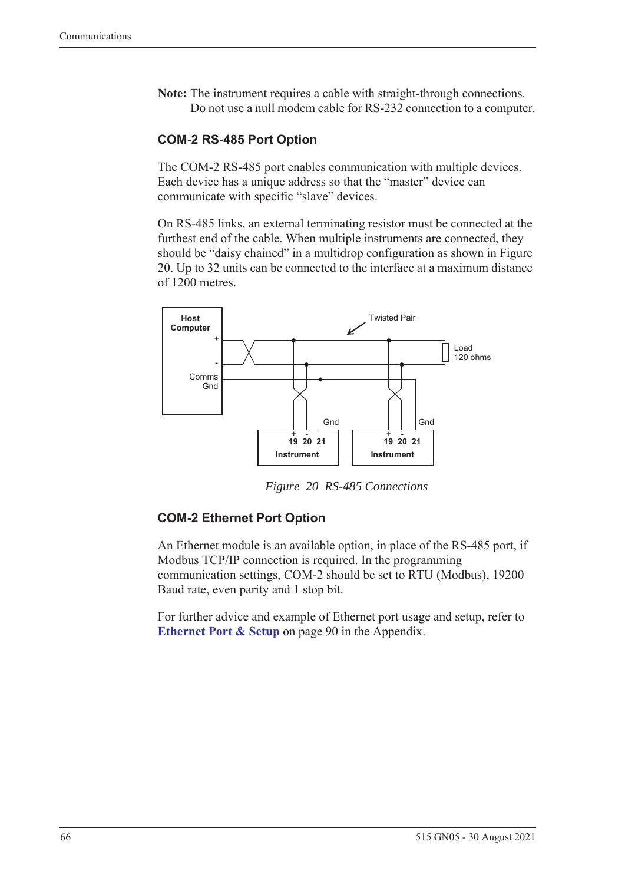**Note:** The instrument requires a cable with straight-through connections. Do not use a null modem cable for RS-232 connection to a computer.

### COM-2 RS-485 Port Option

The COM-2 RS-485 port enables communication with multiple devices. Each device has a unique address so that the "master" device can communicate with specific "slave" devices.

On RS-485 links, an external terminating resistor must be connected at the furthest end of the cable. When multiple instruments are connected, they should be "daisy chained" in a multidrop configuration as shown in Figure 20. Up to 32 units can be connected to the interface at a maximum distance of 1200 metres.

*Figure 20 RS-485 Connections*

### COM-2 Ethernet Port Option

An Ethernet module is an available option, in place of the RS-485 port, if Modbus TCP/IP connection is required. In the programming communication settings, COM-2 should be set to RTU (Modbus), 19200 Baud rate, even parity and 1 stop bit.

For further advice and example of Ethernet port usage and setup, refer to **Ethernet Port & Setup** on page 90 in the Appendix.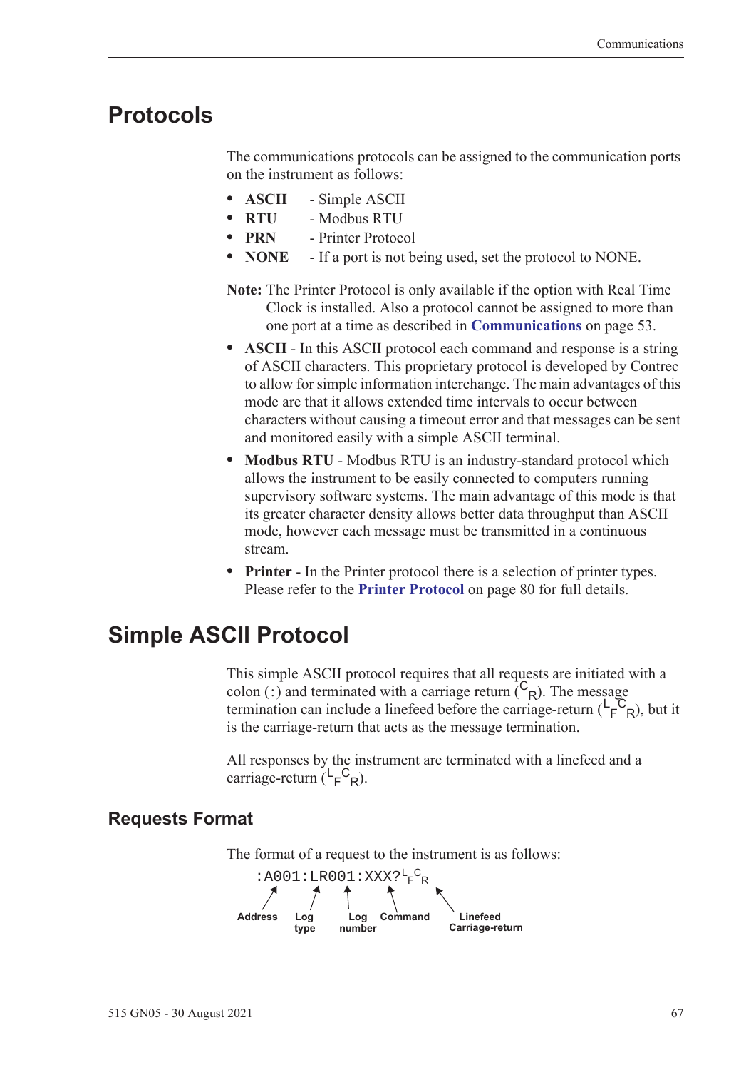## Protocols

The communications protocols can be assigned to the communication ports on the instrument as follows:

- **ASCII** - Simple ASCII
- **RTU** - Modbus RTU
- **PRN** - Printer Protocol
- **NONE** - If a port is not being used, set the protocol to NONE.

**Note:** The Printer Protocol is only available if the option with Real Time Clock is installed. Also a protocol cannot be assigned to more than one port at a time as described in **Communications** on page 53.

- **ASCII** - In this ASCII protocol each command and response is a string of ASCII characters. This proprietary protocol is developed by Contrec to allow for simple information interchange. The main advantages of this mode are that it allows extended time intervals to occur between characters without causing a timeout error and that messages can be sent and monitored easily with a simple ASCII terminal.
- **Modbus RTU** - Modbus RTU is an industry-standard protocol which allows the instrument to be easily connected to computers running supervisory software systems. The main advantage of this mode is that its greater character density allows better data throughput than ASCII mode, however each message must be transmitted in a continuous stream.
- **Printer** - In the Printer protocol there is a selection of printer types. Please refer to the **Printer Protocol** on page 80 for full details.

## Simple ASCII Protocol

This simple ASCII protocol requires that all requests are initiated with a colon (:) and terminated with a carriage return ($^{C}{}_{R}$). The message termination can include a linefeed before the carriage-return ($^{L}{}_{F}{}^{C}{}_{R}$), but it is the carriage-return that acts as the message termination.

All responses by the instrument are terminated with a linefeed and a carriage-return ($^{L}{}_{F}{}^{C}{}_{R}$).

### Requests Format

The format of a request to the instrument is as follows:

```
:A001:LR001:XXX?LFCR
```

Address — Log type — Log number — Command — Linefeed Carriage-return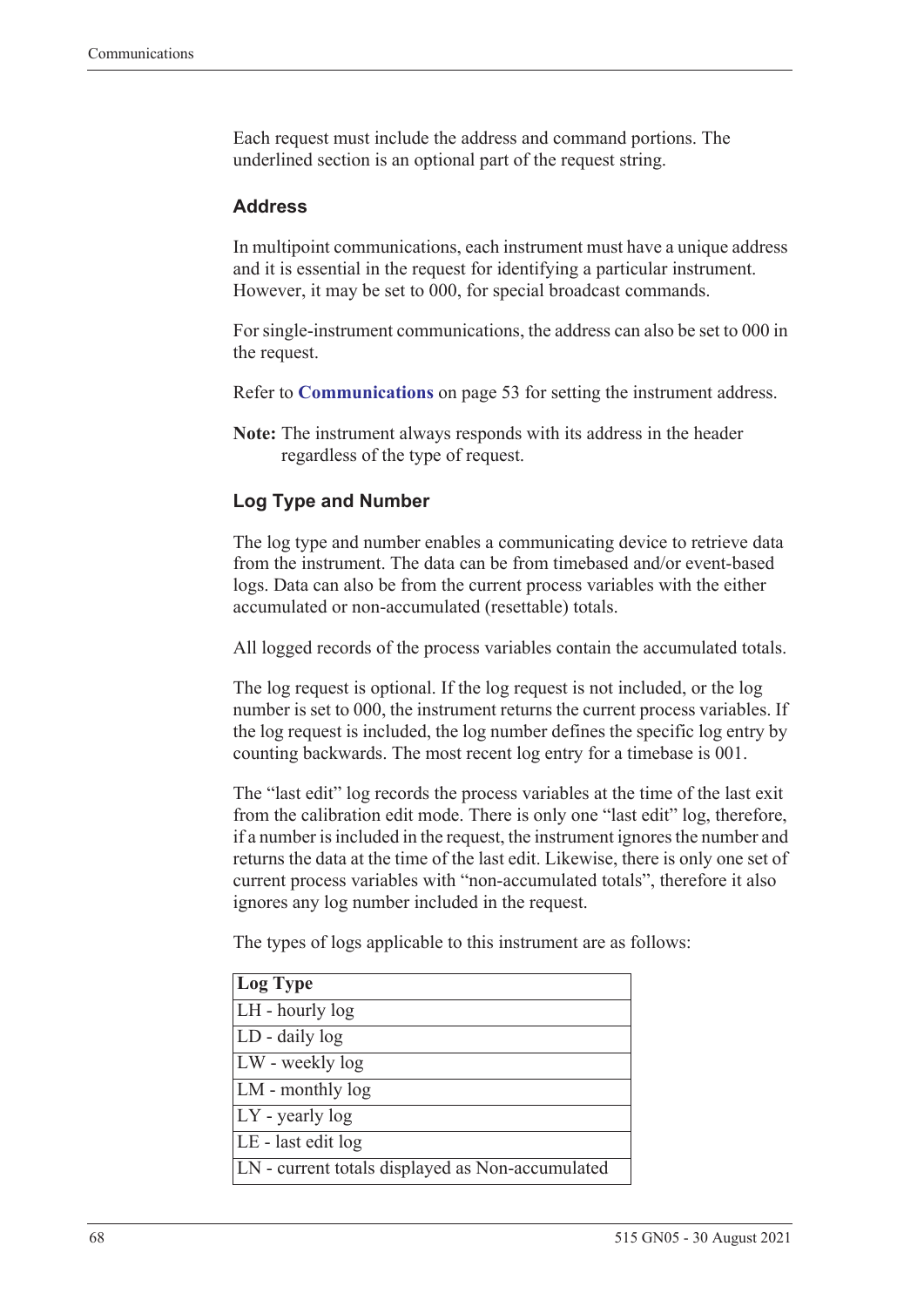Each request must include the address and command portions. The underlined section is an optional part of the request string.

### Address

In multipoint communications, each instrument must have a unique address and it is essential in the request for identifying a particular instrument. However, it may be set to 000, for special broadcast commands.

For single-instrument communications, the address can also be set to 000 in the request.

Refer to **Communications** on page 53 for setting the instrument address.

**Note:** The instrument always responds with its address in the header regardless of the type of request.

### Log Type and Number

The log type and number enables a communicating device to retrieve data from the instrument. The data can be from timebased and/or event-based logs. Data can also be from the current process variables with the either accumulated or non-accumulated (resettable) totals.

All logged records of the process variables contain the accumulated totals.

The log request is optional. If the log request is not included, or the log number is set to 000, the instrument returns the current process variables. If the log request is included, the log number defines the specific log entry by counting backwards. The most recent log entry for a timebase is 001.

The “last edit” log records the process variables at the time of the last exit from the calibration edit mode. There is only one “last edit” log, therefore, if a number is included in the request, the instrument ignores the number and returns the data at the time of the last edit. Likewise, there is only one set of current process variables with “non-accumulated totals”, therefore it also ignores any log number included in the request.

The types of logs applicable to this instrument are as follows:

| Log Type |
|---|
| LH - hourly log |
| LD - daily log |
| LW - weekly log |
| LM - monthly log |
| LY - yearly log |
| LE - last edit log |
| LN - current totals displayed as Non-accumulated |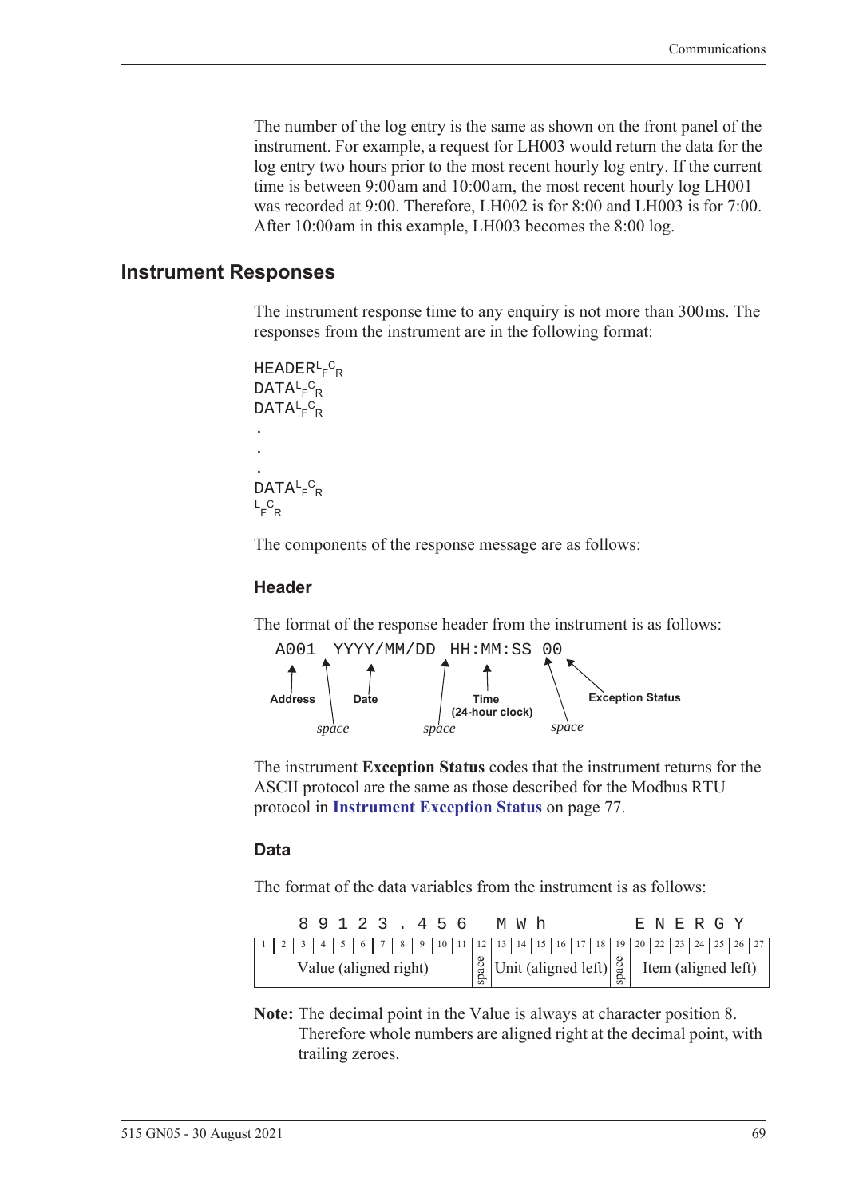The number of the log entry is the same as shown on the front panel of the instrument. For example, a request for LH003 would return the data for the log entry two hours prior to the most recent hourly log entry. If the current time is between 9:00 am and 10:00 am, the most recent hourly log LH001 was recorded at 9:00. Therefore, LH002 is for 8:00 and LH003 is for 7:00. After 10:00 am in this example, LH003 becomes the 8:00 log.

## Instrument Responses

The instrument response time to any enquiry is not more than 300 ms. The responses from the instrument are in the following format:

```
HEADER LF CR
DATA LF CR
DATA LF CR
.
.
.
DATA LF CR
LF CR
```

The components of the response message are as follows:

### Header

The format of the response header from the instrument is as follows:

```
A001 YYYY/MM/DD HH:MM:SS 00
```

- **Address** (A001), followed by a *space*
- **Date** (YYYY/MM/DD), followed by a *space*
- **Time (24-hour clock)** (HH:MM:SS), followed by a *space*
- **Exception Status** (00)

The instrument **Exception Status** codes that the instrument returns for the ASCII protocol are the same as those described for the Modbus RTU protocol in **Instrument Exception Status** on page 77.

### Data

The format of the data variables from the instrument is as follows:

| 1 | 2 | 3 | 4 | 5 | 6 | 7 | 8 | 9 | 10 | 11 | 12 | 13 | 14 | 15 | 16 | 17 | 18 | 19 | 20 | 22 | 23 | 24 | 25 | 26 | 27 |
|---|---|---|---|---|---|---|---|---|---|---|---|---|---|---|---|---|---|---|---|---|---|---|---|---|---|
| | | 8 | 9 | 1 | 2 | 3 | . | 4 | 5 | 6 | | M | W | h | | | | | E | N | E | R | G | Y | |
| Value (aligned right) | | | | | | | | | | | space | Unit (aligned left) | | | | | | space | Item (aligned left) | | | | | | |

**Note:** The decimal point in the Value is always at character position 8. Therefore whole numbers are aligned right at the decimal point, with trailing zeroes.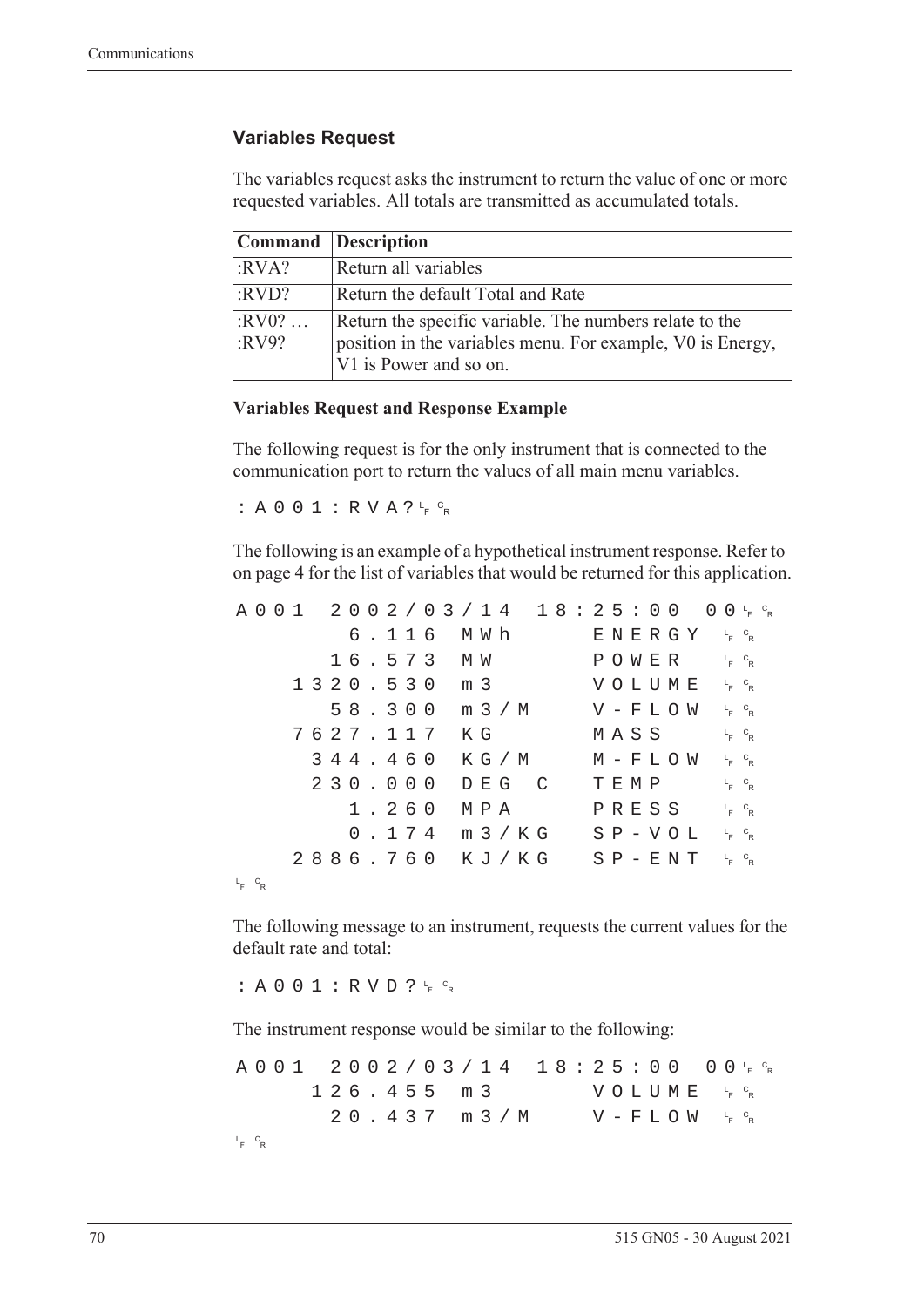### Variables Request

The variables request asks the instrument to return the value of one or more requested variables. All totals are transmitted as accumulated totals.

| Command | Description |
|---|---|
| :RVA? | Return all variables |
| :RVD? | Return the default Total and Rate |
| :RV0? … :RV9? | Return the specific variable. The numbers relate to the position in the variables menu. For example, V0 is Energy, V1 is Power and so on. |

#### Variables Request and Response Example

The following request is for the only instrument that is connected to the communication port to return the values of all main menu variables.

```
:A001:RVA?LFCR
```

The following is an example of a hypothetical instrument response. Refer to on page 4 for the list of variables that would be returned for this application.

```
A001 2002/03/14 18:25:00 00LFCR
        6.116 MWh      ENERGY  LFCR
       16.573 MW       POWER   LFCR
     1320.530 m3       VOLUME  LFCR
       58.300 m3/M     V-FLOW  LFCR
     7627.117 KG       MASS    LFCR
      344.460 KG/M     M-FLOW  LFCR
      230.000 DEG C    TEMP    LFCR
        1.260 MPA      PRESS   LFCR
        0.174 m3/KG    SP-VOL  LFCR
     2886.760 KJ/KG    SP-ENT  LFCR
LFCR
```

The following message to an instrument, requests the current values for the default rate and total:

```
:A001:RVD?LFCR
```

The instrument response would be similar to the following:

```
A001 2002/03/14 18:25:00 00LFCR
      126.455 m3       VOLUME  LFCR
       20.437 m3/M     V-FLOW  LFCR
LFCR
```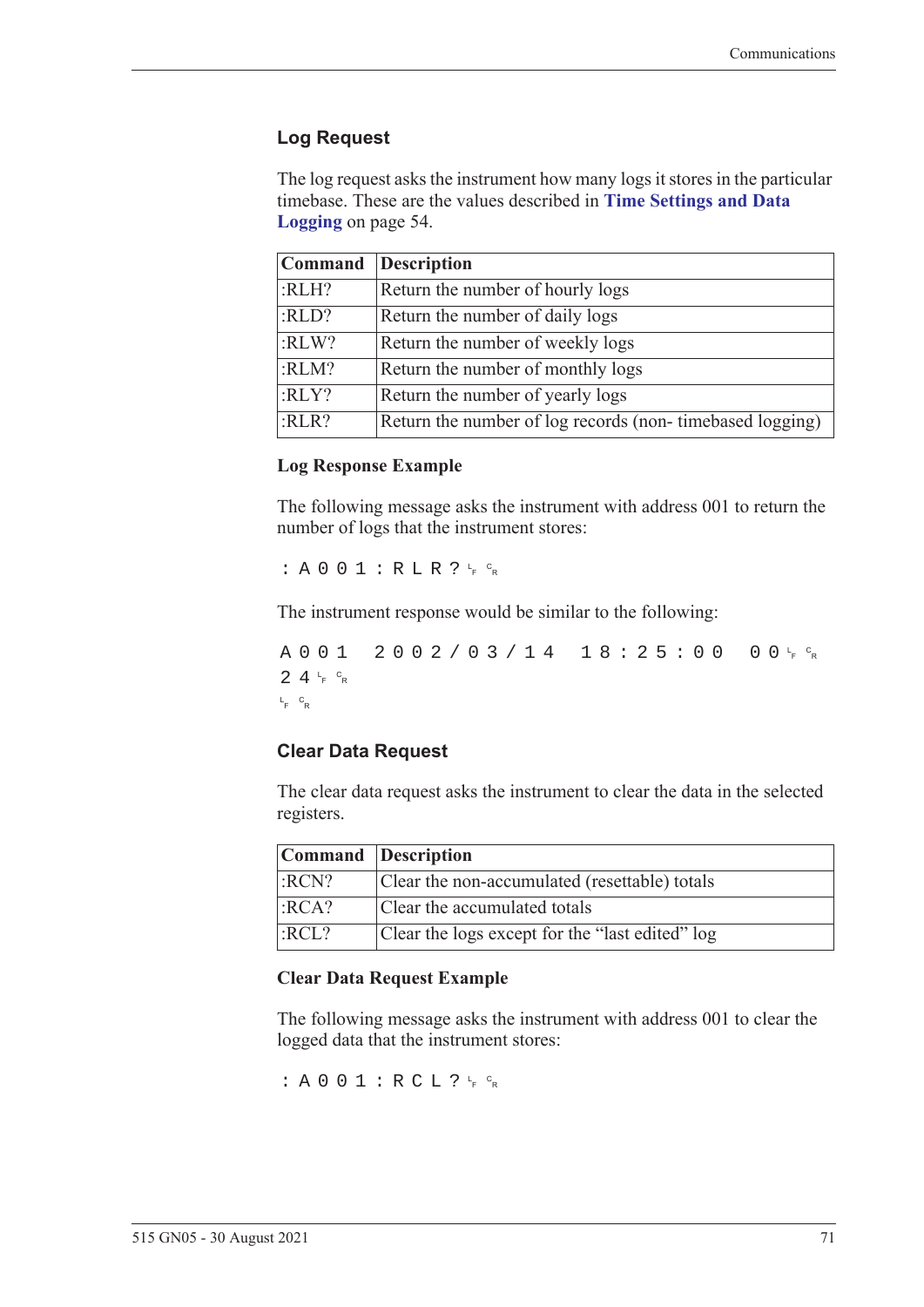## Log Request

The log request asks the instrument how many logs it stores in the particular timebase. These are the values described in **Time Settings and Data Logging** on page 54.

| Command | Description |
|---|---|
| :RLH? | Return the number of hourly logs |
| :RLD? | Return the number of daily logs |
| :RLW? | Return the number of weekly logs |
| :RLM? | Return the number of monthly logs |
| :RLY? | Return the number of yearly logs |
| :RLR? | Return the number of log records (non- timebased logging) |

### Log Response Example

The following message asks the instrument with address 001 to return the number of logs that the instrument stores:

```
:A001:RLR?LFCR
```

The instrument response would be similar to the following:

```
A001 2002/03/14 18:25:00 00LFCR
24LFCR
LFCR
```

## Clear Data Request

The clear data request asks the instrument to clear the data in the selected registers.

| Command | Description |
|---|---|
| :RCN? | Clear the non-accumulated (resettable) totals |
| :RCA? | Clear the accumulated totals |
| :RCL? | Clear the logs except for the “last edited” log |

### Clear Data Request Example

The following message asks the instrument with address 001 to clear the logged data that the instrument stores:

```
:A001:RCL?LFCR
```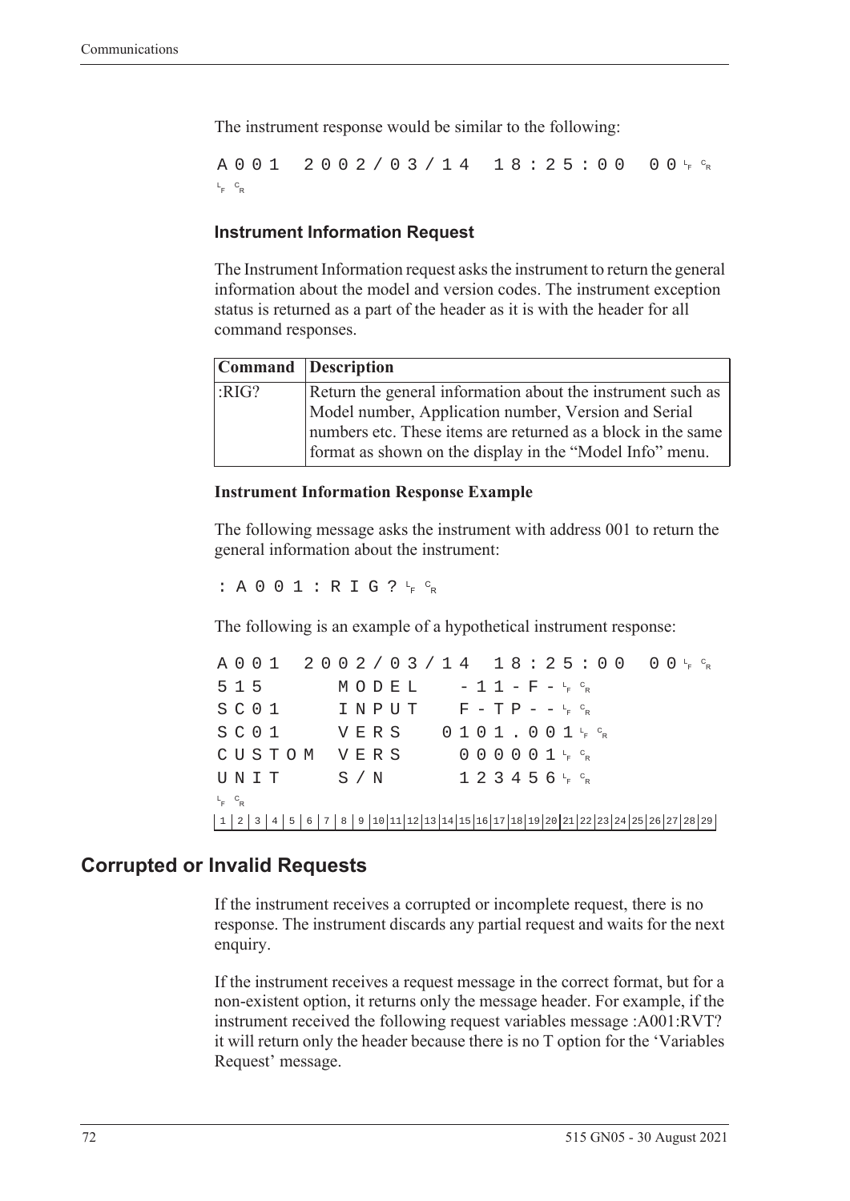The instrument response would be similar to the following:

```
A001 2002/03/14 18:25:00 00 LF CR
LF CR
```

### Instrument Information Request

The Instrument Information request asks the instrument to return the general information about the model and version codes. The instrument exception status is returned as a part of the header as it is with the header for all command responses.

| Command | Description |
| --- | --- |
| :RIG? | Return the general information about the instrument such as Model number, Application number, Version and Serial numbers etc. These items are returned as a block in the same format as shown on the display in the "Model Info" menu. |

#### Instrument Information Response Example

The following message asks the instrument with address 001 to return the general information about the instrument:

```
:A001:RIG? LF CR
```

The following is an example of a hypothetical instrument response:

```
A001 2002/03/14 18:25:00 00 LF CR
515     MODEL    -11-F- LF CR
SC01    INPUT    F-TP-- LF CR
SC01    VERS   0101.001 LF CR
CUSTOM  VERS     000001 LF CR
UNIT    S/N      123456 LF CR
LF CR
1 2 3 4 5 6 7 8 9 10 11 12 13 14 15 16 17 18 19 20 21 22 23 24 25 26 27 28 29
```

## Corrupted or Invalid Requests

If the instrument receives a corrupted or incomplete request, there is no response. The instrument discards any partial request and waits for the next enquiry.

If the instrument receives a request message in the correct format, but for a non-existent option, it returns only the message header. For example, if the instrument received the following request variables message :A001:RVT? it will return only the header because there is no T option for the 'Variables Request' message.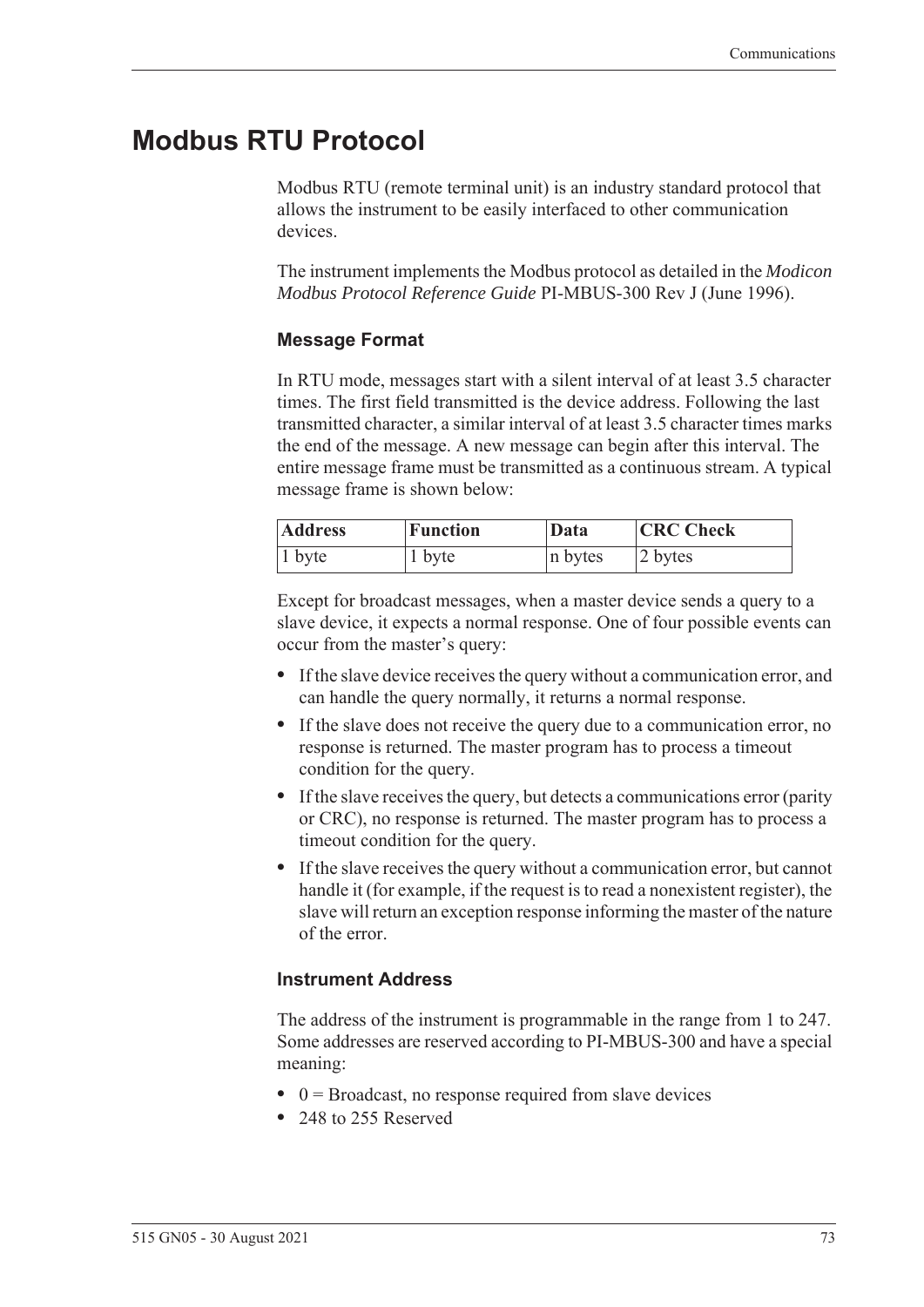# Modbus RTU Protocol

Modbus RTU (remote terminal unit) is an industry standard protocol that allows the instrument to be easily interfaced to other communication devices.

The instrument implements the Modbus protocol as detailed in the *Modicon Modbus Protocol Reference Guide* PI-MBUS-300 Rev J (June 1996).

### Message Format

In RTU mode, messages start with a silent interval of at least 3.5 character times. The first field transmitted is the device address. Following the last transmitted character, a similar interval of at least 3.5 character times marks the end of the message. A new message can begin after this interval. The entire message frame must be transmitted as a continuous stream. A typical message frame is shown below:

| Address | Function | Data | CRC Check |
|---|---|---|---|
| 1 byte | 1 byte | n bytes | 2 bytes |

Except for broadcast messages, when a master device sends a query to a slave device, it expects a normal response. One of four possible events can occur from the master's query:

- If the slave device receives the query without a communication error, and can handle the query normally, it returns a normal response.
- If the slave does not receive the query due to a communication error, no response is returned. The master program has to process a timeout condition for the query.
- If the slave receives the query, but detects a communications error (parity or CRC), no response is returned. The master program has to process a timeout condition for the query.
- If the slave receives the query without a communication error, but cannot handle it (for example, if the request is to read a nonexistent register), the slave will return an exception response informing the master of the nature of the error.

### Instrument Address

The address of the instrument is programmable in the range from 1 to 247. Some addresses are reserved according to PI-MBUS-300 and have a special meaning:

- 0 = Broadcast, no response required from slave devices
- 248 to 255 Reserved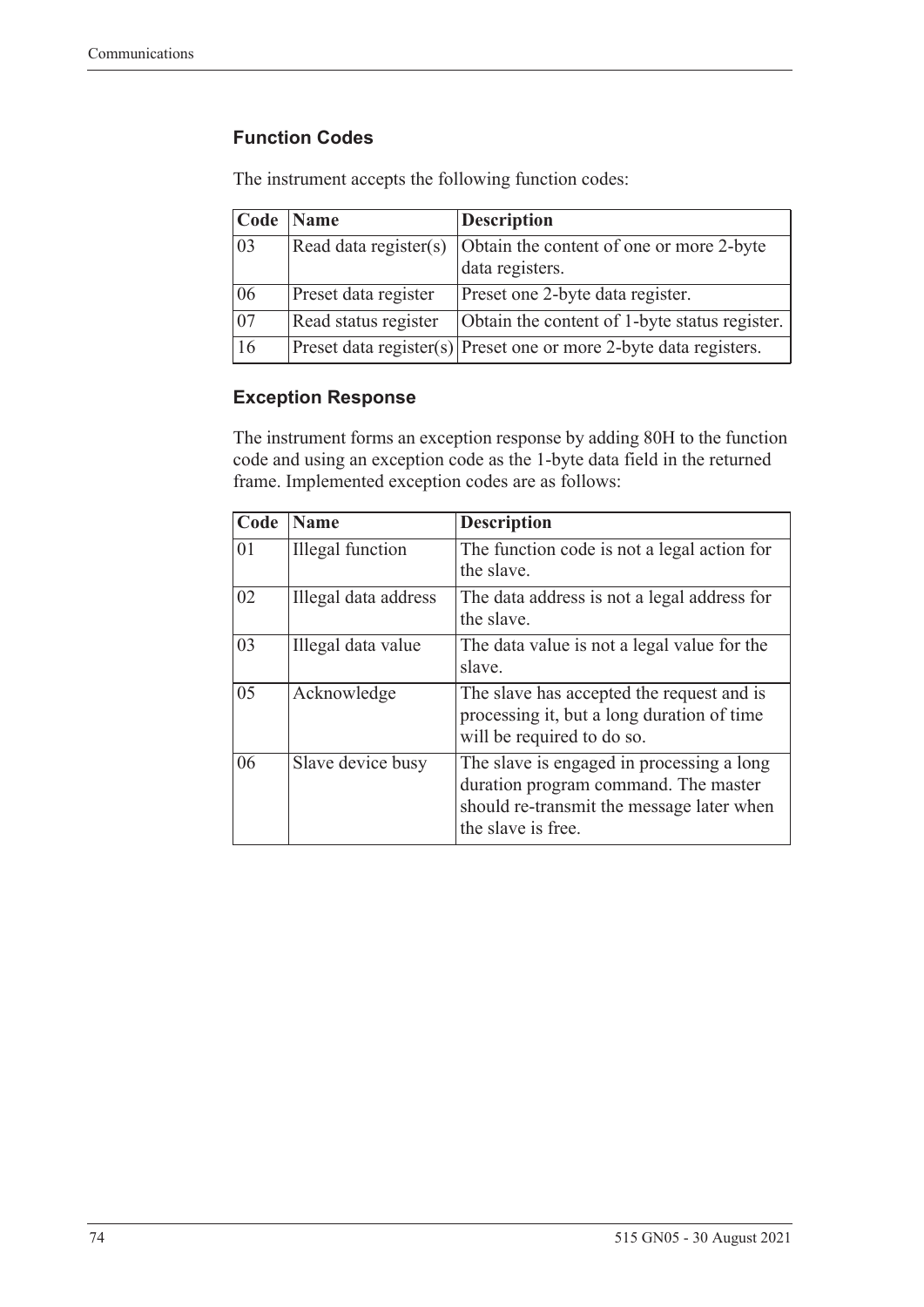### Function Codes

The instrument accepts the following function codes:

| Code | Name | Description |
|---|---|---|
| 03 | Read data register(s) | Obtain the content of one or more 2-byte data registers. |
| 06 | Preset data register | Preset one 2-byte data register. |
| 07 | Read status register | Obtain the content of 1-byte status register. |
| 16 | Preset data register(s) | Preset one or more 2-byte data registers. |

### Exception Response

The instrument forms an exception response by adding 80H to the function code and using an exception code as the 1-byte data field in the returned frame. Implemented exception codes are as follows:

| Code | Name | Description |
|---|---|---|
| 01 | Illegal function | The function code is not a legal action for the slave. |
| 02 | Illegal data address | The data address is not a legal address for the slave. |
| 03 | Illegal data value | The data value is not a legal value for the slave. |
| 05 | Acknowledge | The slave has accepted the request and is processing it, but a long duration of time will be required to do so. |
| 06 | Slave device busy | The slave is engaged in processing a long duration program command. The master should re-transmit the message later when the slave is free. |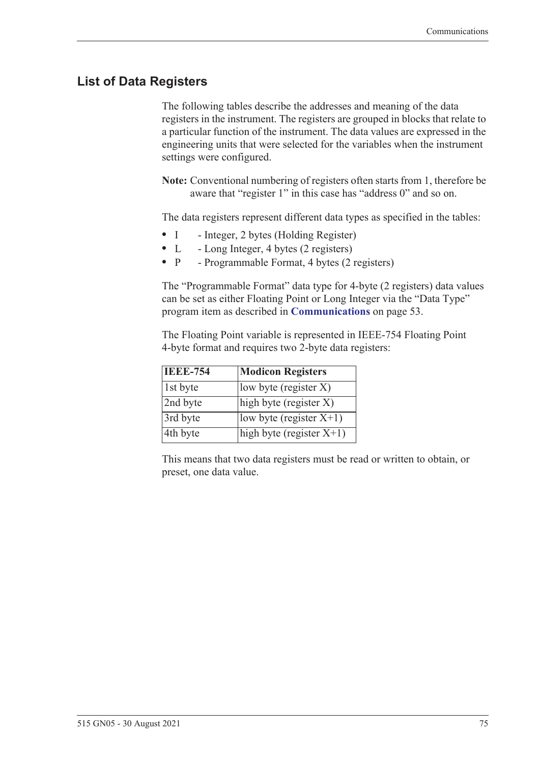## List of Data Registers

The following tables describe the addresses and meaning of the data registers in the instrument. The registers are grouped in blocks that relate to a particular function of the instrument. The data values are expressed in the engineering units that were selected for the variables when the instrument settings were configured.

**Note:** Conventional numbering of registers often starts from 1, therefore be aware that "register 1" in this case has "address 0" and so on.

The data registers represent different data types as specified in the tables:

- I - Integer, 2 bytes (Holding Register)
- L - Long Integer, 4 bytes (2 registers)
- P - Programmable Format, 4 bytes (2 registers)

The "Programmable Format" data type for 4-byte (2 registers) data values can be set as either Floating Point or Long Integer via the "Data Type" program item as described in **Communications** on page 53.

The Floating Point variable is represented in IEEE-754 Floating Point 4-byte format and requires two 2-byte data registers:

| IEEE-754 | Modicon Registers |
|---|---|
| 1st byte | low byte (register X) |
| 2nd byte | high byte (register X) |
| 3rd byte | low byte (register X+1) |
| 4th byte | high byte (register X+1) |

This means that two data registers must be read or written to obtain, or preset, one data value.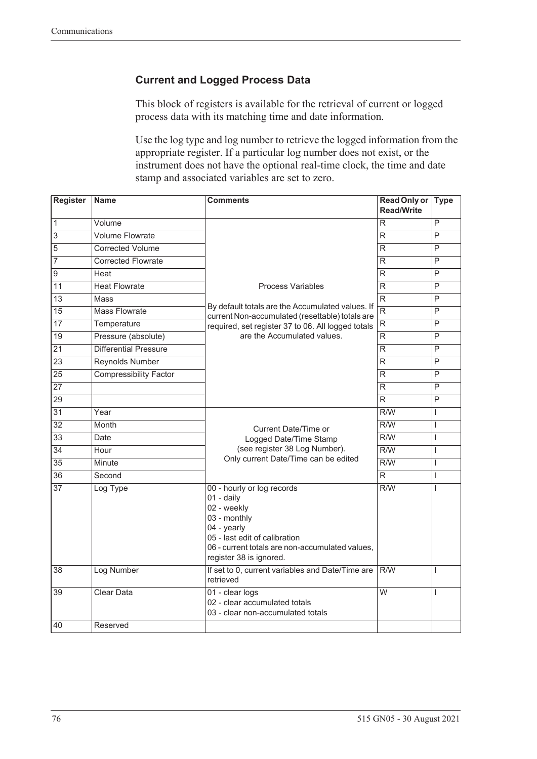### Current and Logged Process Data

This block of registers is available for the retrieval of current or logged process data with its matching time and date information.

Use the log type and log number to retrieve the logged information from the appropriate register. If a particular log number does not exist, or the instrument does not have the optional real-time clock, the time and date stamp and associated variables are set to zero.

| Register | Name | Comments | Read Only or Read/Write | Type |
|---|---|---|---|---|
| 1 | Volume | Process Variables<br><br>By default totals are the Accumulated values. If current Non-accumulated (resettable) totals are required, set register 37 to 06. All logged totals are the Accumulated values. | R | P |
| 3 | Volume Flowrate | | R | P |
| 5 | Corrected Volume | | R | P |
| 7 | Corrected Flowrate | | R | P |
| 9 | Heat | | R | P |
| 11 | Heat Flowrate | | R | P |
| 13 | Mass | | R | P |
| 15 | Mass Flowrate | | R | P |
| 17 | Temperature | | R | P |
| 19 | Pressure (absolute) | | R | P |
| 21 | Differential Pressure | | R | P |
| 23 | Reynolds Number | | R | P |
| 25 | Compressibility Factor | | R | P |
| 27 | | | R | P |
| 29 | | | R | P |
| 31 | Year | Current Date/Time or Logged Date/Time Stamp (see register 38 Log Number). Only current Date/Time can be edited | R/W | I |
| 32 | Month | | R/W | I |
| 33 | Date | | R/W | I |
| 34 | Hour | | R/W | I |
| 35 | Minute | | R/W | I |
| 36 | Second | | R | I |
| 37 | Log Type | 00 - hourly or log records<br>01 - daily<br>02 - weekly<br>03 - monthly<br>04 - yearly<br>05 - last edit of calibration<br>06 - current totals are non-accumulated values, register 38 is ignored. | R/W | I |
| 38 | Log Number | If set to 0, current variables and Date/Time are retrieved | R/W | I |
| 39 | Clear Data | 01 - clear logs<br>02 - clear accumulated totals<br>03 - clear non-accumulated totals | W | I |
| 40 | Reserved | | | |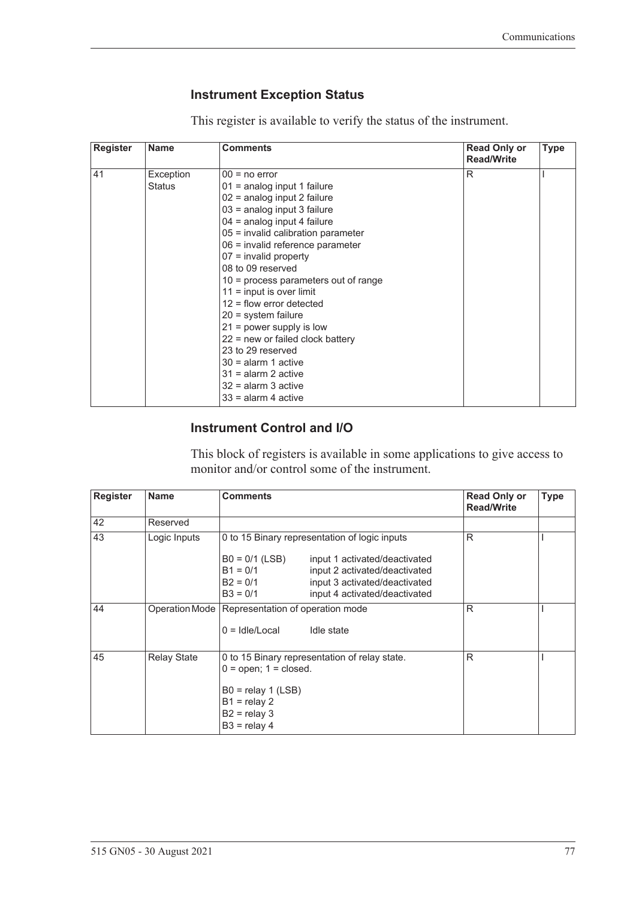### Instrument Exception Status

This register is available to verify the status of the instrument.

| Register | Name | Comments | Read Only or Read/Write | Type |
|---|---|---|---|---|
| 41 | Exception Status | 00 = no error<br>01 = analog input 1 failure<br>02 = analog input 2 failure<br>03 = analog input 3 failure<br>04 = analog input 4 failure<br>05 = invalid calibration parameter<br>06 = invalid reference parameter<br>07 = invalid property<br>08 to 09 reserved<br>10 = process parameters out of range<br>11 = input is over limit<br>12 = flow error detected<br>20 = system failure<br>21 = power supply is low<br>22 = new or failed clock battery<br>23 to 29 reserved<br>30 = alarm 1 active<br>31 = alarm 2 active<br>32 = alarm 3 active<br>33 = alarm 4 active | R | I |

### Instrument Control and I/O

This block of registers is available in some applications to give access to monitor and/or control some of the instrument.

| Register | Name | Comments | Read Only or Read/Write | Type |
|---|---|---|---|---|
| 42 | Reserved | | | |
| 43 | Logic Inputs | 0 to 15 Binary representation of logic inputs<br><br>B0 = 0/1 (LSB) input 1 activated/deactivated<br>B1 = 0/1 input 2 activated/deactivated<br>B2 = 0/1 input 3 activated/deactivated<br>B3 = 0/1 input 4 activated/deactivated | R | I |
| 44 | Operation Mode | Representation of operation mode<br><br>0 = Idle/Local Idle state | R | I |
| 45 | Relay State | 0 to 15 Binary representation of relay state.<br>0 = open; 1 = closed.<br><br>B0 = relay 1 (LSB)<br>B1 = relay 2<br>B2 = relay 3<br>B3 = relay 4 | R | I |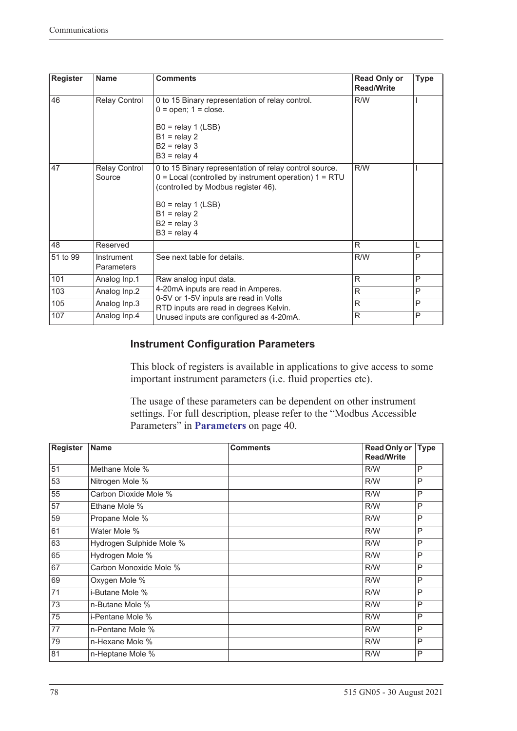| Register | Name | Comments | Read Only or Read/Write | Type |
|---|---|---|---|---|
| 46 | Relay Control | 0 to 15 Binary representation of relay control.<br>0 = open; 1 = close.<br><br>B0 = relay 1 (LSB)<br>B1 = relay 2<br>B2 = relay 3<br>B3 = relay 4 | R/W | I |
| 47 | Relay Control Source | 0 to 15 Binary representation of relay control source.<br>0 = Local (controlled by instrument operation) 1 = RTU (controlled by Modbus register 46).<br><br>B0 = relay 1 (LSB)<br>B1 = relay 2<br>B2 = relay 3<br>B3 = relay 4 | R/W | I |
| 48 | Reserved | | R | L |
| 51 to 99 | Instrument Parameters | See next table for details. | R/W | P |
| 101 | Analog Inp.1 | Raw analog input data.<br>4-20mA inputs are read in Amperes.<br>0-5V or 1-5V inputs are read in Volts<br>RTD inputs are read in degrees Kelvin.<br>Unused inputs are configured as 4-20mA. | R | P |
| 103 | Analog Inp.2 | | R | P |
| 105 | Analog Inp.3 | | R | P |
| 107 | Analog Inp.4 | | R | P |

### Instrument Configuration Parameters

This block of registers is available in applications to give access to some important instrument parameters (i.e. fluid properties etc).

The usage of these parameters can be dependent on other instrument settings. For full description, please refer to the "Modbus Accessible Parameters" in **Parameters** on page 40.

| Register | Name | Comments | Read Only or Read/Write | Type |
|---|---|---|---|---|
| 51 | Methane Mole % | | R/W | P |
| 53 | Nitrogen Mole % | | R/W | P |
| 55 | Carbon Dioxide Mole % | | R/W | P |
| 57 | Ethane Mole % | | R/W | P |
| 59 | Propane Mole % | | R/W | P |
| 61 | Water Mole % | | R/W | P |
| 63 | Hydrogen Sulphide Mole % | | R/W | P |
| 65 | Hydrogen Mole % | | R/W | P |
| 67 | Carbon Monoxide Mole % | | R/W | P |
| 69 | Oxygen Mole % | | R/W | P |
| 71 | i-Butane Mole % | | R/W | P |
| 73 | n-Butane Mole % | | R/W | P |
| 75 | i-Pentane Mole % | | R/W | P |
| 77 | n-Pentane Mole % | | R/W | P |
| 79 | n-Hexane Mole % | | R/W | P |
| 81 | n-Heptane Mole % | | R/W | P |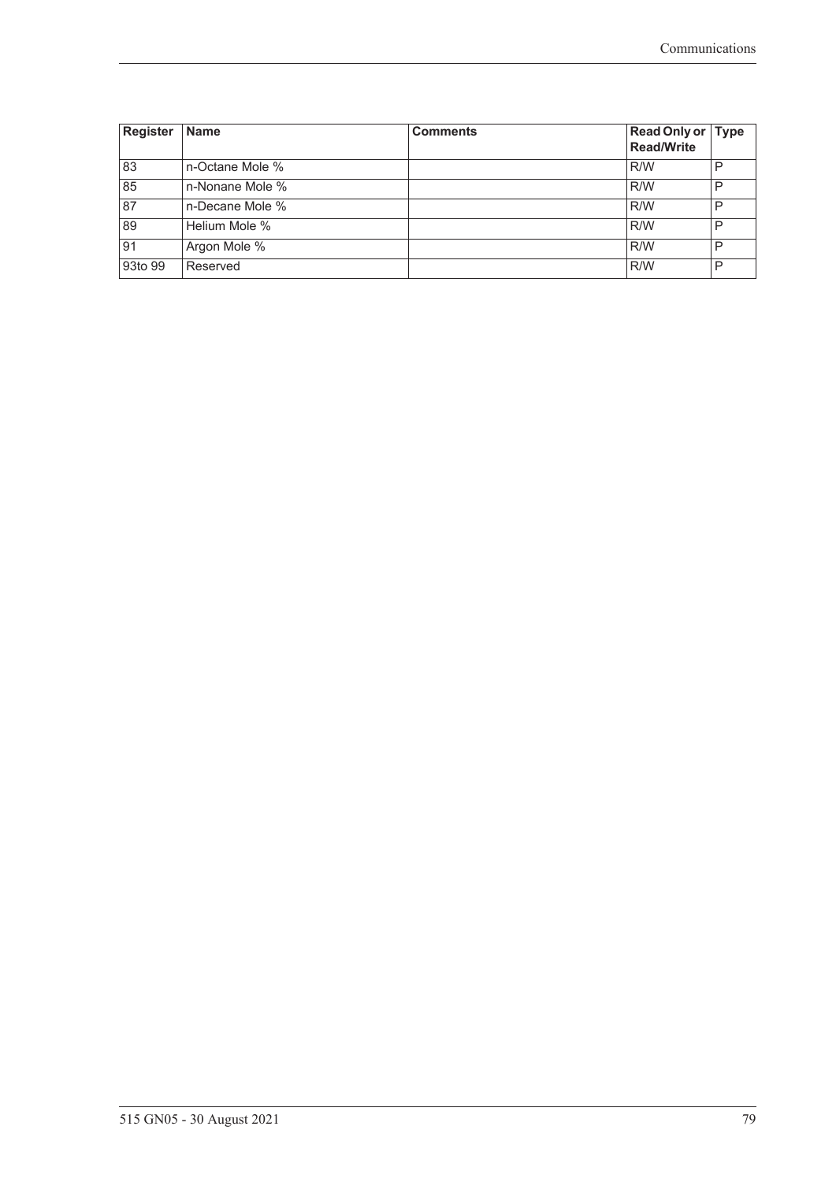| Register | Name | Comments | Read Only or Read/Write | Type |
|---|---|---|---|---|
| 83 | n-Octane Mole % | | R/W | P |
| 85 | n-Nonane Mole % | | R/W | P |
| 87 | n-Decane Mole % | | R/W | P |
| 89 | Helium Mole % | | R/W | P |
| 91 | Argon Mole % | | R/W | P |
| 93to 99 | Reserved | | R/W | P |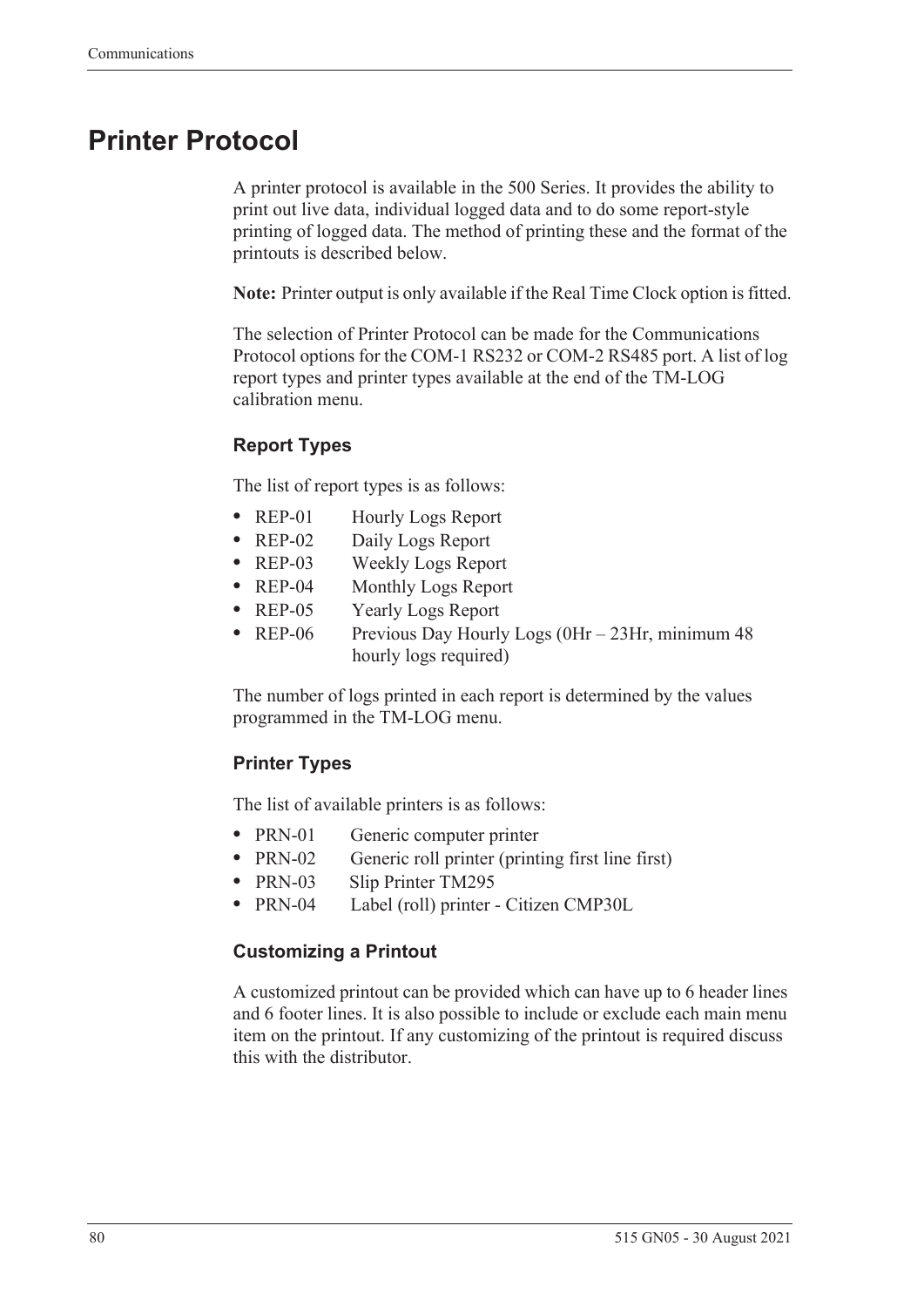# Printer Protocol

A printer protocol is available in the 500 Series. It provides the ability to print out live data, individual logged data and to do some report-style printing of logged data. The method of printing these and the format of the printouts is described below.

**Note:** Printer output is only available if the Real Time Clock option is fitted.

The selection of Printer Protocol can be made for the Communications Protocol options for the COM-1 RS232 or COM-2 RS485 port. A list of log report types and printer types available at the end of the TM-LOG calibration menu.

### Report Types

The list of report types is as follows:

- REP-01 Hourly Logs Report
- REP-02 Daily Logs Report
- REP-03 Weekly Logs Report
- REP-04 Monthly Logs Report
- REP-05 Yearly Logs Report
- REP-06 Previous Day Hourly Logs (0Hr – 23Hr, minimum 48 hourly logs required)

The number of logs printed in each report is determined by the values programmed in the TM-LOG menu.

### Printer Types

The list of available printers is as follows:

- PRN-01 Generic computer printer
- PRN-02 Generic roll printer (printing first line first)
- PRN-03 Slip Printer TM295
- PRN-04 Label (roll) printer - Citizen CMP30L

### Customizing a Printout

A customized printout can be provided which can have up to 6 header lines and 6 footer lines. It is also possible to include or exclude each main menu item on the printout. If any customizing of the printout is required discuss this with the distributor.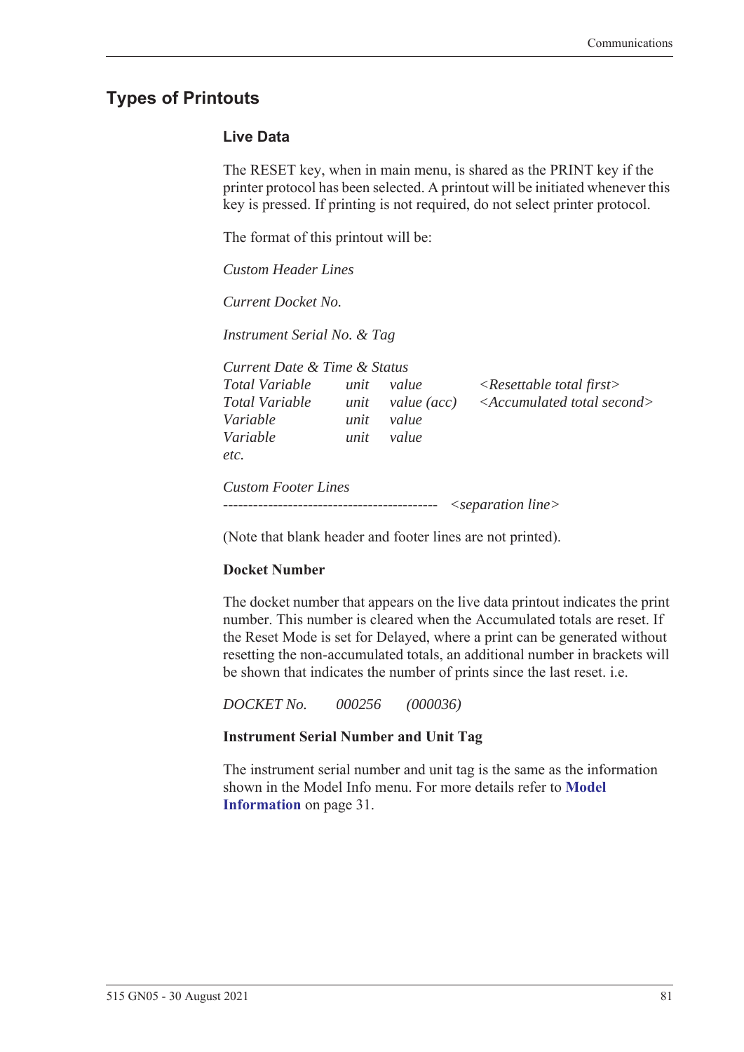## Types of Printouts

### Live Data

The RESET key, when in main menu, is shared as the PRINT key if the printer protocol has been selected. A printout will be initiated whenever this key is pressed. If printing is not required, do not select printer protocol.

The format of this printout will be:

*Custom Header Lines*

*Current Docket No.*

*Instrument Serial No. & Tag*

*Current Date & Time & Status*

| | | | |
|---|---|---|---|
| *Total Variable* | *unit* | *value* | *<Resettable total first>* |
| *Total Variable* | *unit* | *value (acc)* | *<Accumulated total second>* |
| *Variable* | *unit* | *value* | |
| *Variable* | *unit* | *value* | |
| *etc.* | | | |

*Custom Footer Lines*
------------------------------------------- *<separation line>*

(Note that blank header and footer lines are not printed).

**Docket Number**

The docket number that appears on the live data printout indicates the print number. This number is cleared when the Accumulated totals are reset. If the Reset Mode is set for Delayed, where a print can be generated without resetting the non-accumulated totals, an additional number in brackets will be shown that indicates the number of prints since the last reset. i.e.

*DOCKET No. 000256 (000036)*

**Instrument Serial Number and Unit Tag**

The instrument serial number and unit tag is the same as the information shown in the Model Info menu. For more details refer to **Model Information** on page 31.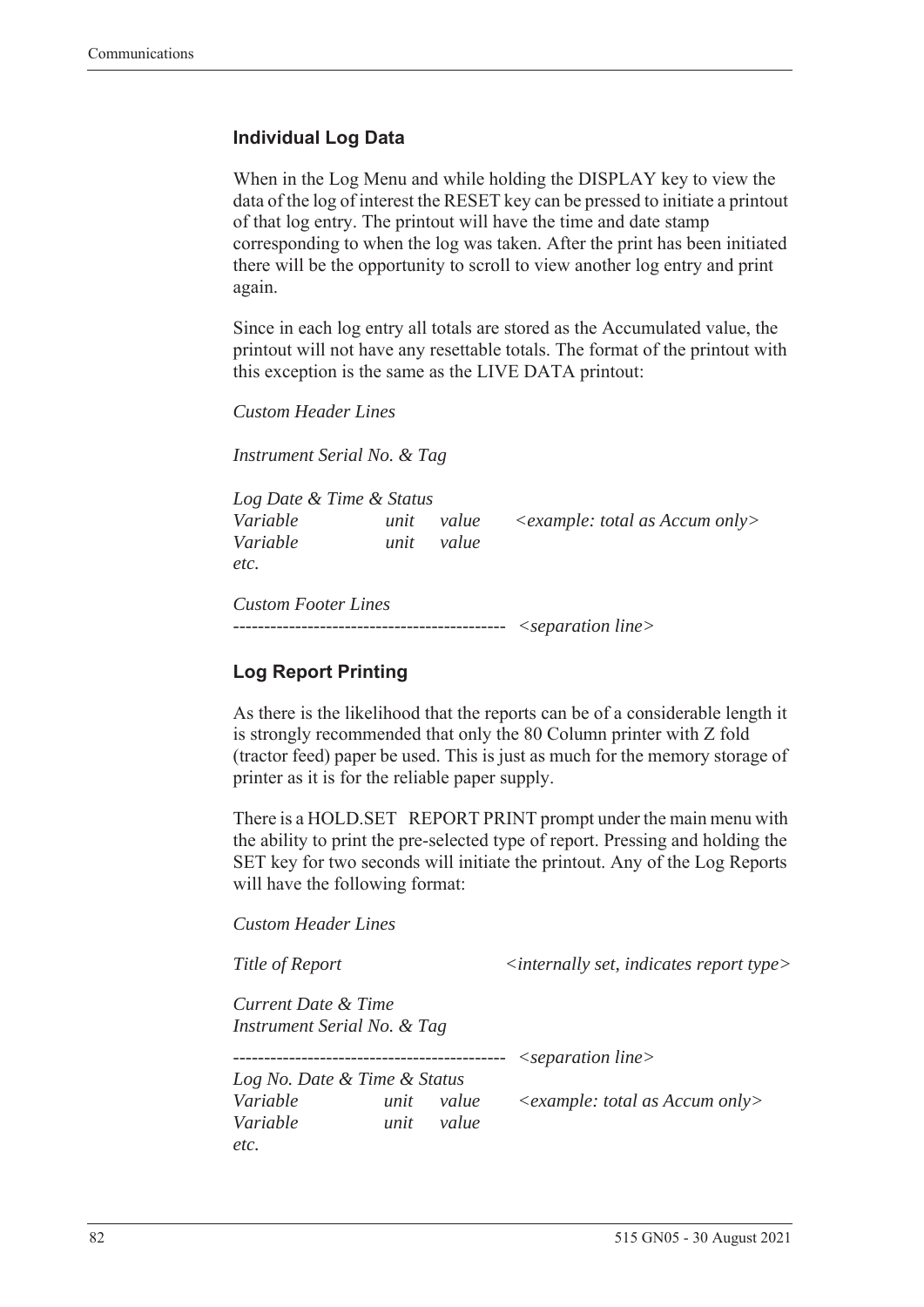### Individual Log Data

When in the Log Menu and while holding the DISPLAY key to view the data of the log of interest the RESET key can be pressed to initiate a printout of that log entry. The printout will have the time and date stamp corresponding to when the log was taken. After the print has been initiated there will be the opportunity to scroll to view another log entry and print again.

Since in each log entry all totals are stored as the Accumulated value, the printout will not have any resettable totals. The format of the printout with this exception is the same as the LIVE DATA printout:

*Custom Header Lines*

*Instrument Serial No. & Tag*

*Log Date & Time & Status*
*Variable unit value <example: total as Accum only>*
*Variable unit value*
*etc.*

*Custom Footer Lines*
*-------------------------------------------- <separation line>*

### Log Report Printing

As there is the likelihood that the reports can be of a considerable length it is strongly recommended that only the 80 Column printer with Z fold (tractor feed) paper be used. This is just as much for the memory storage of printer as it is for the reliable paper supply.

There is a HOLD.SET REPORT PRINT prompt under the main menu with the ability to print the pre-selected type of report. Pressing and holding the SET key for two seconds will initiate the printout. Any of the Log Reports will have the following format:

*Custom Header Lines*

*Title of Report <internally set, indicates report type>*

*Current Date & Time*
*Instrument Serial No. & Tag*

*-------------------------------------------- <separation line>*
*Log No. Date & Time & Status*
*Variable unit value <example: total as Accum only>*
*Variable unit value*
*etc.*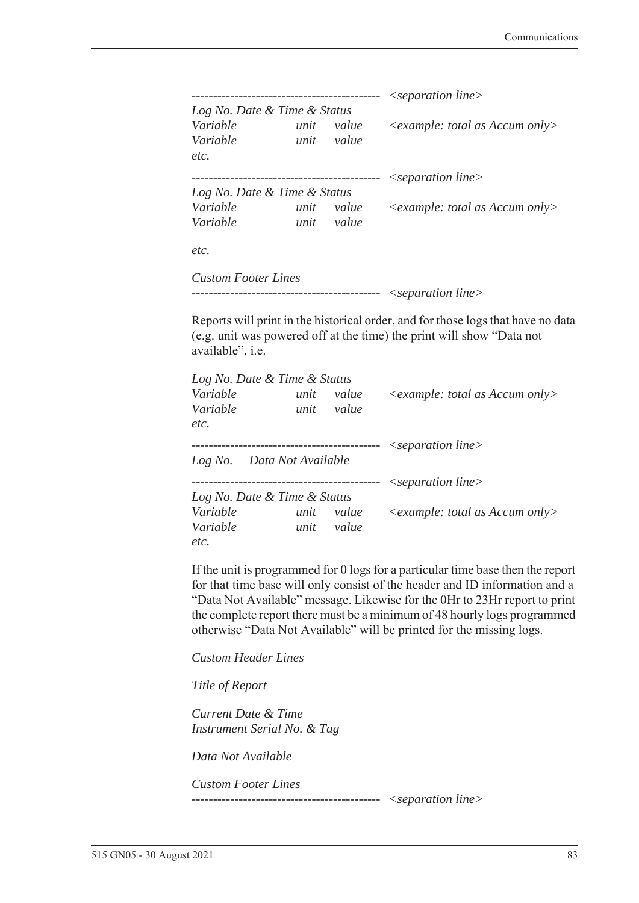```
-------------------------------------------- <separation line>
Log No. Date & Time & Status
Variable          unit    value      <example: total as Accum only>
Variable          unit    value
etc.
-------------------------------------------- <separation line>
Log No. Date & Time & Status
Variable          unit    value      <example: total as Accum only>
Variable          unit    value

etc.

Custom Footer Lines
-------------------------------------------- <separation line>
```

Reports will print in the historical order, and for those logs that have no data (e.g. unit was powered off at the time) the print will show “Data not available”, i.e.

```
Log No. Date & Time & Status
Variable          unit    value      <example: total as Accum only>
Variable          unit    value
etc.
-------------------------------------------- <separation line>
Log No.    Data Not Available
-------------------------------------------- <separation line>
Log No. Date & Time & Status
Variable          unit    value      <example: total as Accum only>
Variable          unit    value
etc.
```

If the unit is programmed for 0 logs for a particular time base then the report for that time base will only consist of the header and ID information and a “Data Not Available” message. Likewise for the 0Hr to 23Hr report to print the complete report there must be a minimum of 48 hourly logs programmed otherwise “Data Not Available” will be printed for the missing logs.

```
Custom Header Lines

Title of Report

Current Date & Time
Instrument Serial No. & Tag

Data Not Available

Custom Footer Lines
-------------------------------------------- <separation line>
```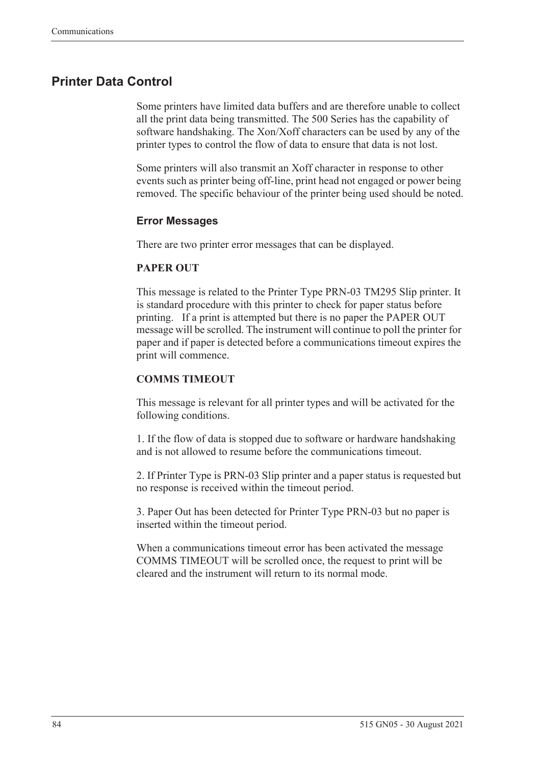## Printer Data Control

Some printers have limited data buffers and are therefore unable to collect all the print data being transmitted. The 500 Series has the capability of software handshaking. The Xon/Xoff characters can be used by any of the printer types to control the flow of data to ensure that data is not lost.

Some printers will also transmit an Xoff character in response to other events such as printer being off-line, print head not engaged or power being removed. The specific behaviour of the printer being used should be noted.

### Error Messages

There are two printer error messages that can be displayed.

**PAPER OUT**

This message is related to the Printer Type PRN-03 TM295 Slip printer. It is standard procedure with this printer to check for paper status before printing. If a print is attempted but there is no paper the PAPER OUT message will be scrolled. The instrument will continue to poll the printer for paper and if paper is detected before a communications timeout expires the print will commence.

**COMMS TIMEOUT**

This message is relevant for all printer types and will be activated for the following conditions.

1. If the flow of data is stopped due to software or hardware handshaking and is not allowed to resume before the communications timeout.

2. If Printer Type is PRN-03 Slip printer and a paper status is requested but no response is received within the timeout period.

3. Paper Out has been detected for Printer Type PRN-03 but no paper is inserted within the timeout period.

When a communications timeout error has been activated the message COMMS TIMEOUT will be scrolled once, the request to print will be cleared and the instrument will return to its normal mode.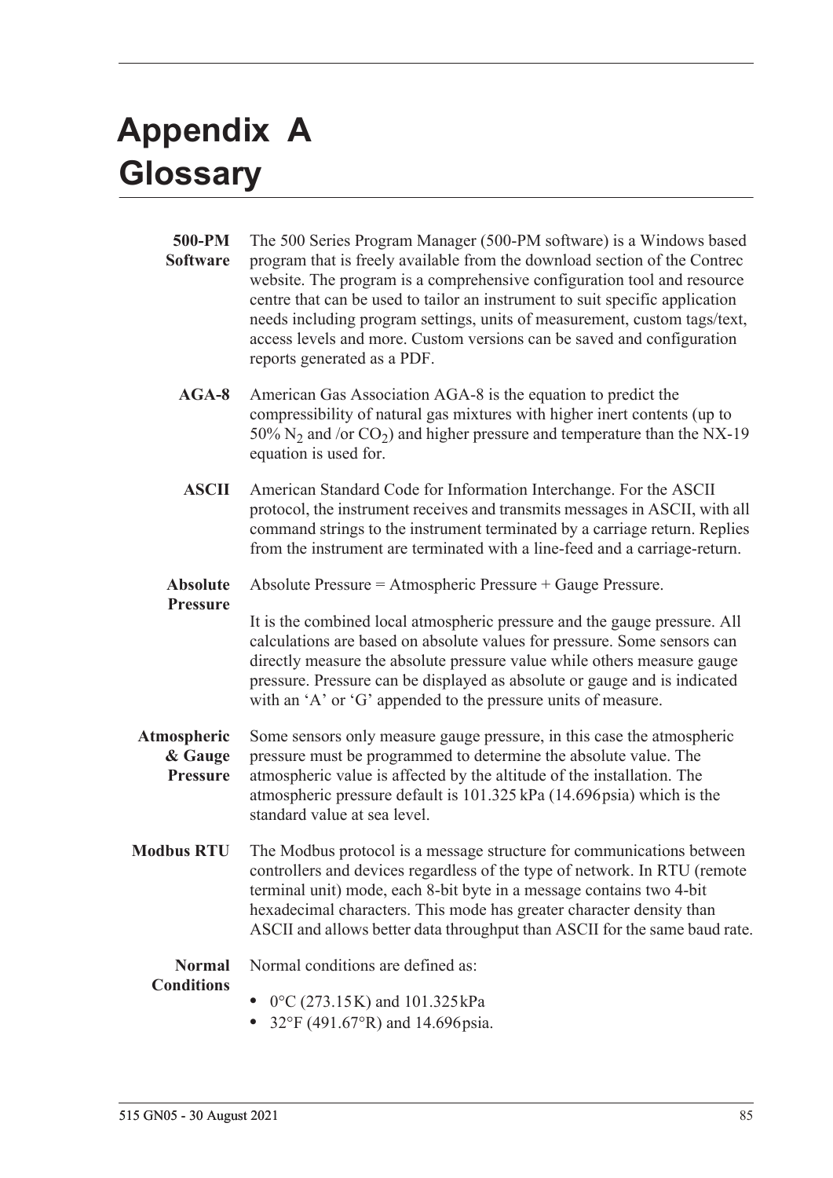# Appendix A Glossary

**500-PM Software** The 500 Series Program Manager (500-PM software) is a Windows based program that is freely available from the download section of the Contrec website. The program is a comprehensive configuration tool and resource centre that can be used to tailor an instrument to suit specific application needs including program settings, units of measurement, custom tags/text, access levels and more. Custom versions can be saved and configuration reports generated as a PDF.

**AGA-8** American Gas Association AGA-8 is the equation to predict the compressibility of natural gas mixtures with higher inert contents (up to 50% $N_2$ and /or $CO_2$) and higher pressure and temperature than the NX-19 equation is used for.

**ASCII** American Standard Code for Information Interchange. For the ASCII protocol, the instrument receives and transmits messages in ASCII, with all command strings to the instrument terminated by a carriage return. Replies from the instrument are terminated with a line-feed and a carriage-return.

**Absolute Pressure** Absolute Pressure = Atmospheric Pressure + Gauge Pressure.

It is the combined local atmospheric pressure and the gauge pressure. All calculations are based on absolute values for pressure. Some sensors can directly measure the absolute pressure value while others measure gauge pressure. Pressure can be displayed as absolute or gauge and is indicated with an 'A' or 'G' appended to the pressure units of measure.

**Atmospheric & Gauge Pressure** Some sensors only measure gauge pressure, in this case the atmospheric pressure must be programmed to determine the absolute value. The atmospheric value is affected by the altitude of the installation. The atmospheric pressure default is 101.325 kPa (14.696 psia) which is the standard value at sea level.

**Modbus RTU** The Modbus protocol is a message structure for communications between controllers and devices regardless of the type of network. In RTU (remote terminal unit) mode, each 8-bit byte in a message contains two 4-bit hexadecimal characters. This mode has greater character density than ASCII and allows better data throughput than ASCII for the same baud rate.

**Normal Conditions** Normal conditions are defined as:

- 0°C (273.15 K) and 101.325 kPa
- 32°F (491.67°R) and 14.696 psia.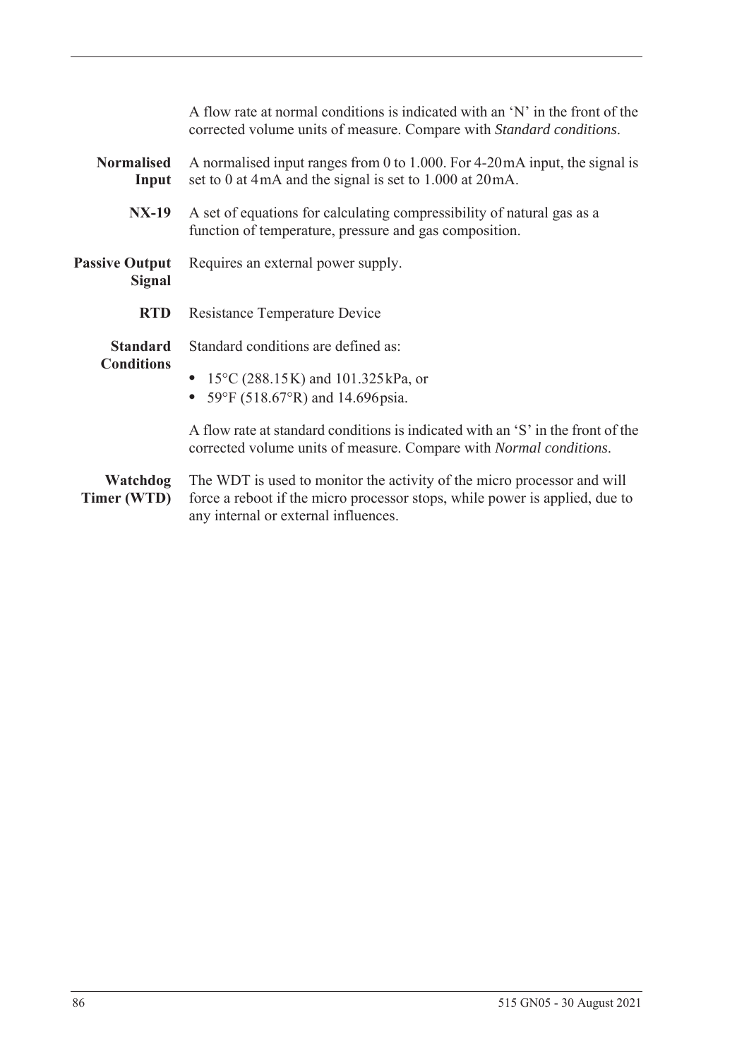A flow rate at normal conditions is indicated with an 'N' in the front of the corrected volume units of measure. Compare with *Standard conditions*.

**Normalised Input**
A normalised input ranges from 0 to 1.000. For 4-20 mA input, the signal is set to 0 at 4 mA and the signal is set to 1.000 at 20 mA.

**NX-19**
A set of equations for calculating compressibility of natural gas as a function of temperature, pressure and gas composition.

**Passive Output Signal**
Requires an external power supply.

**RTD**
Resistance Temperature Device

**Standard Conditions**
Standard conditions are defined as:

- 15°C (288.15 K) and 101.325 kPa, or
- 59°F (518.67°R) and 14.696 psia.

A flow rate at standard conditions is indicated with an 'S' in the front of the corrected volume units of measure. Compare with *Normal conditions*.

**Watchdog Timer (WTD)**
The WDT is used to monitor the activity of the micro processor and will force a reboot if the micro processor stops, while power is applied, due to any internal or external influences.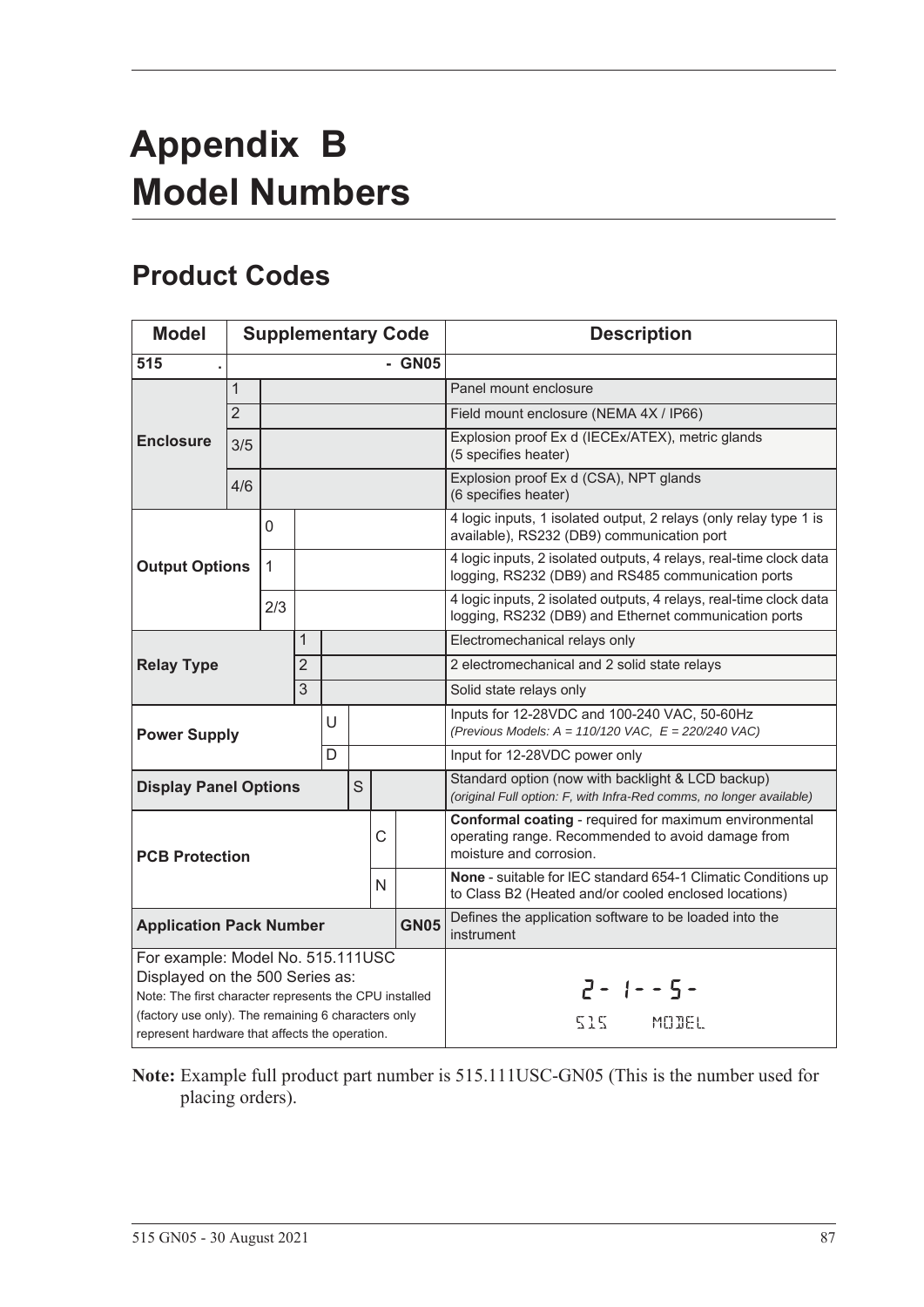# Appendix B Model Numbers

## Product Codes

| Model | Supplementary Code | | | | | | | Description |
|---|---|---|---|---|---|---|---|---|
| **515** | **.** | | | | | | **- GN05** | |
| **Enclosure** | 1 | | | | | | | Panel mount enclosure |
| | 2 | | | | | | | Field mount enclosure (NEMA 4X / IP66) |
| | 3/5 | | | | | | | Explosion proof Ex d (IECEx/ATEX), metric glands (5 specifies heater) |
| | 4/6 | | | | | | | Explosion proof Ex d (CSA), NPT glands (6 specifies heater) |
| **Output Options** | | 0 | | | | | | 4 logic inputs, 1 isolated output, 2 relays (only relay type 1 is available), RS232 (DB9) communication port |
| | | 1 | | | | | | 4 logic inputs, 2 isolated outputs, 4 relays, real-time clock data logging, RS232 (DB9) and RS485 communication ports |
| | | 2/3 | | | | | | 4 logic inputs, 2 isolated outputs, 4 relays, real-time clock data logging, RS232 (DB9) and Ethernet communication ports |
| **Relay Type** | | | 1 | | | | | Electromechanical relays only |
| | | | 2 | | | | | 2 electromechanical and 2 solid state relays |
| | | | 3 | | | | | Solid state relays only |
| **Power Supply** | | | | U | | | | Inputs for 12-28VDC and 100-240 VAC, 50-60Hz *(Previous Models: A = 110/120 VAC, E = 220/240 VAC)* |
| | | | | D | | | | Input for 12-28VDC power only |
| **Display Panel Options** | | | | | S | | | Standard option (now with backlight & LCD backup) *(original Full option: F, with Infra-Red comms, no longer available)* |
| **PCB Protection** | | | | | | C | | **Conformal coating** - required for maximum environmental operating range. Recommended to avoid damage from moisture and corrosion. |
| | | | | | | N | | **None** - suitable for IEC standard 654-1 Climatic Conditions up to Class B2 (Heated and/or cooled enclosed locations) |
| **Application Pack Number** | | | | | | | **GN05** | Defines the application software to be loaded into the instrument |
| For example: Model No. 515.111USC Displayed on the 500 Series as: Note: The first character represents the CPU installed (factory use only). The remaining 6 characters only represent hardware that affects the operation. | | | | | | | | 2- 1- - 5- 515 MODEL |

**Note:** Example full product part number is 515.111USC-GN05 (This is the number used for placing orders).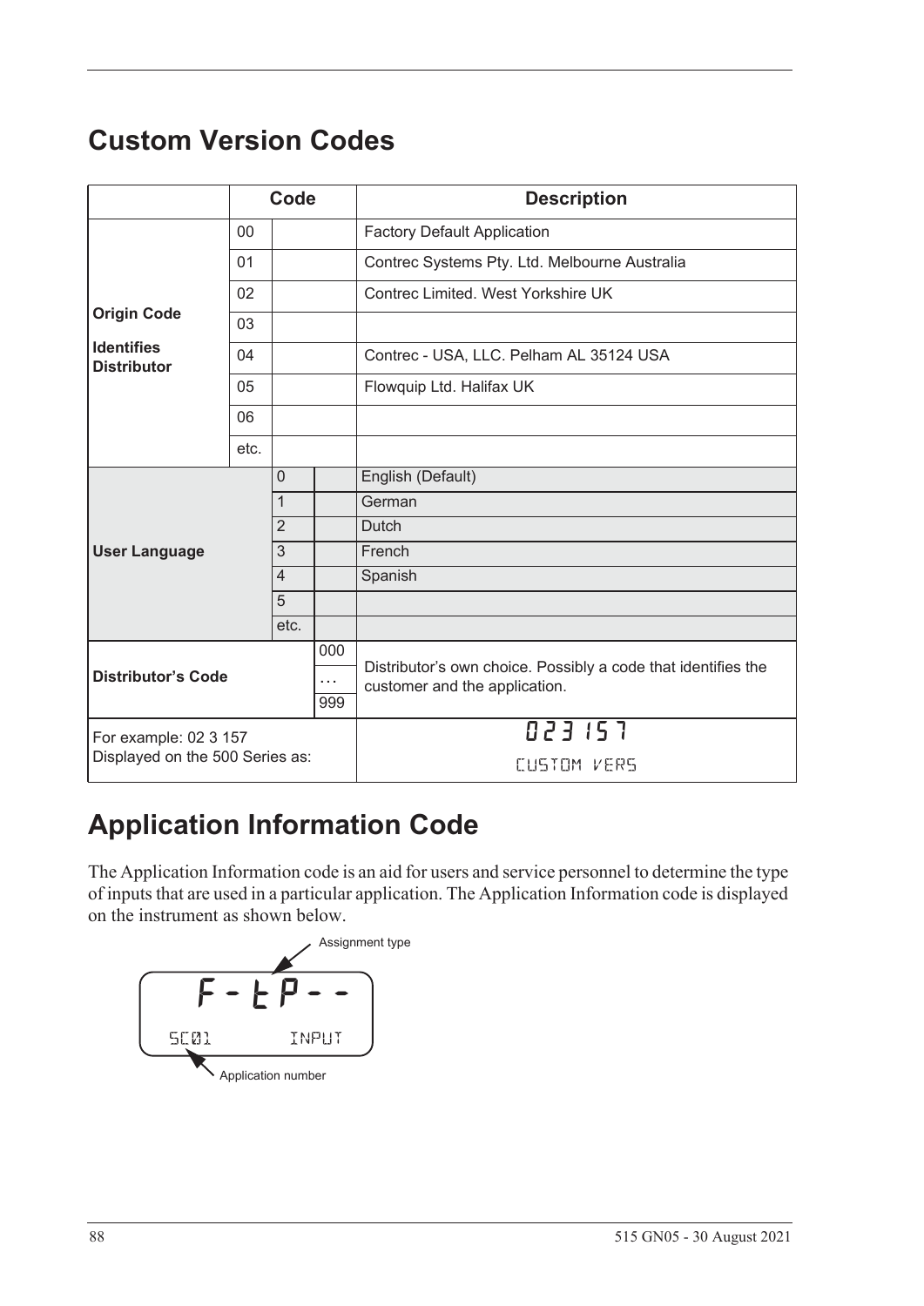# Custom Version Codes

| | Code | | | Description |
|---|---|---|---|---|
| **Origin Code**<br><br>**Identifies Distributor** | 00 | | | Factory Default Application |
| | 01 | | | Contrec Systems Pty. Ltd. Melbourne Australia |
| | 02 | | | Contrec Limited. West Yorkshire UK |
| | 03 | | | |
| | 04 | | | Contrec - USA, LLC. Pelham AL 35124 USA |
| | 05 | | | Flowquip Ltd. Halifax UK |
| | 06 | | | |
| | etc. | | | |
| **User Language** | | 0 | | English (Default) |
| | | 1 | | German |
| | | 2 | | Dutch |
| | | 3 | | French |
| | | 4 | | Spanish |
| | | 5 | | |
| | | etc. | | |
| **Distributor's Code** | | | 000<br>…<br>999 | Distributor's own choice. Possibly a code that identifies the customer and the application. |
| For example: 02 3 157<br>Displayed on the 500 Series as: | | | | 023 157<br>CUSTOM VERS |

# Application Information Code

The Application Information code is an aid for users and service personnel to determine the type of inputs that are used in a particular application. The Application Information code is displayed on the instrument as shown below.

Assignment type

F-tP--

SC01 INPUT

Application number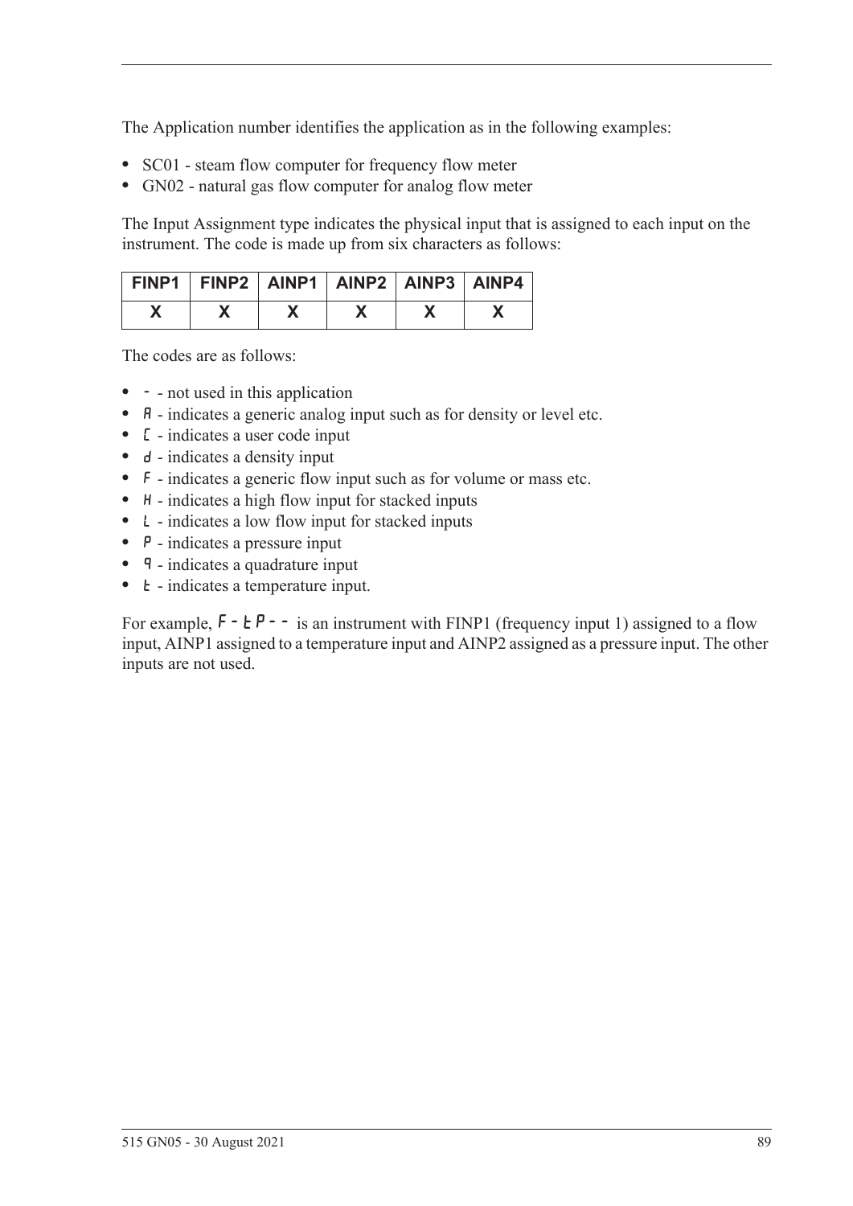The Application number identifies the application as in the following examples:

- SC01 - steam flow computer for frequency flow meter
- GN02 - natural gas flow computer for analog flow meter

The Input Assignment type indicates the physical input that is assigned to each input on the instrument. The code is made up from six characters as follows:

| FINP1 | FINP2 | AINP1 | AINP2 | AINP3 | AINP4 |
|---|---|---|---|---|---|
| X | X | X | X | X | X |

The codes are as follows:

- - - not used in this application
- A - indicates a generic analog input such as for density or level etc.
- C - indicates a user code input
- d - indicates a density input
- F - indicates a generic flow input such as for volume or mass etc.
- H - indicates a high flow input for stacked inputs
- L - indicates a low flow input for stacked inputs
- P - indicates a pressure input
- q - indicates a quadrature input
- t - indicates a temperature input.

For example, F-tP-- is an instrument with FINP1 (frequency input 1) assigned to a flow input, AINP1 assigned to a temperature input and AINP2 assigned as a pressure input. The other inputs are not used.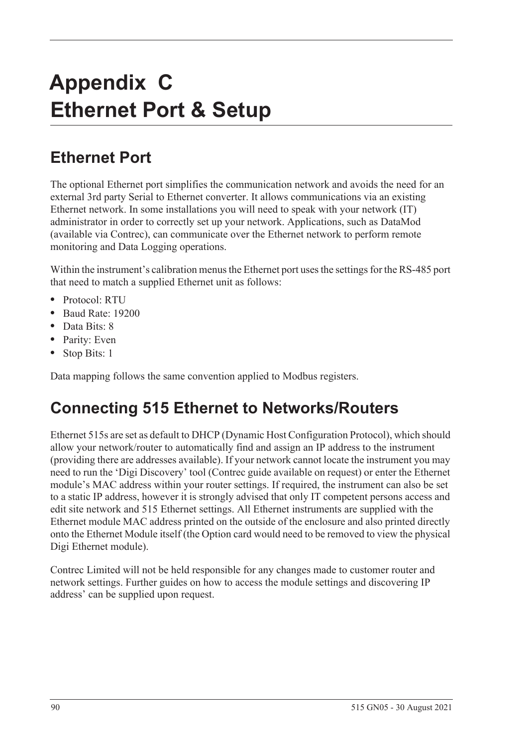# Appendix C
# Ethernet Port & Setup

## Ethernet Port

The optional Ethernet port simplifies the communication network and avoids the need for an external 3rd party Serial to Ethernet converter. It allows communications via an existing Ethernet network. In some installations you will need to speak with your network (IT) administrator in order to correctly set up your network. Applications, such as DataMod (available via Contrec), can communicate over the Ethernet network to perform remote monitoring and Data Logging operations.

Within the instrument's calibration menus the Ethernet port uses the settings for the RS-485 port that need to match a supplied Ethernet unit as follows:

- Protocol: RTU
- Baud Rate: 19200
- Data Bits: 8
- Parity: Even
- Stop Bits: 1

Data mapping follows the same convention applied to Modbus registers.

## Connecting 515 Ethernet to Networks/Routers

Ethernet 515s are set as default to DHCP (Dynamic Host Configuration Protocol), which should allow your network/router to automatically find and assign an IP address to the instrument (providing there are addresses available). If your network cannot locate the instrument you may need to run the 'Digi Discovery' tool (Contrec guide available on request) or enter the Ethernet module's MAC address within your router settings. If required, the instrument can also be set to a static IP address, however it is strongly advised that only IT competent persons access and edit site network and 515 Ethernet settings. All Ethernet instruments are supplied with the Ethernet module MAC address printed on the outside of the enclosure and also printed directly onto the Ethernet Module itself (the Option card would need to be removed to view the physical Digi Ethernet module).

Contrec Limited will not be held responsible for any changes made to customer router and network settings. Further guides on how to access the module settings and discovering IP address' can be supplied upon request.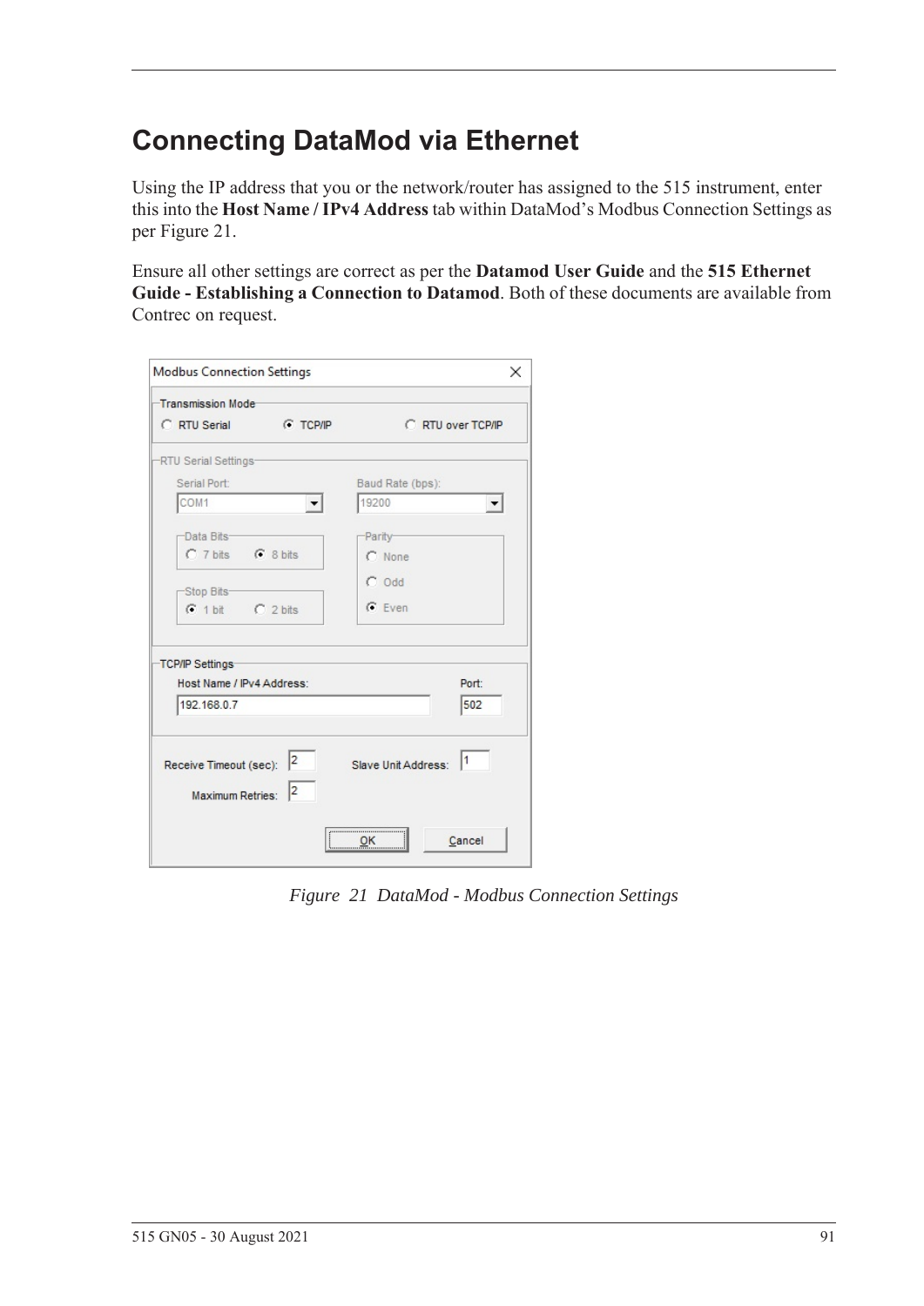# Connecting DataMod via Ethernet

Using the IP address that you or the network/router has assigned to the 515 instrument, enter this into the **Host Name / IPv4 Address** tab within DataMod's Modbus Connection Settings as per Figure 21.

Ensure all other settings are correct as per the **Datamod User Guide** and the **515 Ethernet Guide - Establishing a Connection to Datamod**. Both of these documents are available from Contrec on request.

*Figure 21 DataMod - Modbus Connection Settings*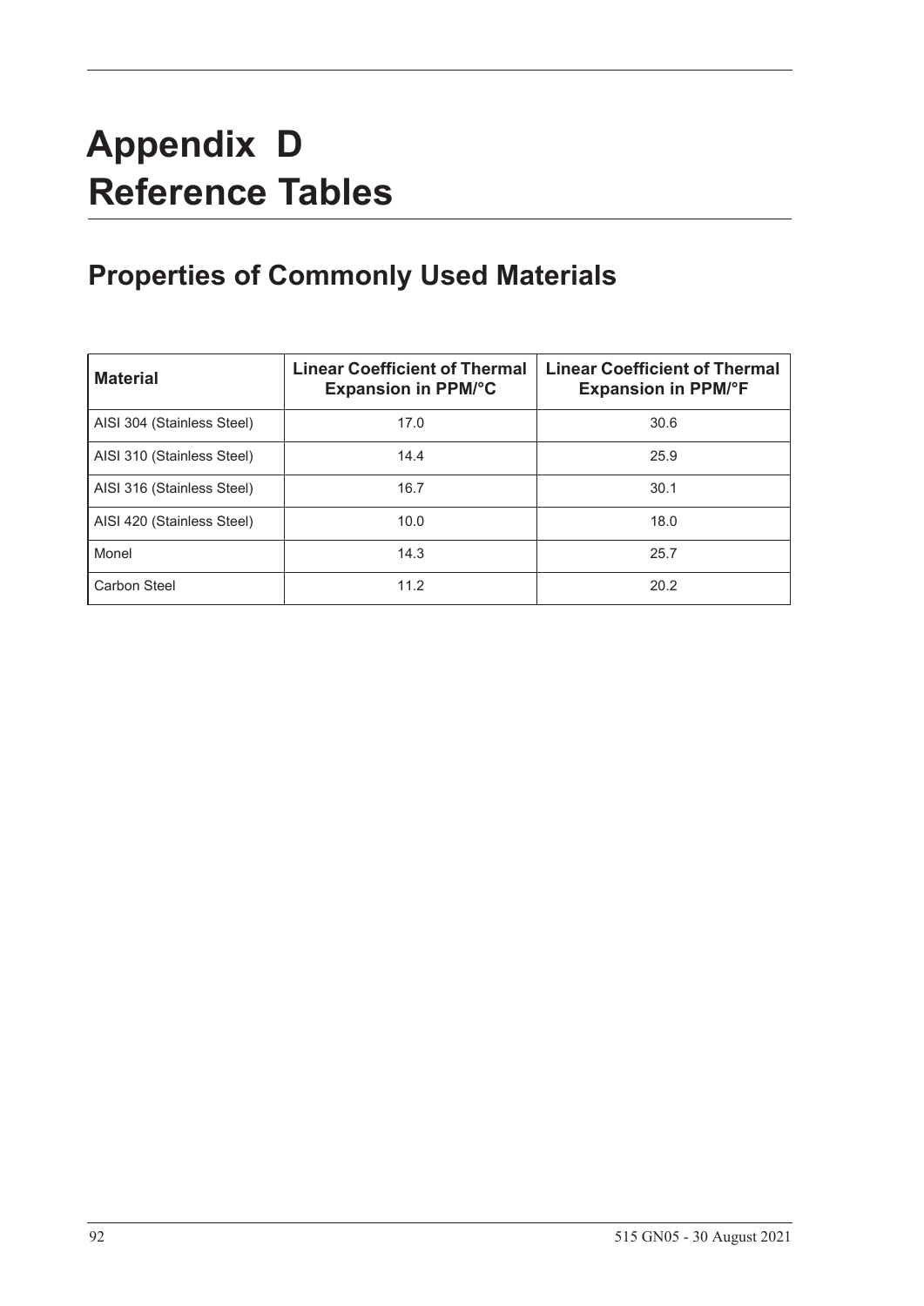# Appendix D Reference Tables

## Properties of Commonly Used Materials

| Material | Linear Coefficient of Thermal Expansion in PPM/°C | Linear Coefficient of Thermal Expansion in PPM/°F |
|---|---|---|
| AISI 304 (Stainless Steel) | 17.0 | 30.6 |
| AISI 310 (Stainless Steel) | 14.4 | 25.9 |
| AISI 316 (Stainless Steel) | 16.7 | 30.1 |
| AISI 420 (Stainless Steel) | 10.0 | 18.0 |
| Monel | 14.3 | 25.7 |
| Carbon Steel | 11.2 | 20.2 |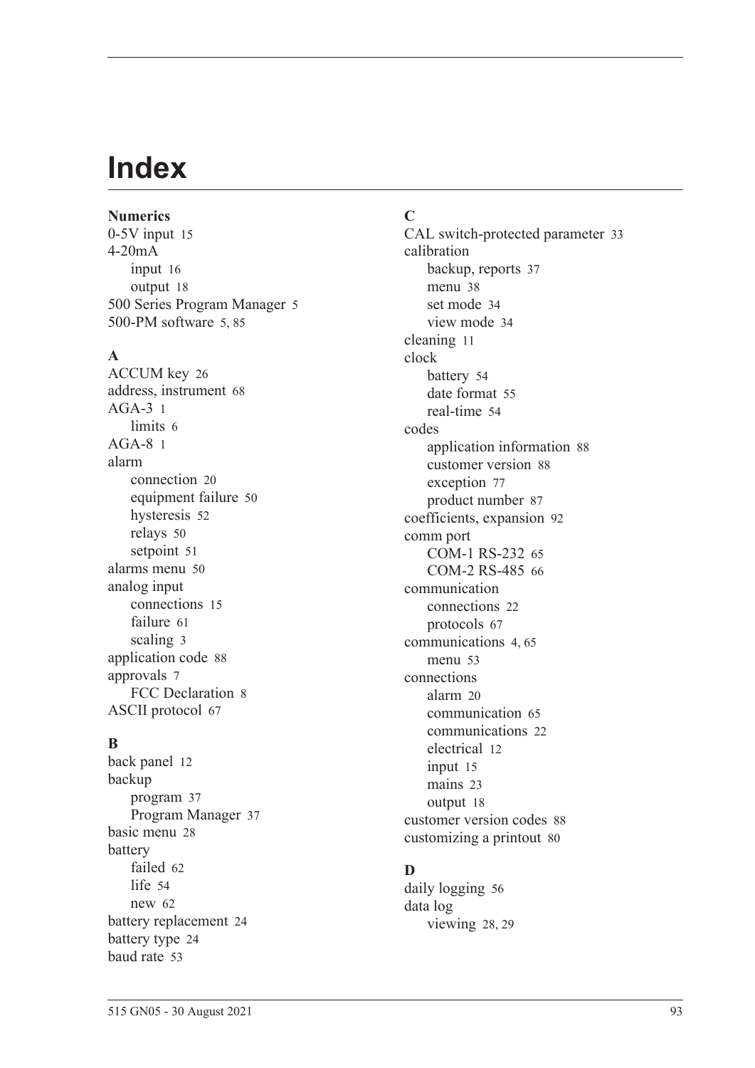# Index

**Numerics**

0-5V input 15
4-20mA
- input 16
- output 18

500 Series Program Manager 5
500-PM software 5, 85

**A**

ACCUM key 26
address, instrument 68
AGA-3 1
- limits 6

AGA-8 1
alarm
- connection 20
- equipment failure 50
- hysteresis 52
- relays 50
- setpoint 51

alarms menu 50
analog input
- connections 15
- failure 61
- scaling 3

application code 88
approvals 7
- FCC Declaration 8

ASCII protocol 67

**B**

back panel 12
backup
- program 37
- Program Manager 37

basic menu 28
battery
- failed 62
- life 54
- new 62

battery replacement 24
battery type 24
baud rate 53

**C**

CAL switch-protected parameter 33
calibration
- backup, reports 37
- menu 38
- set mode 34
- view mode 34

cleaning 11
clock
- battery 54
- date format 55
- real-time 54

codes
- application information 88
- customer version 88
- exception 77
- product number 87

coefficients, expansion 92
comm port
- COM-1 RS-232 65
- COM-2 RS-485 66

communication
- connections 22
- protocols 67

communications 4, 65
- menu 53

connections
- alarm 20
- communication 65
- communications 22
- electrical 12
- input 15
- mains 23
- output 18

customer version codes 88
customizing a printout 80

**D**

daily logging 56
data log
- viewing 28, 29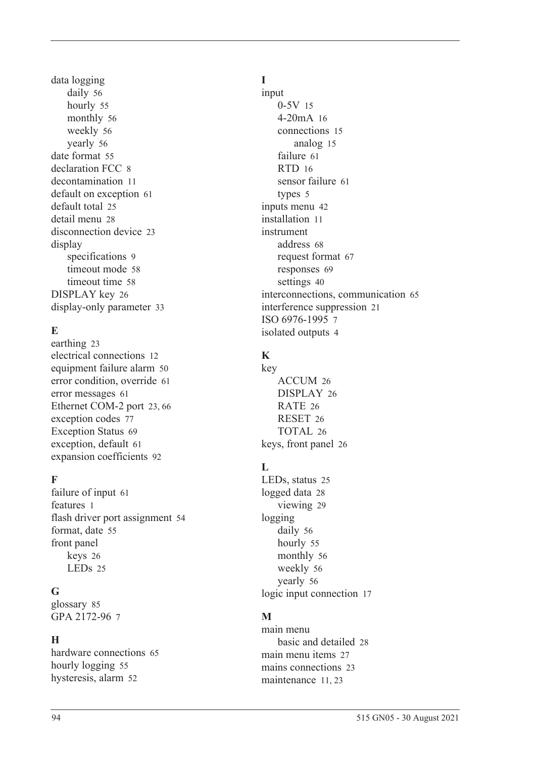data logging
- daily 56
- hourly 55
- monthly 56
- weekly 56
- yearly 56

date format 55
declaration FCC 8
decontamination 11
default on exception 61
default total 25
detail menu 28
disconnection device 23
display
- specifications 9
- timeout mode 58
- timeout time 58

DISPLAY key 26
display-only parameter 33

**E**

earthing 23
electrical connections 12
equipment failure alarm 50
error condition, override 61
error messages 61
Ethernet COM-2 port 23, 66
exception codes 77
Exception Status 69
exception, default 61
expansion coefficients 92

**F**

failure of input 61
features 1
flash driver port assignment 54
format, date 55
front panel
- keys 26
- LEDs 25

**G**

glossary 85
GPA 2172-96 7

**H**

hardware connections 65
hourly logging 55
hysteresis, alarm 52

**I**

input
- 0-5V 15
- 4-20mA 16
- connections 15
  - analog 15
- failure 61
- RTD 16
- sensor failure 61
- types 5

inputs menu 42
installation 11
instrument
- address 68
- request format 67
- responses 69
- settings 40

interconnections, communication 65
interference suppression 21
ISO 6976-1995 7
isolated outputs 4

**K**

key
- ACCUM 26
- DISPLAY 26
- RATE 26
- RESET 26
- TOTAL 26

keys, front panel 26

**L**

LEDs, status 25
logged data 28
- viewing 29

logging
- daily 56
- hourly 55
- monthly 56
- weekly 56
- yearly 56

logic input connection 17

**M**

main menu
- basic and detailed 28

main menu items 27
mains connections 23
maintenance 11, 23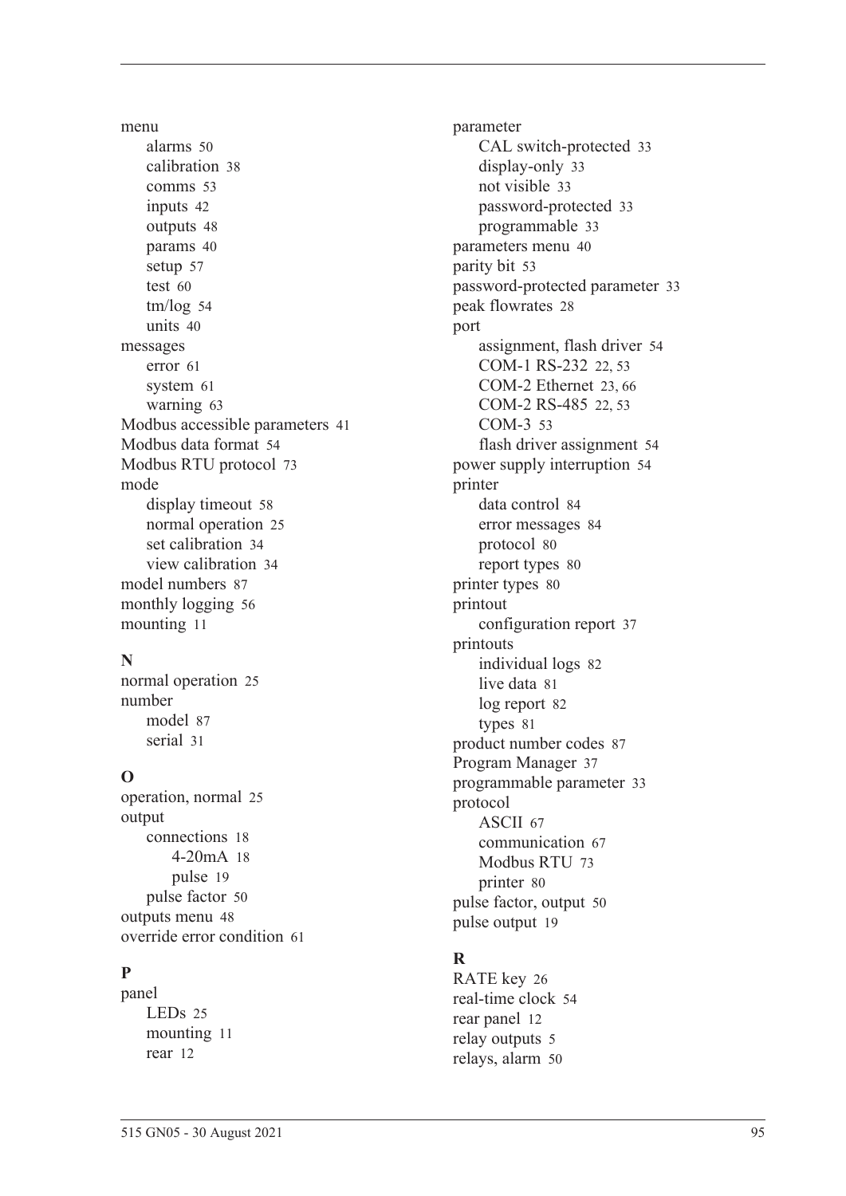menu
- alarms 50
- calibration 38
- comms 53
- inputs 42
- outputs 48
- params 40
- setup 57
- test 60
- tm/log 54
- units 40

messages
- error 61
- system 61
- warning 63

Modbus accessible parameters 41
Modbus data format 54
Modbus RTU protocol 73
mode
- display timeout 58
- normal operation 25
- set calibration 34
- view calibration 34

model numbers 87
monthly logging 56
mounting 11

**N**

normal operation 25
number
- model 87
- serial 31

**O**

operation, normal 25
output
- connections 18
  - 4-20mA 18
  - pulse 19
- pulse factor 50

outputs menu 48
override error condition 61

**P**

panel
- LEDs 25
- mounting 11
- rear 12

parameter
- CAL switch-protected 33
- display-only 33
- not visible 33
- password-protected 33
- programmable 33

parameters menu 40
parity bit 53
password-protected parameter 33
peak flowrates 28
port
- assignment, flash driver 54
- COM-1 RS-232 22, 53
- COM-2 Ethernet 23, 66
- COM-2 RS-485 22, 53
- COM-3 53
- flash driver assignment 54

power supply interruption 54
printer
- data control 84
- error messages 84
- protocol 80
- report types 80

printer types 80
printout
- configuration report 37

printouts
- individual logs 82
- live data 81
- log report 82
- types 81

product number codes 87
Program Manager 37
programmable parameter 33
protocol
- ASCII 67
- communication 67
- Modbus RTU 73
- printer 80

pulse factor, output 50
pulse output 19

**R**

RATE key 26
real-time clock 54
rear panel 12
relay outputs 5
relays, alarm 50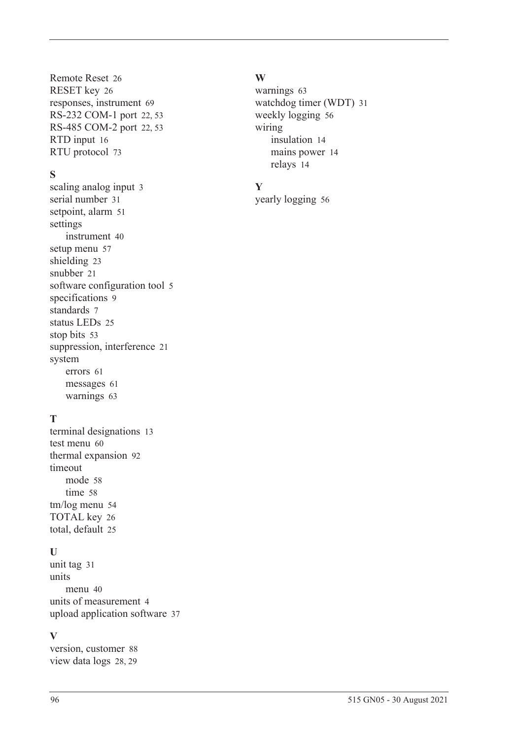Remote Reset 26
RESET key 26
responses, instrument 69
RS-232 COM-1 port 22, 53
RS-485 COM-2 port 22, 53
RTD input 16
RTU protocol 73

**S**

scaling analog input 3
serial number 31
setpoint, alarm 51
settings
    instrument 40
setup menu 57
shielding 23
snubber 21
software configuration tool 5
specifications 9
standards 7
status LEDs 25
stop bits 53
suppression, interference 21
system
    errors 61
    messages 61
    warnings 63

**T**

terminal designations 13
test menu 60
thermal expansion 92
timeout
    mode 58
    time 58
tm/log menu 54
TOTAL key 26
total, default 25

**U**

unit tag 31
units
    menu 40
units of measurement 4
upload application software 37

**V**

version, customer 88
view data logs 28, 29

**W**

warnings 63
watchdog timer (WDT) 31
weekly logging 56
wiring
    insulation 14
    mains power 14
    relays 14

**Y**

yearly logging 56